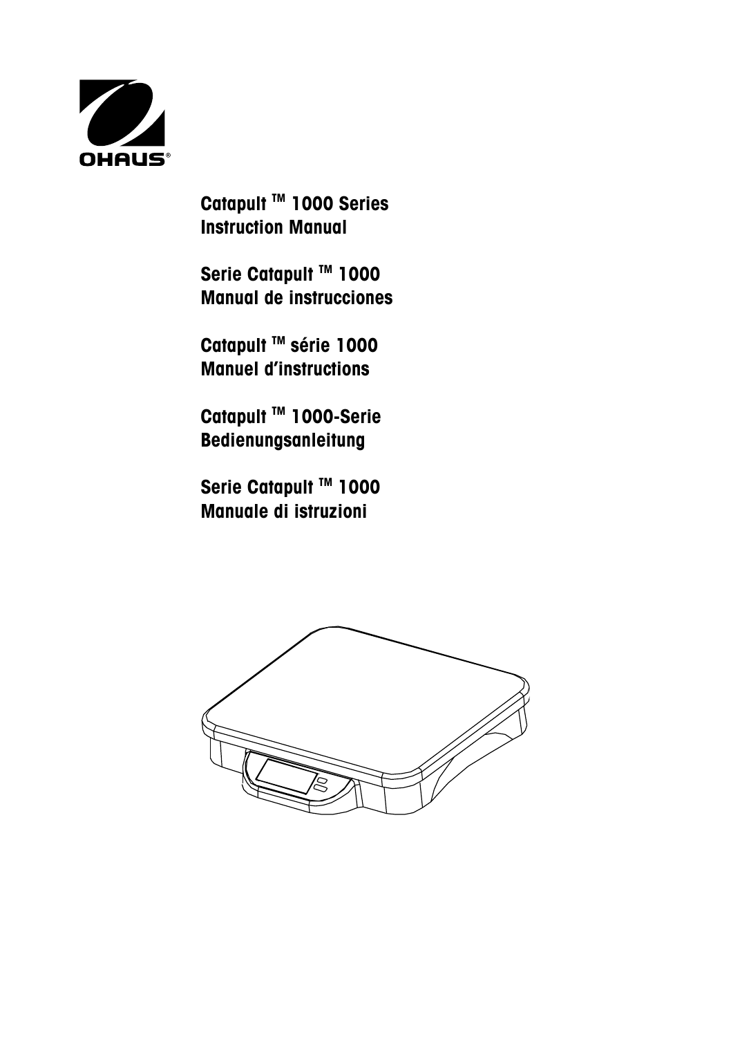OHAUS®

**Catapult ™ 1000 Series**
**Instruction Manual**

**Serie Catapult ™ 1000**
**Manual de instrucciones**

**Catapult ™ série 1000**
**Manuel d'instructions**

**Catapult ™ 1000-Serie**
**Bedienungsanleitung**

**Serie Catapult ™ 1000**
**Manuale di istruzioni**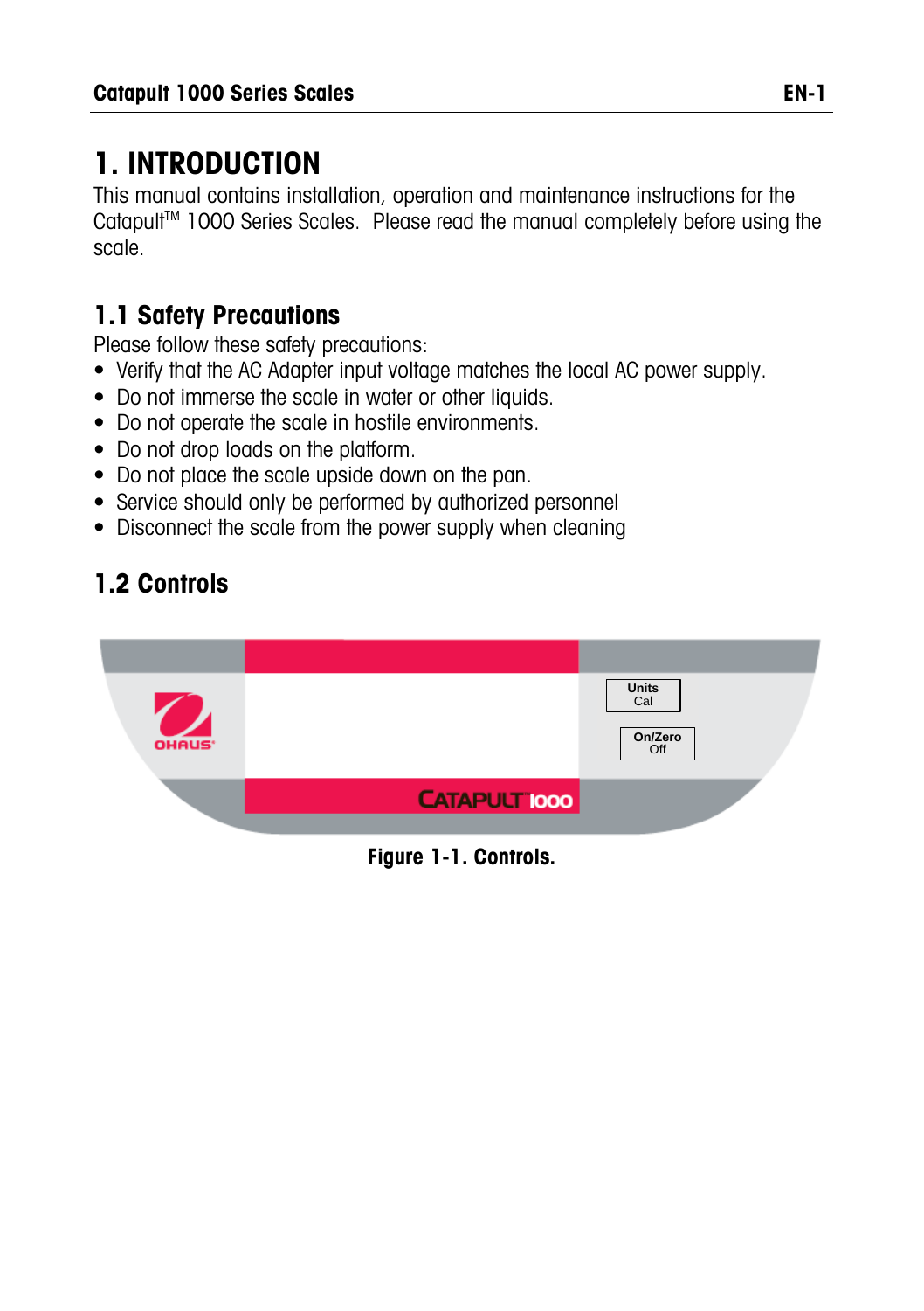# 1. INTRODUCTION

This manual contains installation, operation and maintenance instructions for the Catapult™ 1000 Series Scales. Please read the manual completely before using the scale.

## 1.1 Safety Precautions

Please follow these safety precautions:

- Verify that the AC Adapter input voltage matches the local AC power supply.
- Do not immerse the scale in water or other liquids.
- Do not operate the scale in hostile environments.
- Do not drop loads on the platform.
- Do not place the scale upside down on the pan.
- Service should only be performed by authorized personnel
- Disconnect the scale from the power supply when cleaning

## 1.2 Controls

Units
Cal

On/Zero
Off

Figure 1-1. Controls.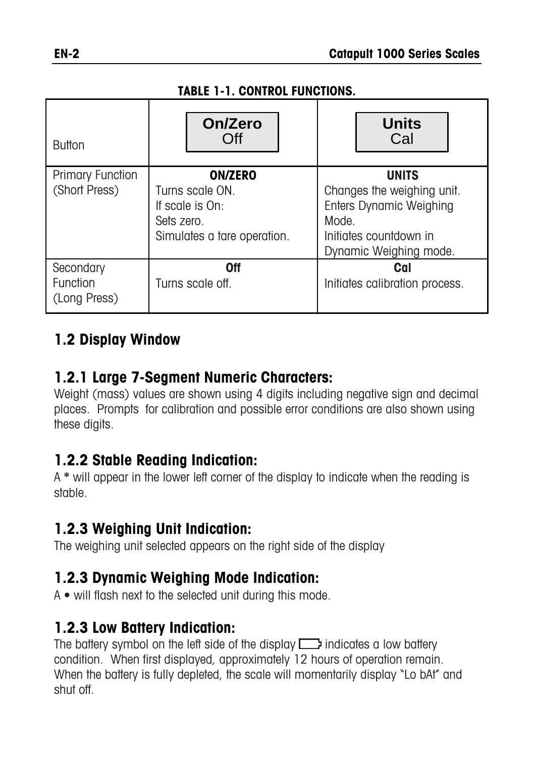**TABLE 1-1. CONTROL FUNCTIONS.**

| Button | On/Zero Off | Units Cal |
|---|---|---|
| Primary Function (Short Press) | **ON/ZERO**<br>Turns scale ON.<br>If scale is On:<br>Sets zero.<br>Simulates a tare operation. | **UNITS**<br>Changes the weighing unit.<br>Enters Dynamic Weighing Mode.<br>Initiates countdown in Dynamic Weighing mode. |
| Secondary Function (Long Press) | **Off**<br>Turns scale off. | **Cal**<br>Initiates calibration process. |

## 1.2 Display Window

### 1.2.1 Large 7-Segment Numeric Characters:

Weight (mass) values are shown using 4 digits including negative sign and decimal places. Prompts for calibration and possible error conditions are also shown using these digits.

### 1.2.2 Stable Reading Indication:

A **\*** will appear in the lower left corner of the display to indicate when the reading is stable.

### 1.2.3 Weighing Unit Indication:

The weighing unit selected appears on the right side of the display

### 1.2.3 Dynamic Weighing Mode Indication:

A • will flash next to the selected unit during this mode.

### 1.2.3 Low Battery Indication:

The battery symbol on the left side of the display ▭ indicates a low battery condition. When first displayed, approximately 12 hours of operation remain. When the battery is fully depleted, the scale will momentarily display "Lo bAt" and shut off.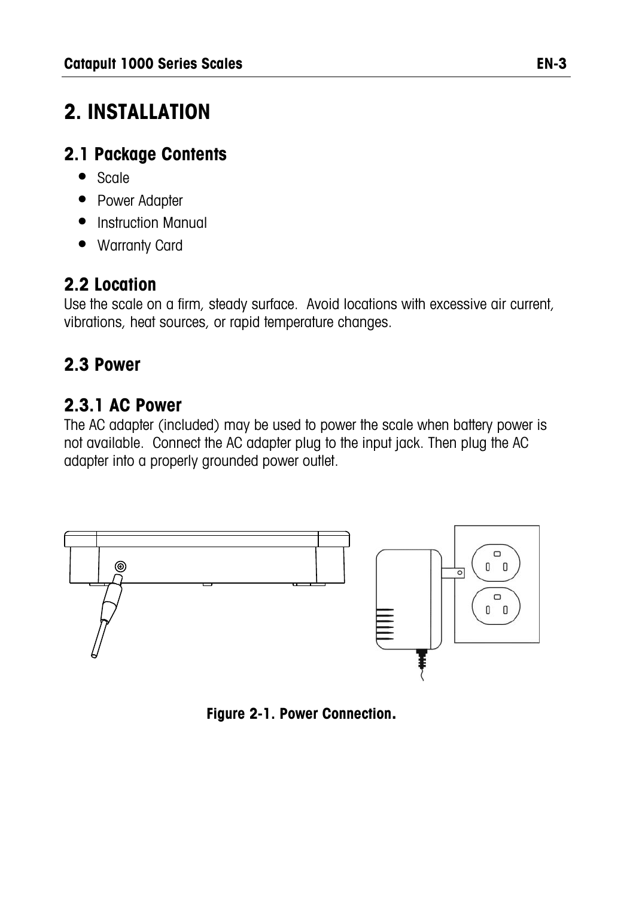# 2. INSTALLATION

## 2.1 Package Contents

- Scale
- Power Adapter
- Instruction Manual
- Warranty Card

## 2.2 Location

Use the scale on a firm, steady surface. Avoid locations with excessive air current, vibrations, heat sources, or rapid temperature changes.

## 2.3 Power

### 2.3.1 AC Power

The AC adapter (included) may be used to power the scale when battery power is not available. Connect the AC adapter plug to the input jack. Then plug the AC adapter into a properly grounded power outlet.

**Figure 2-1. Power Connection.**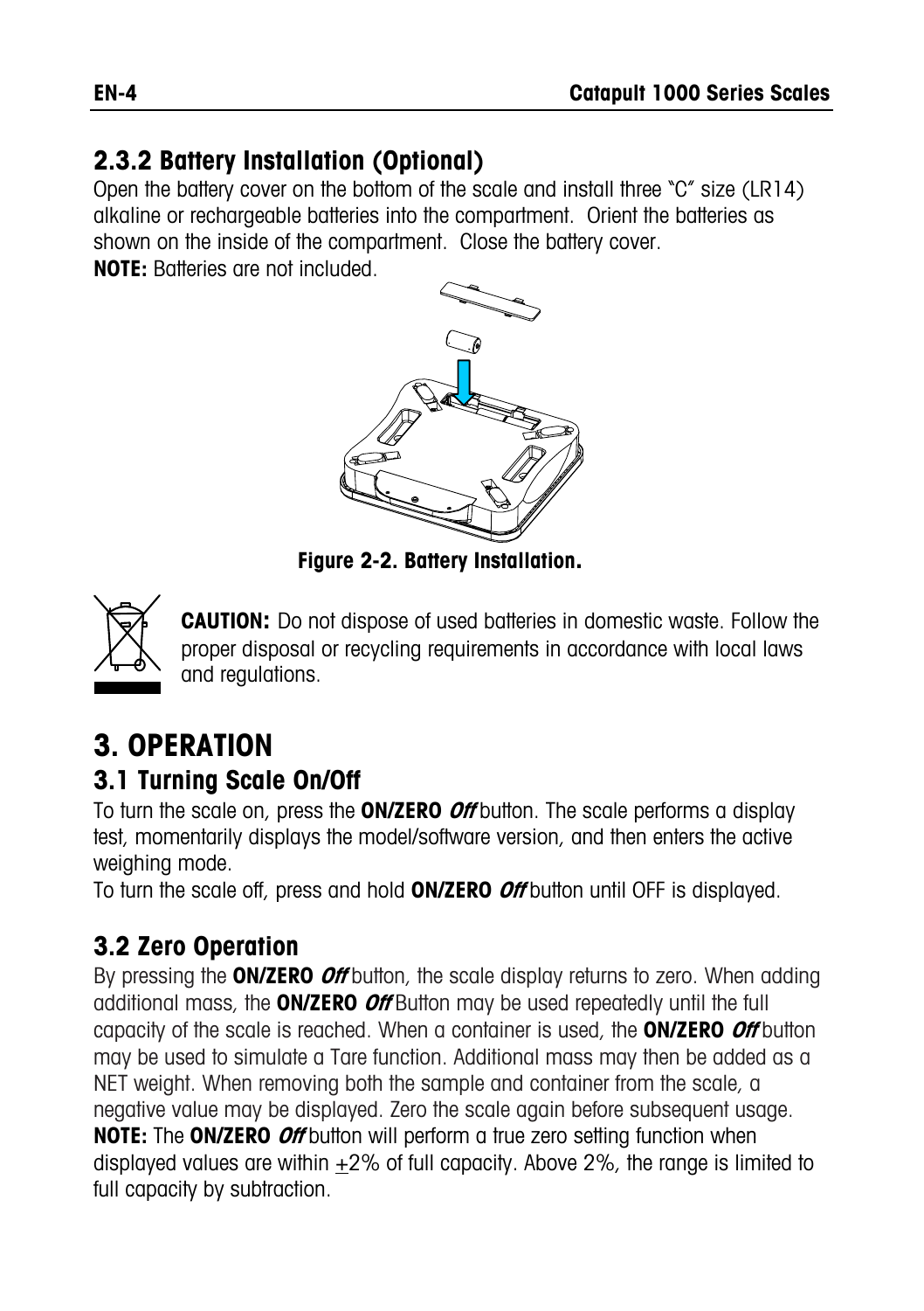### 2.3.2 Battery Installation (Optional)

Open the battery cover on the bottom of the scale and install three "C" size (LR14) alkaline or rechargeable batteries into the compartment. Orient the batteries as shown on the inside of the compartment. Close the battery cover.

**NOTE:** Batteries are not included.

**Figure 2-2. Battery Installation.**

**CAUTION:** Do not dispose of used batteries in domestic waste. Follow the proper disposal or recycling requirements in accordance with local laws and regulations.

# 3. OPERATION

## 3.1 Turning Scale On/Off

To turn the scale on, press the **ON/ZERO *Off*** button. The scale performs a display test, momentarily displays the model/software version, and then enters the active weighing mode.

To turn the scale off, press and hold **ON/ZERO *Off*** button until OFF is displayed.

## 3.2 Zero Operation

By pressing the **ON/ZERO *Off*** button, the scale display returns to zero. When adding additional mass, the **ON/ZERO *Off*** Button may be used repeatedly until the full capacity of the scale is reached. When a container is used, the **ON/ZERO *Off*** button may be used to simulate a Tare function. Additional mass may then be added as a NET weight. When removing both the sample and container from the scale, a negative value may be displayed. Zero the scale again before subsequent usage.

**NOTE:** The **ON/ZERO *Off*** button will perform a true zero setting function when displayed values are within ±2% of full capacity. Above 2%, the range is limited to full capacity by subtraction.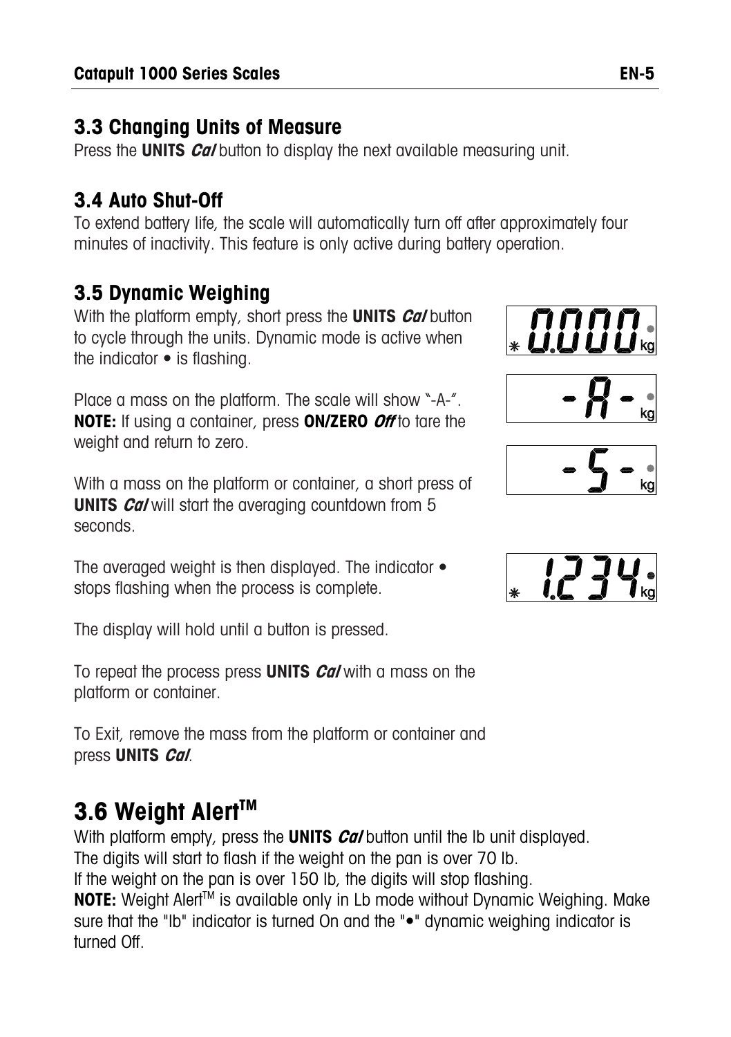### 3.3 Changing Units of Measure

Press the **UNITS** ***Cal*** button to display the next available measuring unit.

### 3.4 Auto Shut-Off

To extend battery life, the scale will automatically turn off after approximately four minutes of inactivity. This feature is only active during battery operation.

### 3.5 Dynamic Weighing

With the platform empty, short press the **UNITS** ***Cal*** button to cycle through the units. Dynamic mode is active when the indicator • is flashing.

Place a mass on the platform. The scale will show "-A-".
**NOTE:** If using a container, press **ON/ZERO** ***Off*** to tare the weight and return to zero.

With a mass on the platform or container, a short press of **UNITS** ***Cal*** will start the averaging countdown from 5 seconds.

The averaged weight is then displayed. The indicator • stops flashing when the process is complete.

The display will hold until a button is pressed.

To repeat the process press **UNITS** ***Cal*** with a mass on the platform or container.

To Exit, remove the mass from the platform or container and press **UNITS** ***Cal***.

## 3.6 Weight Alert™

With platform empty, press the **UNITS** ***Cal*** button until the lb unit displayed.
The digits will start to flash if the weight on the pan is over 70 lb.
If the weight on the pan is over 150 lb, the digits will stop flashing.
**NOTE:** Weight Alert™ is available only in Lb mode without Dynamic Weighing. Make sure that the "lb" indicator is turned On and the "•" dynamic weighing indicator is turned Off.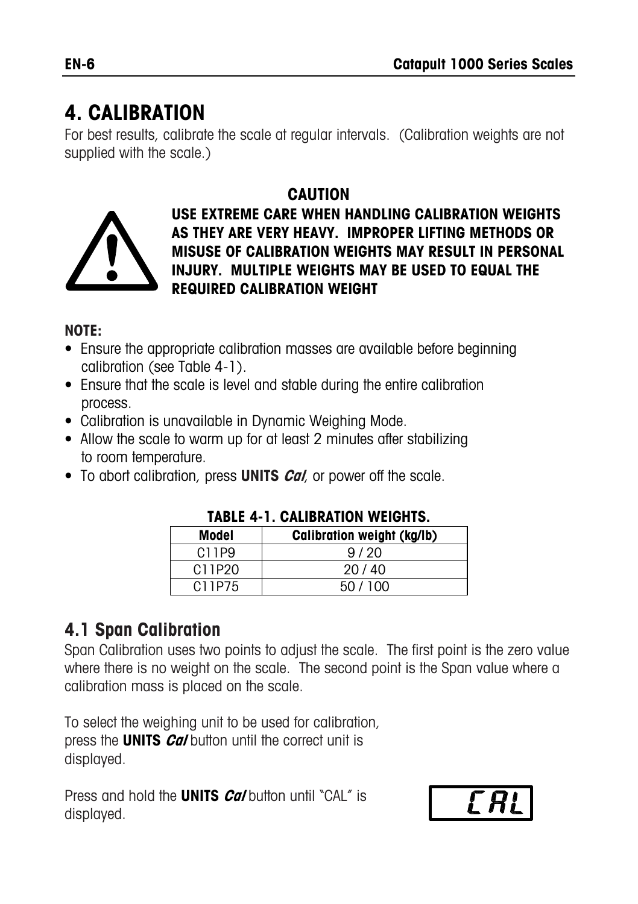# 4. CALIBRATION

For best results, calibrate the scale at regular intervals. (Calibration weights are not supplied with the scale.)

**CAUTION**

**USE EXTREME CARE WHEN HANDLING CALIBRATION WEIGHTS AS THEY ARE VERY HEAVY. IMPROPER LIFTING METHODS OR MISUSE OF CALIBRATION WEIGHTS MAY RESULT IN PERSONAL INJURY. MULTIPLE WEIGHTS MAY BE USED TO EQUAL THE REQUIRED CALIBRATION WEIGHT**

**NOTE:**

- Ensure the appropriate calibration masses are available before beginning calibration (see Table 4-1).
- Ensure that the scale is level and stable during the entire calibration process.
- Calibration is unavailable in Dynamic Weighing Mode.
- Allow the scale to warm up for at least 2 minutes after stabilizing to room temperature.
- To abort calibration, press **UNITS *Cal***, or power off the scale.

**TABLE 4-1. CALIBRATION WEIGHTS.**

| Model | Calibration weight (kg/lb) |
|---|---|
| C11P9 | 9 / 20 |
| C11P20 | 20 / 40 |
| C11P75 | 50 / 100 |

## 4.1 Span Calibration

Span Calibration uses two points to adjust the scale. The first point is the zero value where there is no weight on the scale. The second point is the Span value where a calibration mass is placed on the scale.

To select the weighing unit to be used for calibration, press the **UNITS *Cal*** button until the correct unit is displayed.

Press and hold the **UNITS *Cal*** button until "CAL" is displayed.

CAL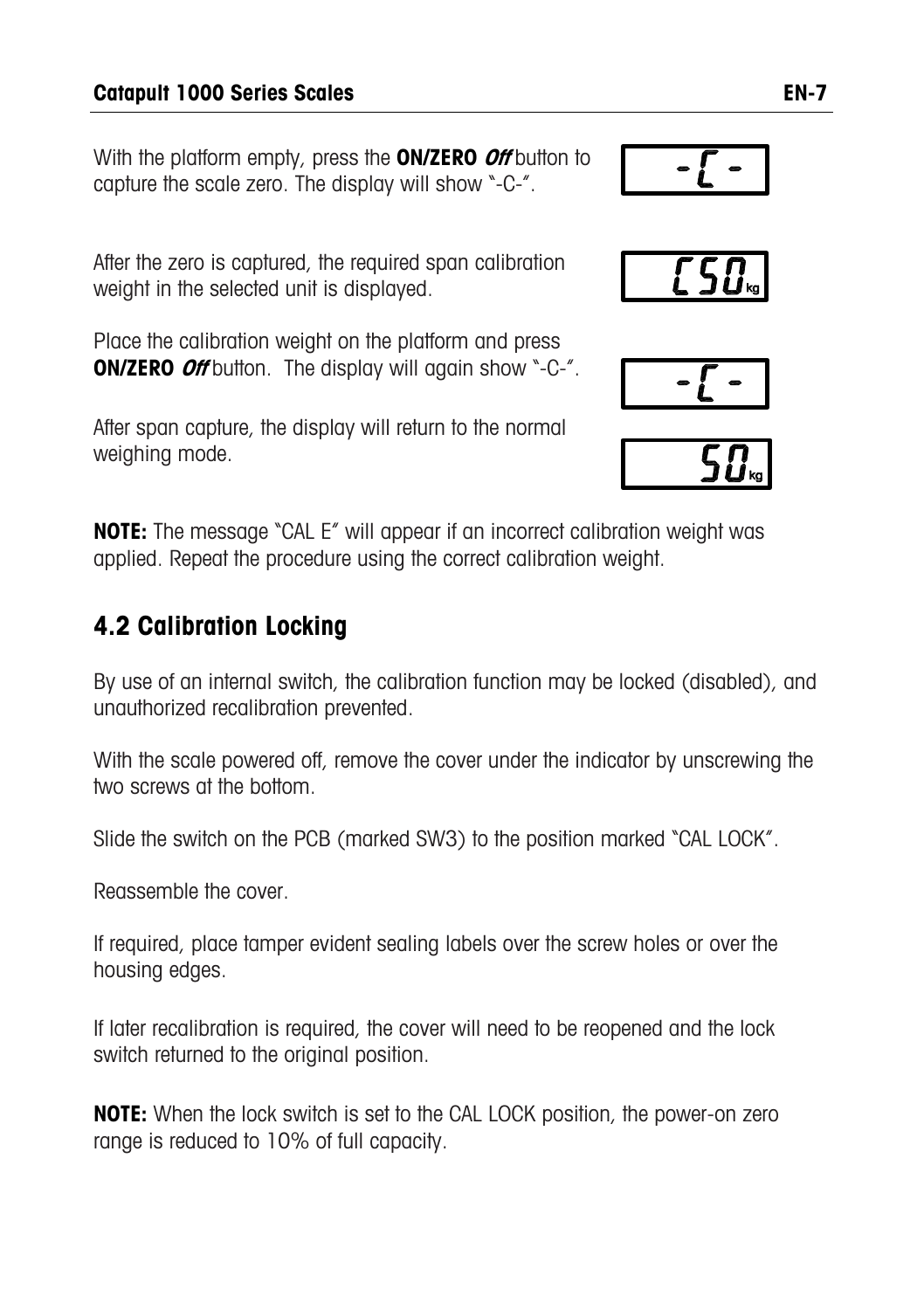With the platform empty, press the **ON/ZERO *Off*** button to capture the scale zero. The display will show "-C-".

After the zero is captured, the required span calibration weight in the selected unit is displayed.

Place the calibration weight on the platform and press **ON/ZERO *Off*** button. The display will again show "-C-".

After span capture, the display will return to the normal weighing mode.

**NOTE:** The message "CAL E" will appear if an incorrect calibration weight was applied. Repeat the procedure using the correct calibration weight.

## 4.2 Calibration Locking

By use of an internal switch, the calibration function may be locked (disabled), and unauthorized recalibration prevented.

With the scale powered off, remove the cover under the indicator by unscrewing the two screws at the bottom.

Slide the switch on the PCB (marked SW3) to the position marked "CAL LOCK".

Reassemble the cover.

If required, place tamper evident sealing labels over the screw holes or over the housing edges.

If later recalibration is required, the cover will need to be reopened and the lock switch returned to the original position.

**NOTE:** When the lock switch is set to the CAL LOCK position, the power-on zero range is reduced to 10% of full capacity.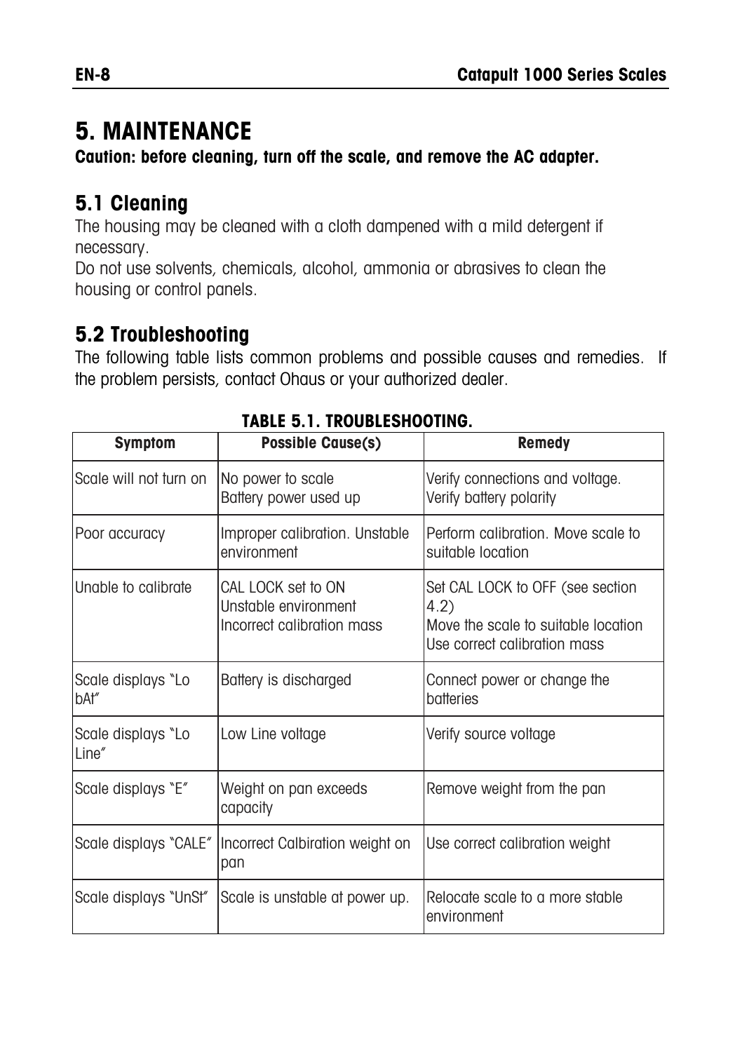# 5. MAINTENANCE

**Caution: before cleaning, turn off the scale, and remove the AC adapter.**

## 5.1 Cleaning

The housing may be cleaned with a cloth dampened with a mild detergent if necessary.
Do not use solvents, chemicals, alcohol, ammonia or abrasives to clean the housing or control panels.

## 5.2 Troubleshooting

The following table lists common problems and possible causes and remedies. If the problem persists, contact Ohaus or your authorized dealer.

**TABLE 5.1. TROUBLESHOOTING.**

| Symptom | Possible Cause(s) | Remedy |
|---|---|---|
| Scale will not turn on | No power to scale<br>Battery power used up | Verify connections and voltage.<br>Verify battery polarity |
| Poor accuracy | Improper calibration. Unstable environment | Perform calibration. Move scale to suitable location |
| Unable to calibrate | CAL LOCK set to ON<br>Unstable environment<br>Incorrect calibration mass | Set CAL LOCK to OFF (see section 4.2)<br>Move the scale to suitable location<br>Use correct calibration mass |
| Scale displays "Lo bAt" | Battery is discharged | Connect power or change the batteries |
| Scale displays "Lo Line" | Low Line voltage | Verify source voltage |
| Scale displays "E" | Weight on pan exceeds capacity | Remove weight from the pan |
| Scale displays "CALE" | Incorrect Calbiration weight on pan | Use correct calibration weight |
| Scale displays "UnSt" | Scale is unstable at power up. | Relocate scale to a more stable environment |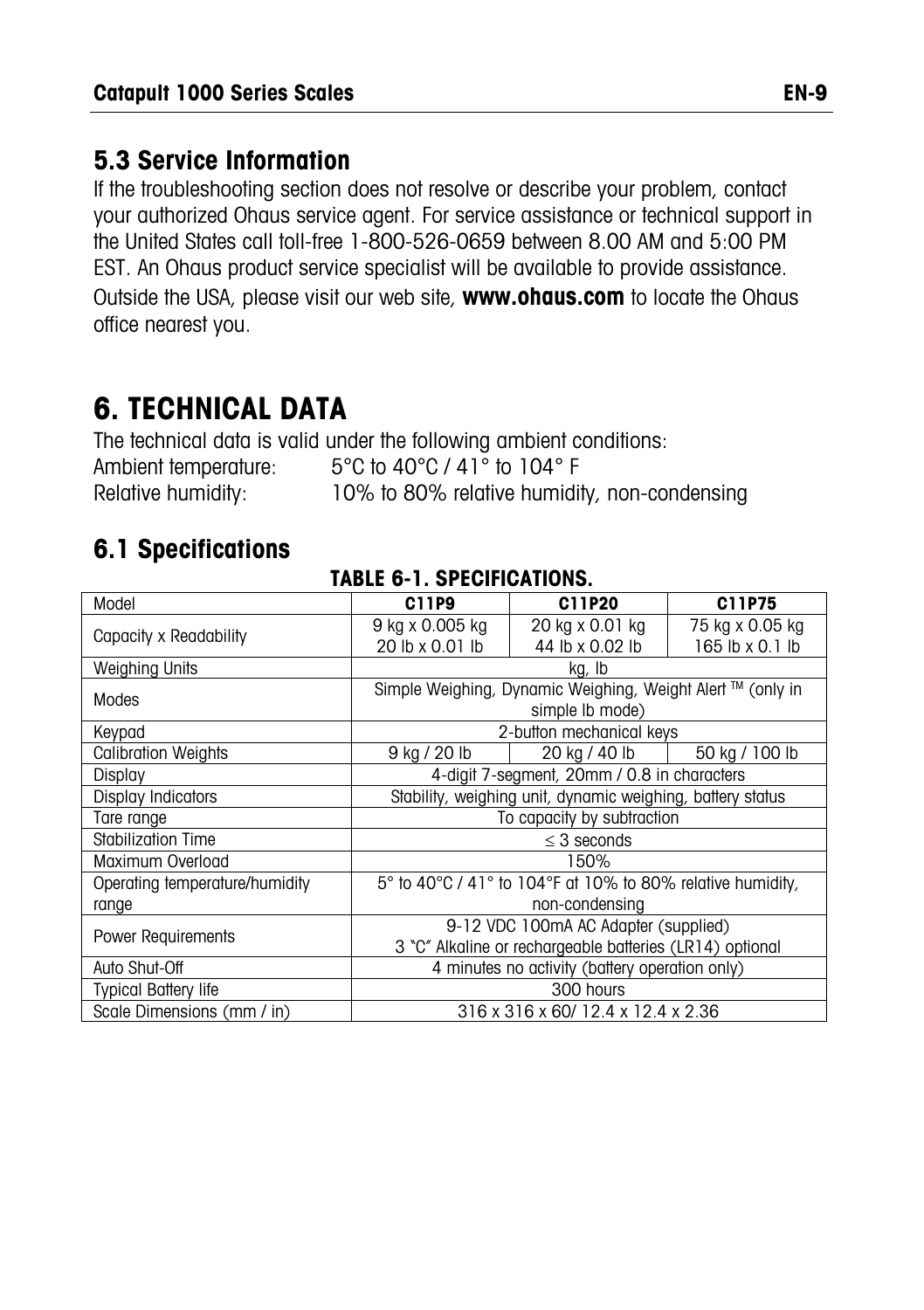## 5.3 Service Information

If the troubleshooting section does not resolve or describe your problem, contact your authorized Ohaus service agent. For service assistance or technical support in the United States call toll-free 1-800-526-0659 between 8.00 AM and 5:00 PM EST. An Ohaus product service specialist will be available to provide assistance. Outside the USA, please visit our web site, **www.ohaus.com** to locate the Ohaus office nearest you.

# 6. TECHNICAL DATA

The technical data is valid under the following ambient conditions:
Ambient temperature: 5°C to 40°C / 41° to 104° F
Relative humidity: 10% to 80% relative humidity, non-condensing

## 6.1 Specifications

**TABLE 6-1. SPECIFICATIONS.**

| Model | C11P9 | C11P20 | C11P75 |
|---|---|---|---|
| Capacity x Readability | 9 kg x 0.005 kg<br>20 lb x 0.01 lb | 20 kg x 0.01 kg<br>44 lb x 0.02 lb | 75 kg x 0.05 kg<br>165 lb x 0.1 lb |
| Weighing Units | kg, lb | | |
| Modes | Simple Weighing, Dynamic Weighing, Weight Alert ™ (only in simple lb mode) | | |
| Keypad | 2-button mechanical keys | | |
| Calibration Weights | 9 kg / 20 lb | 20 kg / 40 lb | 50 kg / 100 lb |
| Display | 4-digit 7-segment, 20mm / 0.8 in characters | | |
| Display Indicators | Stability, weighing unit, dynamic weighing, battery status | | |
| Tare range | To capacity by subtraction | | |
| Stabilization Time | ≤ 3 seconds | | |
| Maximum Overload | 150% | | |
| Operating temperature/humidity range | 5° to 40°C / 41° to 104°F at 10% to 80% relative humidity, non-condensing | | |
| Power Requirements | 9-12 VDC 100mA AC Adapter (supplied)<br>3 "C" Alkaline or rechargeable batteries (LR14) optional | | |
| Auto Shut-Off | 4 minutes no activity (battery operation only) | | |
| Typical Battery life | 300 hours | | |
| Scale Dimensions (mm / in) | 316 x 316 x 60/ 12.4 x 12.4 x 2.36 | | |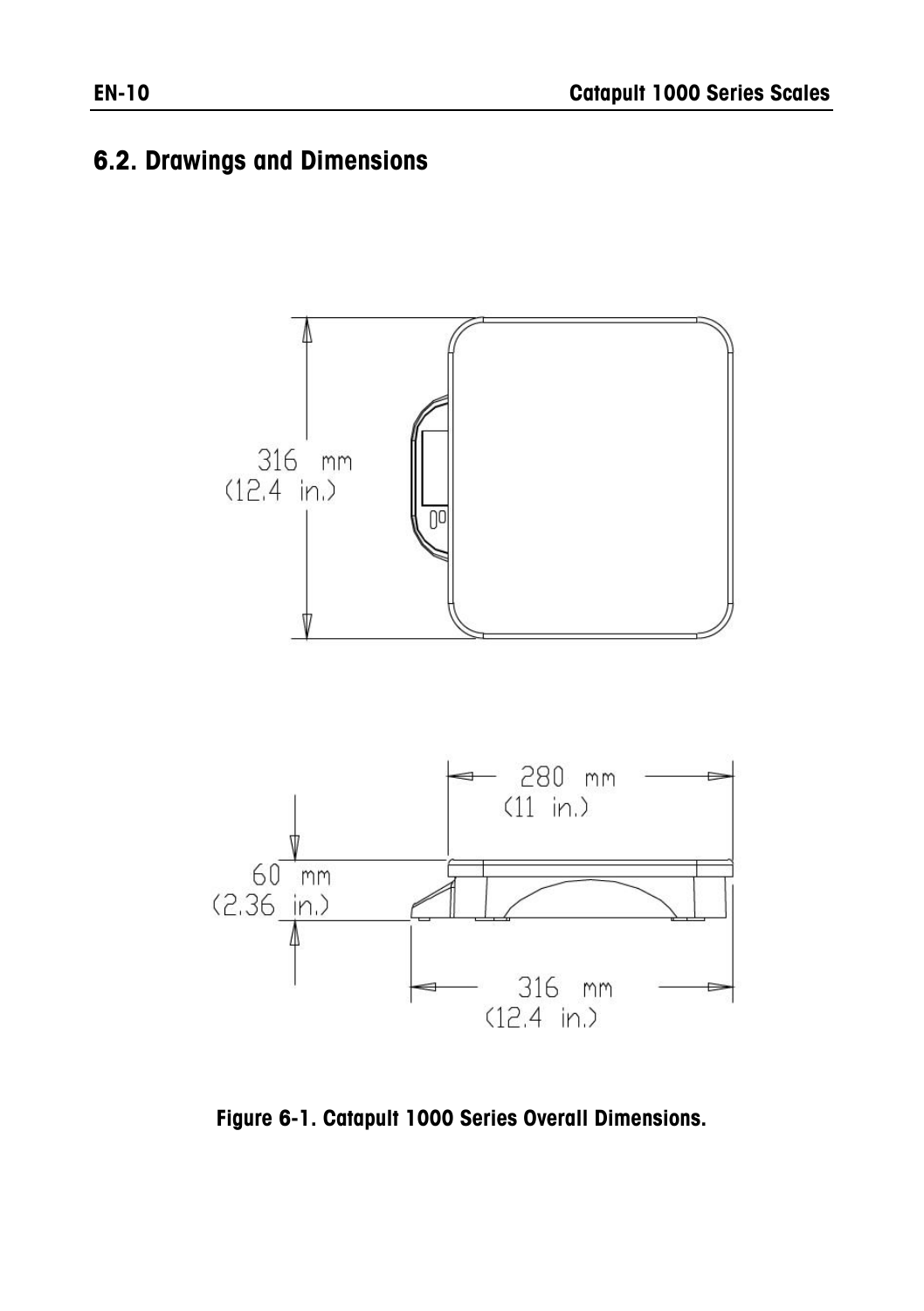## 6.2. Drawings and Dimensions

316 mm
(12.4 in.)

280 mm
(11 in.)

60 mm
(2.36 in.)

316 mm
(12.4 in.)

Figure 6-1. Catapult 1000 Series Overall Dimensions.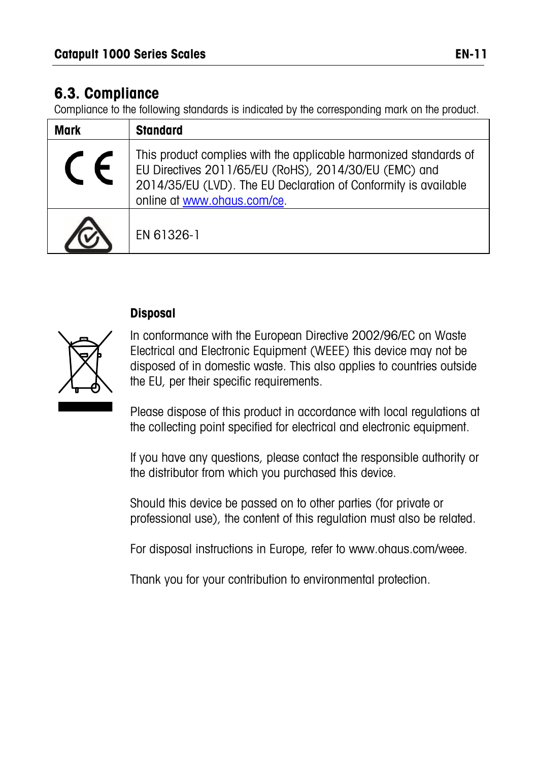## 6.3. Compliance

Compliance to the following standards is indicated by the corresponding mark on the product.

| Mark | Standard |
| --- | --- |
| CE | This product complies with the applicable harmonized standards of EU Directives 2011/65/EU (RoHS), 2014/30/EU (EMC) and 2014/35/EU (LVD). The EU Declaration of Conformity is available online at www.ohaus.com/ce. |
| | EN 61326-1 |

**Disposal**

In conformance with the European Directive 2002/96/EC on Waste Electrical and Electronic Equipment (WEEE) this device may not be disposed of in domestic waste. This also applies to countries outside the EU, per their specific requirements.

Please dispose of this product in accordance with local regulations at the collecting point specified for electrical and electronic equipment.

If you have any questions, please contact the responsible authority or the distributor from which you purchased this device.

Should this device be passed on to other parties (for private or professional use), the content of this regulation must also be related.

For disposal instructions in Europe, refer to www.ohaus.com/weee.

Thank you for your contribution to environmental protection.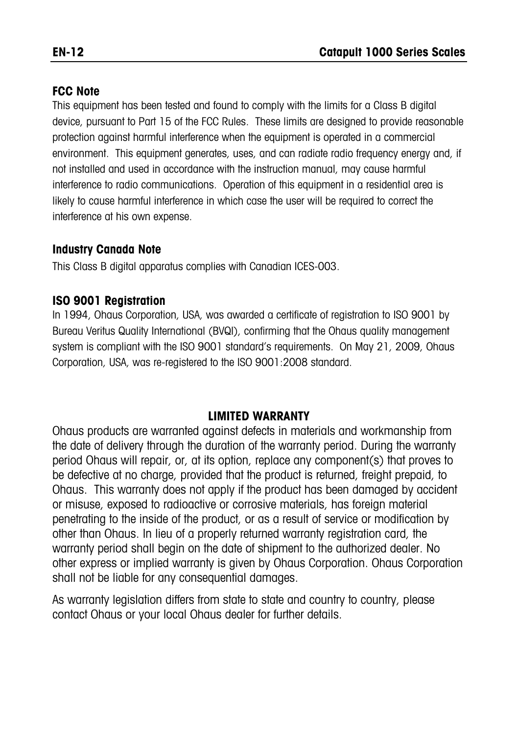### FCC Note

This equipment has been tested and found to comply with the limits for a Class B digital device, pursuant to Part 15 of the FCC Rules. These limits are designed to provide reasonable protection against harmful interference when the equipment is operated in a commercial environment. This equipment generates, uses, and can radiate radio frequency energy and, if not installed and used in accordance with the instruction manual, may cause harmful interference to radio communications. Operation of this equipment in a residential area is likely to cause harmful interference in which case the user will be required to correct the interference at his own expense.

### Industry Canada Note

This Class B digital apparatus complies with Canadian ICES-003.

### ISO 9001 Registration

In 1994, Ohaus Corporation, USA, was awarded a certificate of registration to ISO 9001 by Bureau Veritus Quality International (BVQI), confirming that the Ohaus quality management system is compliant with the ISO 9001 standard's requirements. On May 21, 2009, Ohaus Corporation, USA, was re-registered to the ISO 9001:2008 standard.

## LIMITED WARRANTY

Ohaus products are warranted against defects in materials and workmanship from the date of delivery through the duration of the warranty period. During the warranty period Ohaus will repair, or, at its option, replace any component(s) that proves to be defective at no charge, provided that the product is returned, freight prepaid, to Ohaus. This warranty does not apply if the product has been damaged by accident or misuse, exposed to radioactive or corrosive materials, has foreign material penetrating to the inside of the product, or as a result of service or modification by other than Ohaus. In lieu of a properly returned warranty registration card, the warranty period shall begin on the date of shipment to the authorized dealer. No other express or implied warranty is given by Ohaus Corporation. Ohaus Corporation shall not be liable for any consequential damages.

As warranty legislation differs from state to state and country to country, please contact Ohaus or your local Ohaus dealer for further details.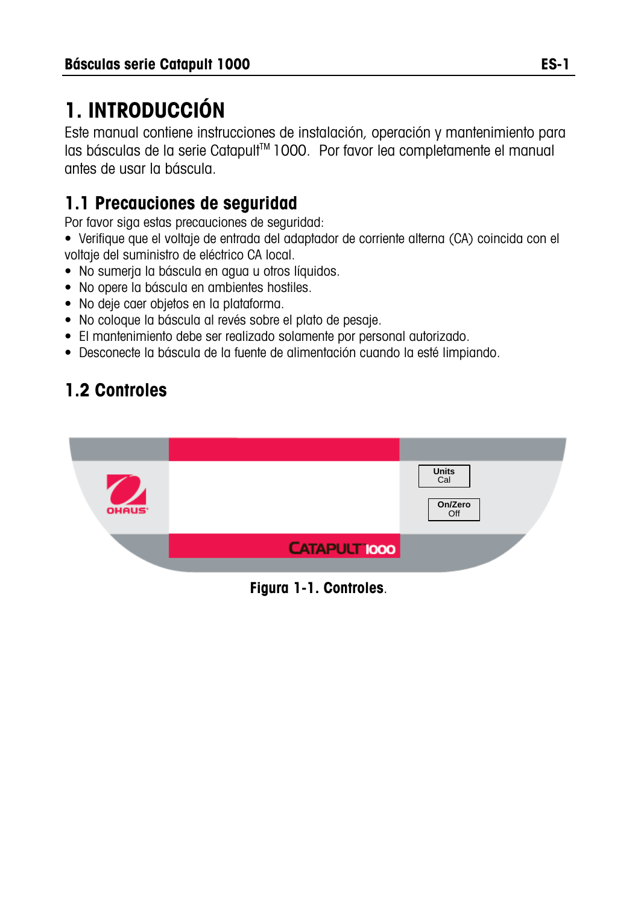# 1. INTRODUCCIÓN

Este manual contiene instrucciones de instalación, operación y mantenimiento para las básculas de la serie Catapult™ 1000. Por favor lea completamente el manual antes de usar la báscula.

## 1.1 Precauciones de seguridad

Por favor siga estas precauciones de seguridad:

- Verifique que el voltaje de entrada del adaptador de corriente alterna (CA) coincida con el voltaje del suministro de eléctrico CA local.
- No sumerja la báscula en agua u otros líquidos.
- No opere la báscula en ambientes hostiles.
- No deje caer objetos en la plataforma.
- No coloque la báscula al revés sobre el plato de pesaje.
- El mantenimiento debe ser realizado solamente por personal autorizado.
- Desconecte la báscula de la fuente de alimentación cuando la esté limpiando.

## 1.2 Controles

OHAUS

CATAPULT 1000

Units
Cal

On/Zero
Off

**Figura 1-1. Controles**.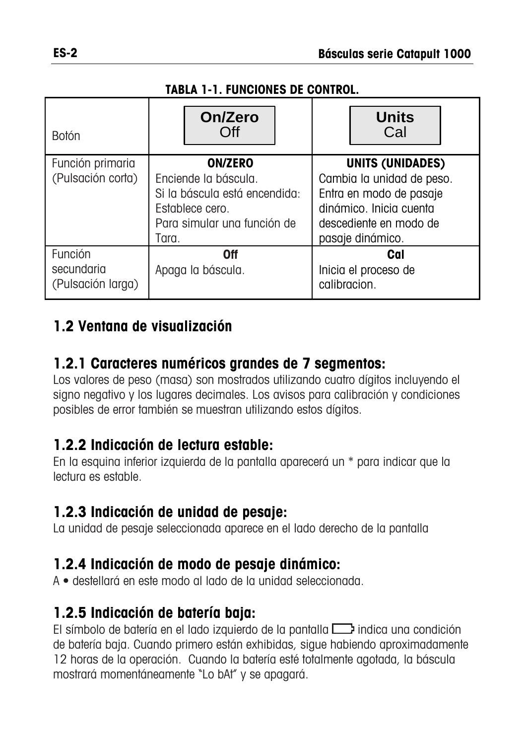**TABLA 1-1. FUNCIONES DE CONTROL.**

| Botón | On/Zero Off | Units Cal |
|---|---|---|
| Función primaria (Pulsación corta) | **ON/ZERO**<br>Enciende la báscula.<br>Si la báscula está encendida: Establece cero.<br>Para simular una función de Tara. | **UNITS (UNIDADES)**<br>Cambia la unidad de peso.<br>Entra en modo de pasaje dinámico. Inicia cuenta descediente en modo de pasaje dinámico. |
| Función secundaria (Pulsación larga) | **Off**<br>Apaga la báscula. | **Cal**<br>Inicia el proceso de calibracion. |

## 1.2 Ventana de visualización

### 1.2.1 Caracteres numéricos grandes de 7 segmentos:

Los valores de peso (masa) son mostrados utilizando cuatro dígitos incluyendo el signo negativo y los lugares decimales. Los avisos para calibración y condiciones posibles de error también se muestran utilizando estos dígitos.

### 1.2.2 Indicación de lectura estable:

En la esquina inferior izquierda de la pantalla aparecerá un * para indicar que la lectura es estable.

### 1.2.3 Indicación de unidad de pesaje:

La unidad de pesaje seleccionada aparece en el lado derecho de la pantalla

### 1.2.4 Indicación de modo de pesaje dinámico:

A • destellará en este modo al lado de la unidad seleccionada.

### 1.2.5 Indicación de batería baja:

El símbolo de batería en el lado izquierdo de la pantalla ▭ indica una condición de batería baja. Cuando primero están exhibidas, sigue habiendo aproximadamente 12 horas de la operación. Cuando la batería esté totalmente agotada, la báscula mostrará momentáneamente "Lo bAt" y se apagará.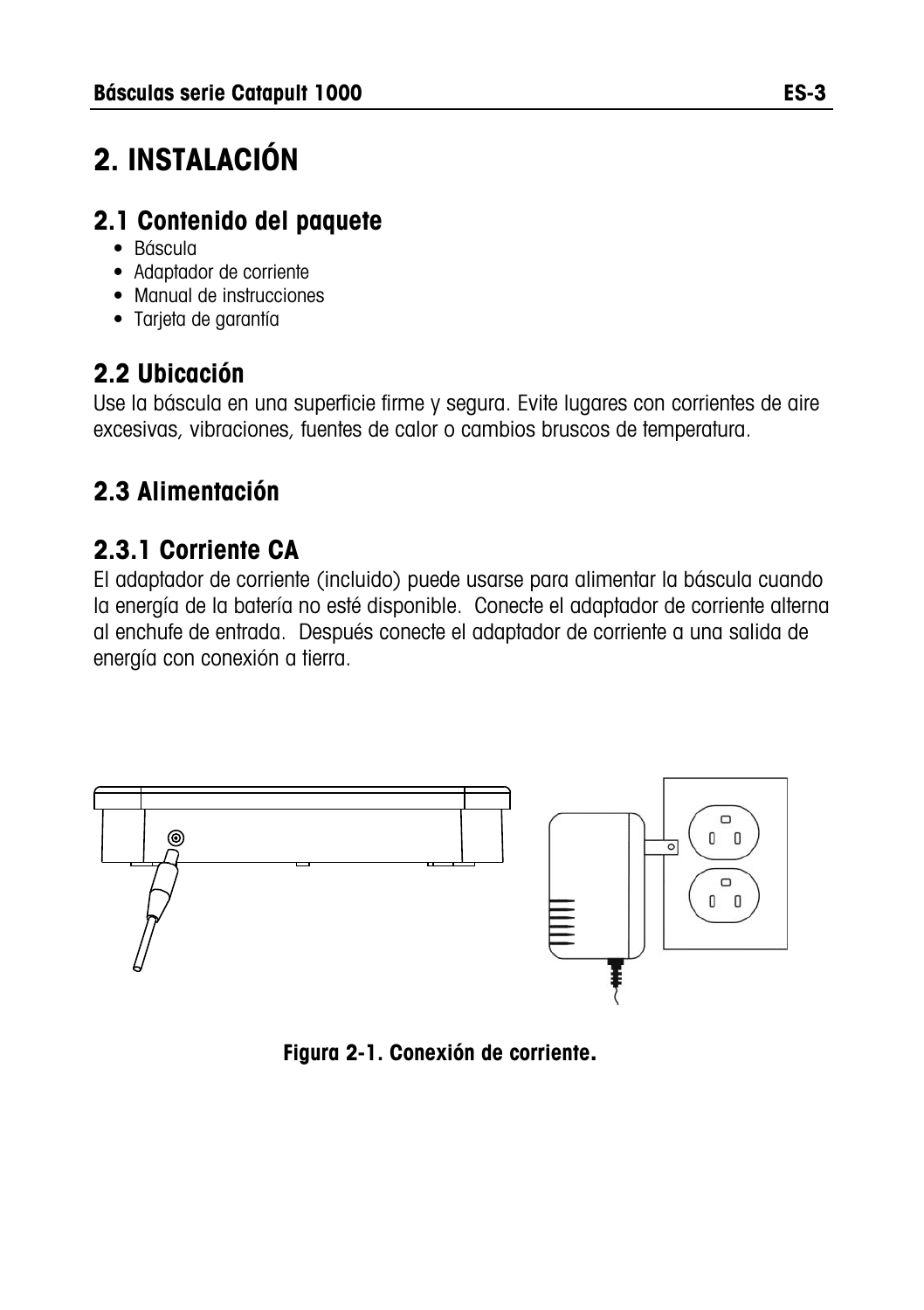# 2. INSTALACIÓN

## 2.1 Contenido del paquete

- Báscula
- Adaptador de corriente
- Manual de instrucciones
- Tarjeta de garantía

## 2.2 Ubicación

Use la báscula en una superficie firme y segura. Evite lugares con corrientes de aire excesivas, vibraciones, fuentes de calor o cambios bruscos de temperatura.

## 2.3 Alimentación

### 2.3.1 Corriente CA

El adaptador de corriente (incluido) puede usarse para alimentar la báscula cuando la energía de la batería no esté disponible. Conecte el adaptador de corriente alterna al enchufe de entrada. Después conecte el adaptador de corriente a una salida de energía con conexión a tierra.

**Figura 2-1. Conexión de corriente.**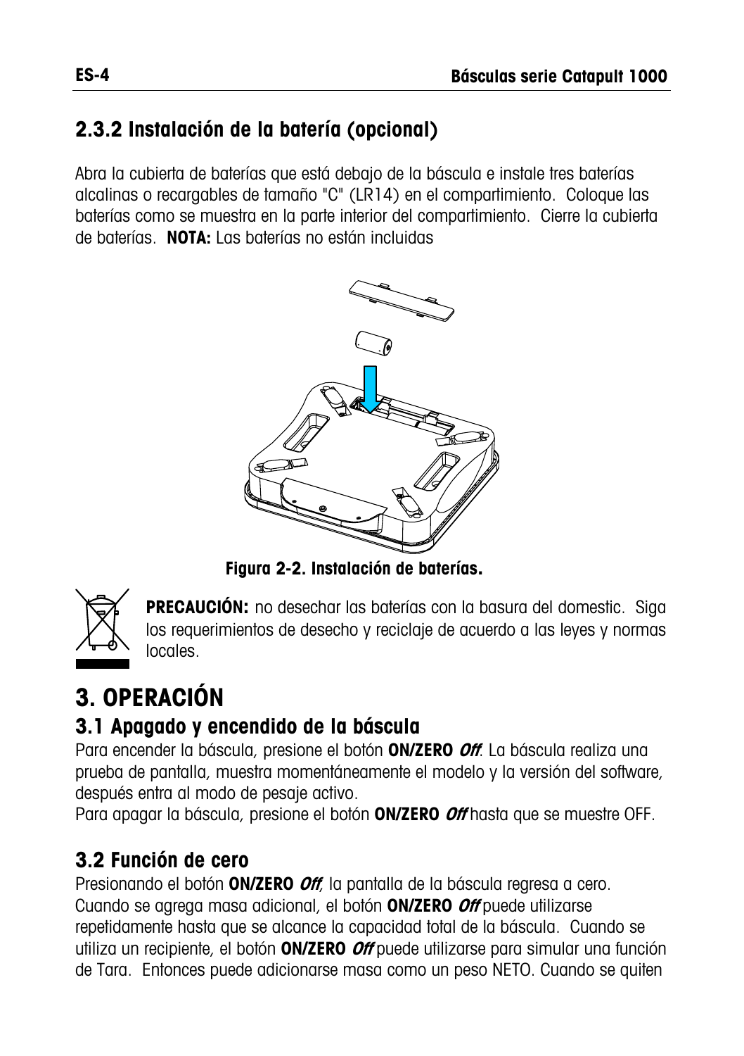### 2.3.2 Instalación de la batería (opcional)

Abra la cubierta de baterías que está debajo de la báscula e instale tres baterías alcalinas o recargables de tamaño "C" (LR14) en el compartimiento. Coloque las baterías como se muestra en la parte interior del compartimiento. Cierre la cubierta de baterías. **NOTA:** Las baterías no están incluidas

**Figura 2-2. Instalación de baterías.**

**PRECAUCIÓN:** no desechar las baterías con la basura del domestic. Siga los requerimientos de desecho y reciclaje de acuerdo a las leyes y normas locales.

# 3. OPERACIÓN

## 3.1 Apagado y encendido de la báscula

Para encender la báscula, presione el botón **ON/ZERO *Off***. La báscula realiza una prueba de pantalla, muestra momentáneamente el modelo y la versión del software, después entra al modo de pesaje activo.

Para apagar la báscula, presione el botón **ON/ZERO *Off*** hasta que se muestre OFF.

## 3.2 Función de cero

Presionando el botón **ON/ZERO *Off***, la pantalla de la báscula regresa a cero. Cuando se agrega masa adicional, el botón **ON/ZERO *Off*** puede utilizarse repetidamente hasta que se alcance la capacidad total de la báscula. Cuando se utiliza un recipiente, el botón **ON/ZERO *Off*** puede utilizarse para simular una función de Tara. Entonces puede adicionarse masa como un peso NETO. Cuando se quiten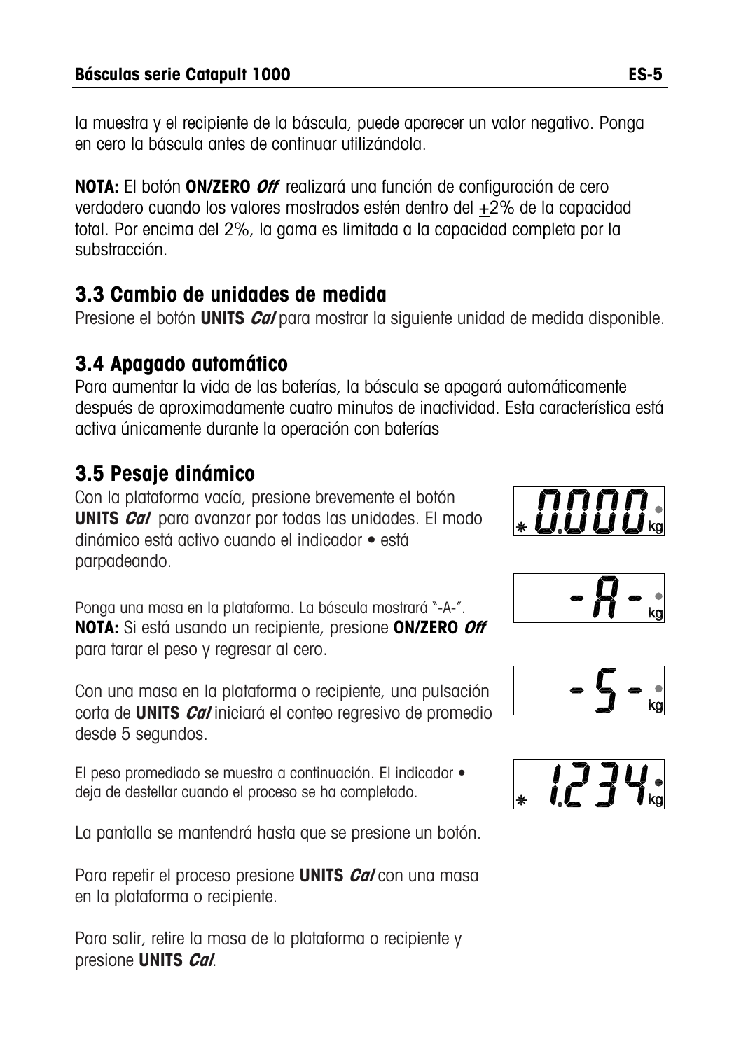la muestra y el recipiente de la báscula, puede aparecer un valor negativo. Ponga en cero la báscula antes de continuar utilizándola.

**NOTA:** El botón **ON/ZERO *Off*** realizará una función de configuración de cero verdadero cuando los valores mostrados estén dentro del $\pm$2% de la capacidad total. Por encima del 2%, la gama es limitada a la capacidad completa por la substracción.

## 3.3 Cambio de unidades de medida

Presione el botón **UNITS *Cal*** para mostrar la siguiente unidad de medida disponible.

## 3.4 Apagado automático

Para aumentar la vida de las baterías, la báscula se apagará automáticamente después de aproximadamente cuatro minutos de inactividad. Esta característica está activa únicamente durante la operación con baterías

## 3.5 Pesaje dinámico

Con la plataforma vacía, presione brevemente el botón **UNITS *Cal*** para avanzar por todas las unidades. El modo dinámico está activo cuando el indicador • está parpadeando.

Ponga una masa en la plataforma. La báscula mostrará "-A-".
**NOTA:** Si está usando un recipiente, presione **ON/ZERO *Off*** para tarar el peso y regresar al cero.

Con una masa en la plataforma o recipiente, una pulsación corta de **UNITS *Cal*** iniciará el conteo regresivo de promedio desde 5 segundos.

El peso promediado se muestra a continuación. El indicador • deja de destellar cuando el proceso se ha completado.

La pantalla se mantendrá hasta que se presione un botón.

Para repetir el proceso presione **UNITS *Cal*** con una masa en la plataforma o recipiente.

Para salir, retire la masa de la plataforma o recipiente y presione **UNITS *Cal***.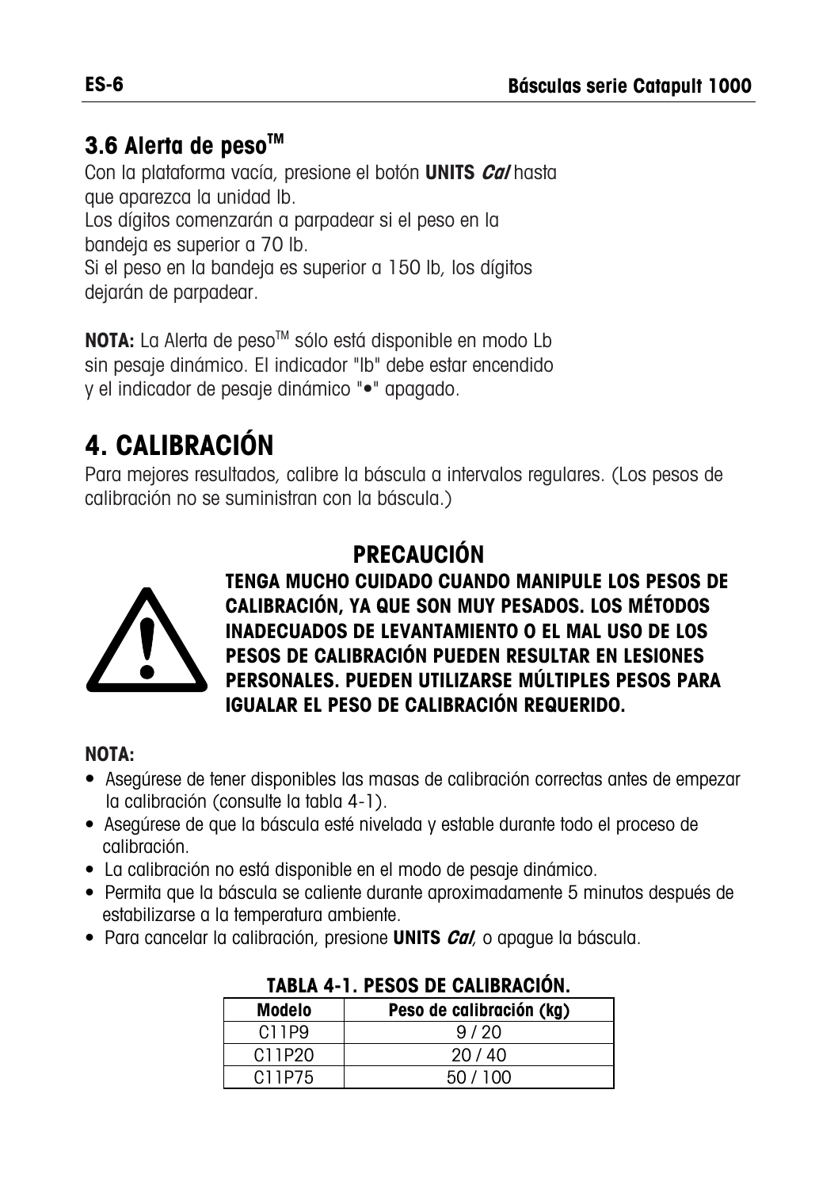## 3.6 Alerta de peso™

Con la plataforma vacía, presione el botón **UNITS *Cal*** hasta que aparezca la unidad lb.
Los dígitos comenzarán a parpadear si el peso en la bandeja es superior a 70 lb.
Si el peso en la bandeja es superior a 150 lb, los dígitos dejarán de parpadear.

**NOTA:** La Alerta de peso™ sólo está disponible en modo Lb sin pesaje dinámico. El indicador "lb" debe estar encendido y el indicador de pesaje dinámico "•" apagado.

# 4. CALIBRACIÓN

Para mejores resultados, calibre la báscula a intervalos regulares. (Los pesos de calibración no se suministran con la báscula.)

### PRECAUCIÓN

**TENGA MUCHO CUIDADO CUANDO MANIPULE LOS PESOS DE CALIBRACIÓN, YA QUE SON MUY PESADOS. LOS MÉTODOS INADECUADOS DE LEVANTAMIENTO O EL MAL USO DE LOS PESOS DE CALIBRACIÓN PUEDEN RESULTAR EN LESIONES PERSONALES. PUEDEN UTILIZARSE MÚLTIPLES PESOS PARA IGUALAR EL PESO DE CALIBRACIÓN REQUERIDO.**

**NOTA:**

- Asegúrese de tener disponibles las masas de calibración correctas antes de empezar la calibración (consulte la tabla 4-1).
- Asegúrese de que la báscula esté nivelada y estable durante todo el proceso de calibración.
- La calibración no está disponible en el modo de pesaje dinámico.
- Permita que la báscula se caliente durante aproximadamente 5 minutos después de estabilizarse a la temperatura ambiente.
- Para cancelar la calibración, presione **UNITS *Cal***, o apague la báscula.

**TABLA 4-1. PESOS DE CALIBRACIÓN.**

| Modelo | Peso de calibración (kg) |
|---|---|
| C11P9 | 9 / 20 |
| C11P20 | 20 / 40 |
| C11P75 | 50 / 100 |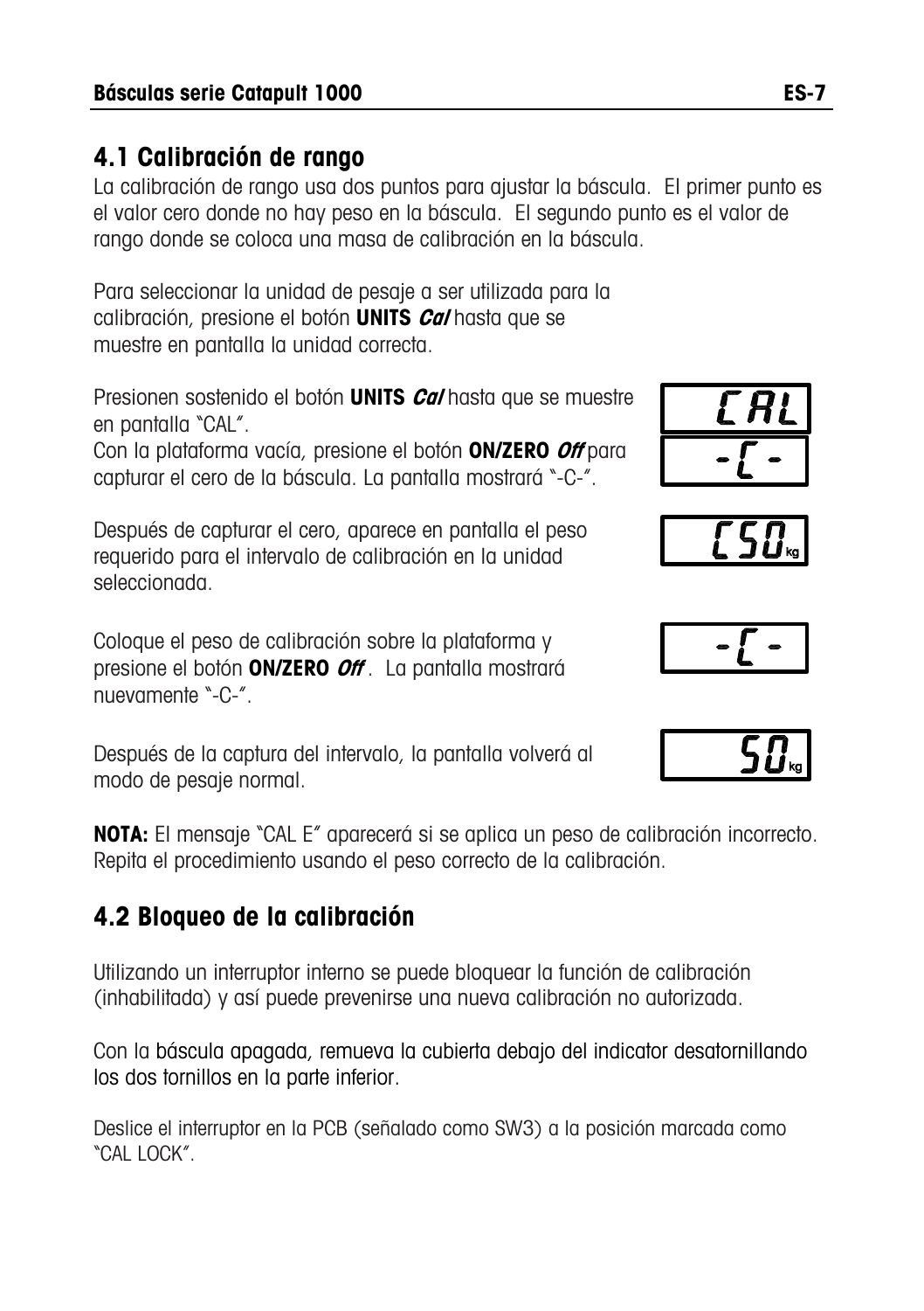## 4.1 Calibración de rango

La calibración de rango usa dos puntos para ajustar la báscula. El primer punto es el valor cero donde no hay peso en la báscula. El segundo punto es el valor de rango donde se coloca una masa de calibración en la báscula.

Para seleccionar la unidad de pesaje a ser utilizada para la calibración, presione el botón **UNITS** ***Cal*** hasta que se muestre en pantalla la unidad correcta.

Presionen sostenido el botón **UNITS** ***Cal*** hasta que se muestre en pantalla "CAL".

Con la plataforma vacía, presione el botón **ON/ZERO** ***Off*** para capturar el cero de la báscula. La pantalla mostrará "-C-".

Después de capturar el cero, aparece en pantalla el peso requerido para el intervalo de calibración en la unidad seleccionada.

Coloque el peso de calibración sobre la plataforma y presione el botón **ON/ZERO** ***Off***. La pantalla mostrará nuevamente "-C-".

Después de la captura del intervalo, la pantalla volverá al modo de pesaje normal.

**NOTA:** El mensaje "CAL E" aparecerá si se aplica un peso de calibración incorrecto. Repita el procedimiento usando el peso correcto de la calibración.

## 4.2 Bloqueo de la calibración

Utilizando un interruptor interno se puede bloquear la función de calibración (inhabilitada) y así puede prevenirse una nueva calibración no autorizada.

Con la báscula apagada, remueva la cubierta debajo del indicator desatornillando los dos tornillos en la parte inferior.

Deslice el interruptor en la PCB (señalado como SW3) a la posición marcada como "CAL LOCK".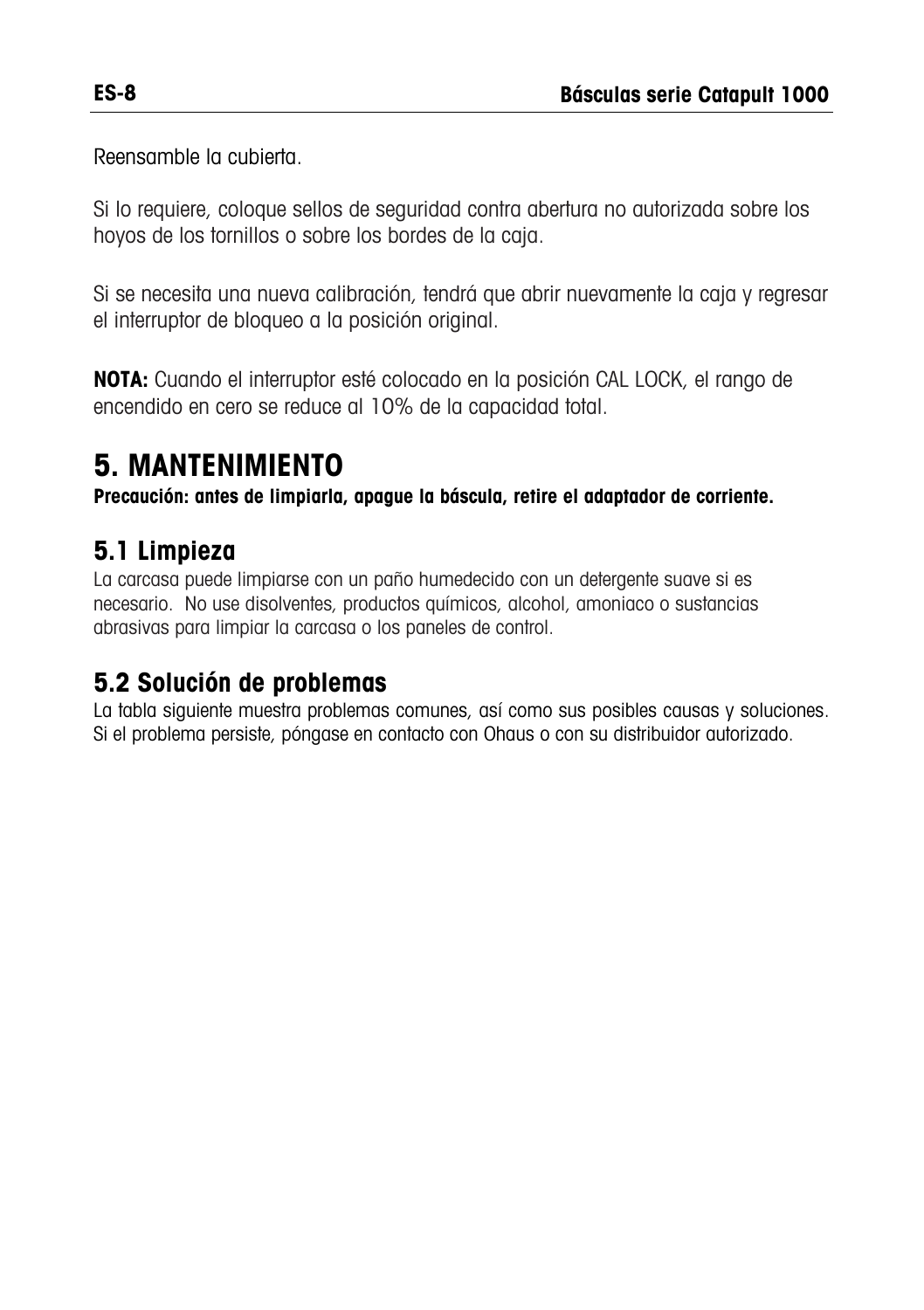Reensamble la cubierta.

Si lo requiere, coloque sellos de seguridad contra abertura no autorizada sobre los hoyos de los tornillos o sobre los bordes de la caja.

Si se necesita una nueva calibración, tendrá que abrir nuevamente la caja y regresar el interruptor de bloqueo a la posición original.

**NOTA:** Cuando el interruptor esté colocado en la posición CAL LOCK, el rango de encendido en cero se reduce al 10% de la capacidad total.

# 5. MANTENIMIENTO

**Precaución: antes de limpiarla, apague la báscula, retire el adaptador de corriente.**

## 5.1 Limpieza

La carcasa puede limpiarse con un paño humedecido con un detergente suave si es necesario. No use disolventes, productos químicos, alcohol, amoniaco o sustancias abrasivas para limpiar la carcasa o los paneles de control.

## 5.2 Solución de problemas

La tabla siguiente muestra problemas comunes, así como sus posibles causas y soluciones. Si el problema persiste, póngase en contacto con Ohaus o con su distribuidor autorizado.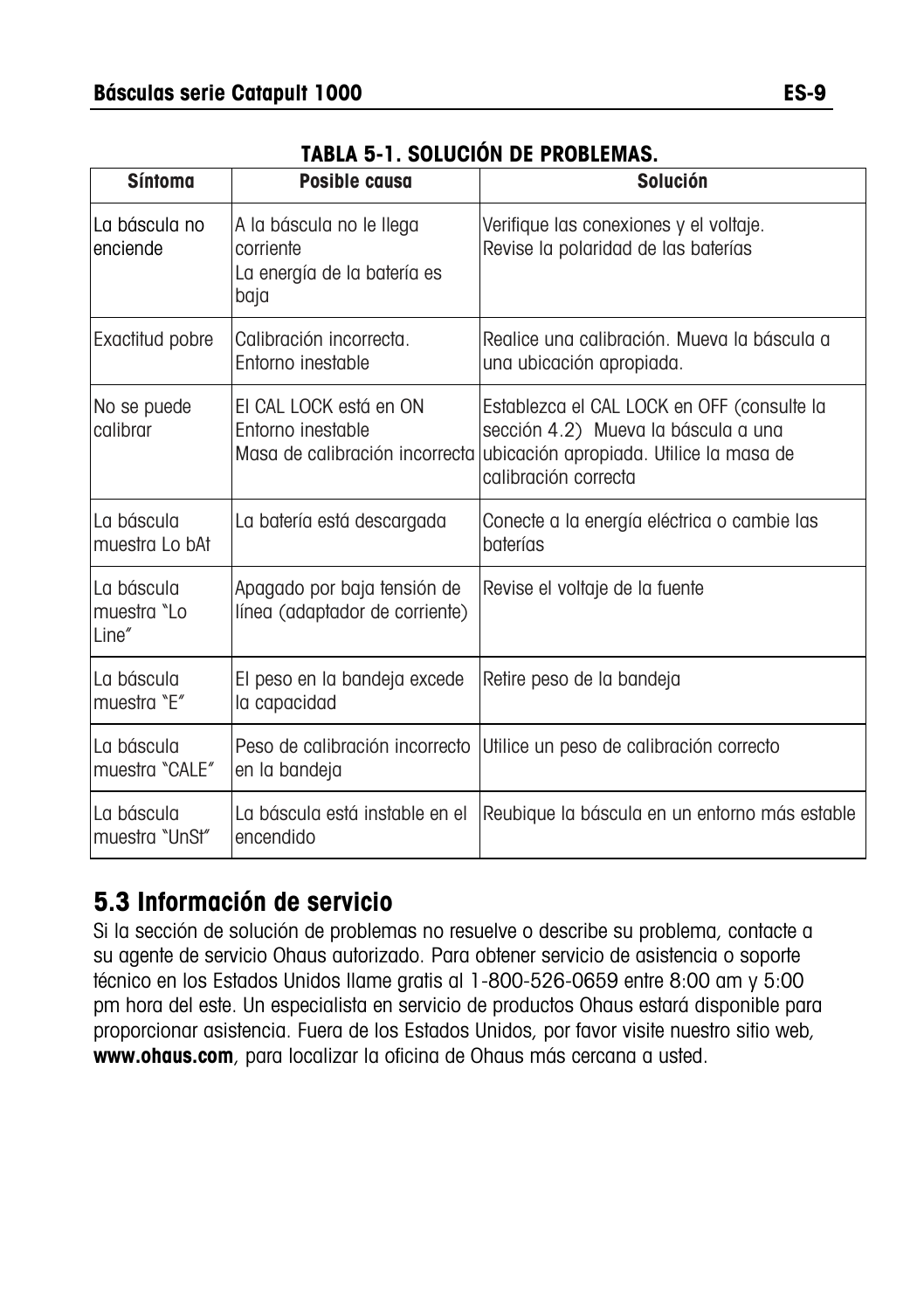**TABLA 5-1. SOLUCIÓN DE PROBLEMAS.**

| Síntoma | Posible causa | Solución |
| --- | --- | --- |
| La báscula no enciende | A la báscula no le llega corriente<br>La energía de la batería es baja | Verifique las conexiones y el voltaje.<br>Revise la polaridad de las baterías |
| Exactitud pobre | Calibración incorrecta.<br>Entorno inestable | Realice una calibración. Mueva la báscula a una ubicación apropiada. |
| No se puede calibrar | El CAL LOCK está en ON<br>Entorno inestable<br>Masa de calibración incorrecta | Establezca el CAL LOCK en OFF (consulte la sección 4.2) Mueva la báscula a una ubicación apropiada. Utilice la masa de calibración correcta |
| La báscula muestra Lo bAt | La batería está descargada | Conecte a la energía eléctrica o cambie las baterías |
| La báscula muestra "Lo Line" | Apagado por baja tensión de línea (adaptador de corriente) | Revise el voltaje de la fuente |
| La báscula muestra "E" | El peso en la bandeja excede la capacidad | Retire peso de la bandeja |
| La báscula muestra "CALE" | Peso de calibración incorrecto en la bandeja | Utilice un peso de calibración correcto |
| La báscula muestra "UnSt" | La báscula está instable en el encendido | Reubique la báscula en un entorno más estable |

## 5.3 Información de servicio

Si la sección de solución de problemas no resuelve o describe su problema, contacte a su agente de servicio Ohaus autorizado. Para obtener servicio de asistencia o soporte técnico en los Estados Unidos llame gratis al 1-800-526-0659 entre 8:00 am y 5:00 pm hora del este. Un especialista en servicio de productos Ohaus estará disponible para proporcionar asistencia. Fuera de los Estados Unidos, por favor visite nuestro sitio web, **www.ohaus.com**, para localizar la oficina de Ohaus más cercana a usted.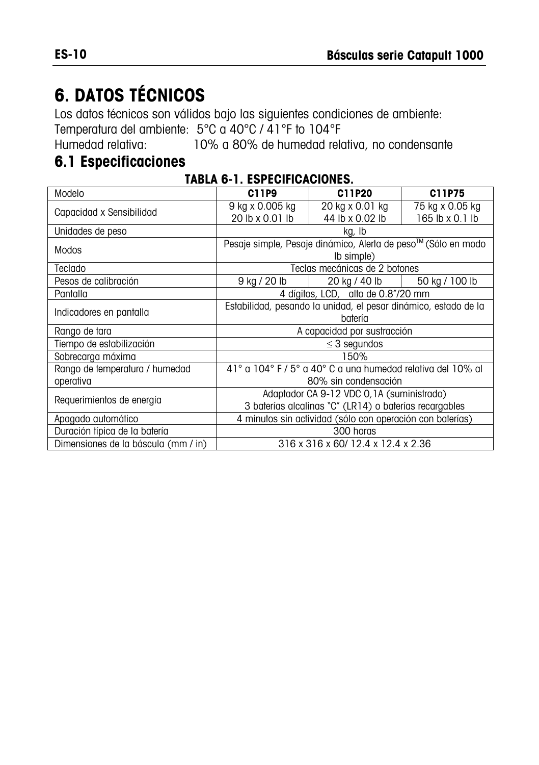# 6. DATOS TÉCNICOS

Los datos técnicos son válidos bajo las siguientes condiciones de ambiente:
Temperatura del ambiente: 5°C a 40°C / 41°F to 104°F
Humedad relativa: 10% a 80% de humedad relativa, no condensante

## 6.1 Especificaciones

**TABLA 6-1. ESPECIFICACIONES.**

| Modelo | **C11P9** | **C11P20** | **C11P75** |
|---|---|---|---|
| Capacidad x Sensibilidad | 9 kg x 0.005 kg<br>20 lb x 0.01 lb | 20 kg x 0.01 kg<br>44 lb x 0.02 lb | 75 kg x 0.05 kg<br>165 lb x 0.1 lb |
| Unidades de peso | kg, lb | | |
| Modos | Pesaje simple, Pesaje dinámico, Alerta de peso™ (Sólo en modo lb simple) | | |
| Teclado | Teclas mecánicas de 2 botones | | |
| Pesos de calibración | 9 kg / 20 lb | 20 kg / 40 lb | 50 kg / 100 lb |
| Pantalla | 4 dígitos, LCD, alto de 0.8"/20 mm | | |
| Indicadores en pantalla | Estabilidad, pesando la unidad, el pesar dinámico, estado de la batería | | |
| Rango de tara | A capacidad por sustracción | | |
| Tiempo de estabilización | ≤ 3 segundos | | |
| Sobrecarga máxima | 150% | | |
| Rango de temperatura / humedad operativa | 41° a 104° F / 5° a 40° C a una humedad relativa del 10% al 80% sin condensación | | |
| Requerimientos de energía | Adaptador CA 9-12 VDC 0,1A (suministrado)<br>3 baterías alcalinas "C" (LR14) o baterías recargables | | |
| Apagado automático | 4 minutos sin actividad (sólo con operación con baterías) | | |
| Duración típica de la batería | 300 horas | | |
| Dimensiones de la báscula (mm / in) | 316 x 316 x 60/ 12.4 x 12.4 x 2.36 | | |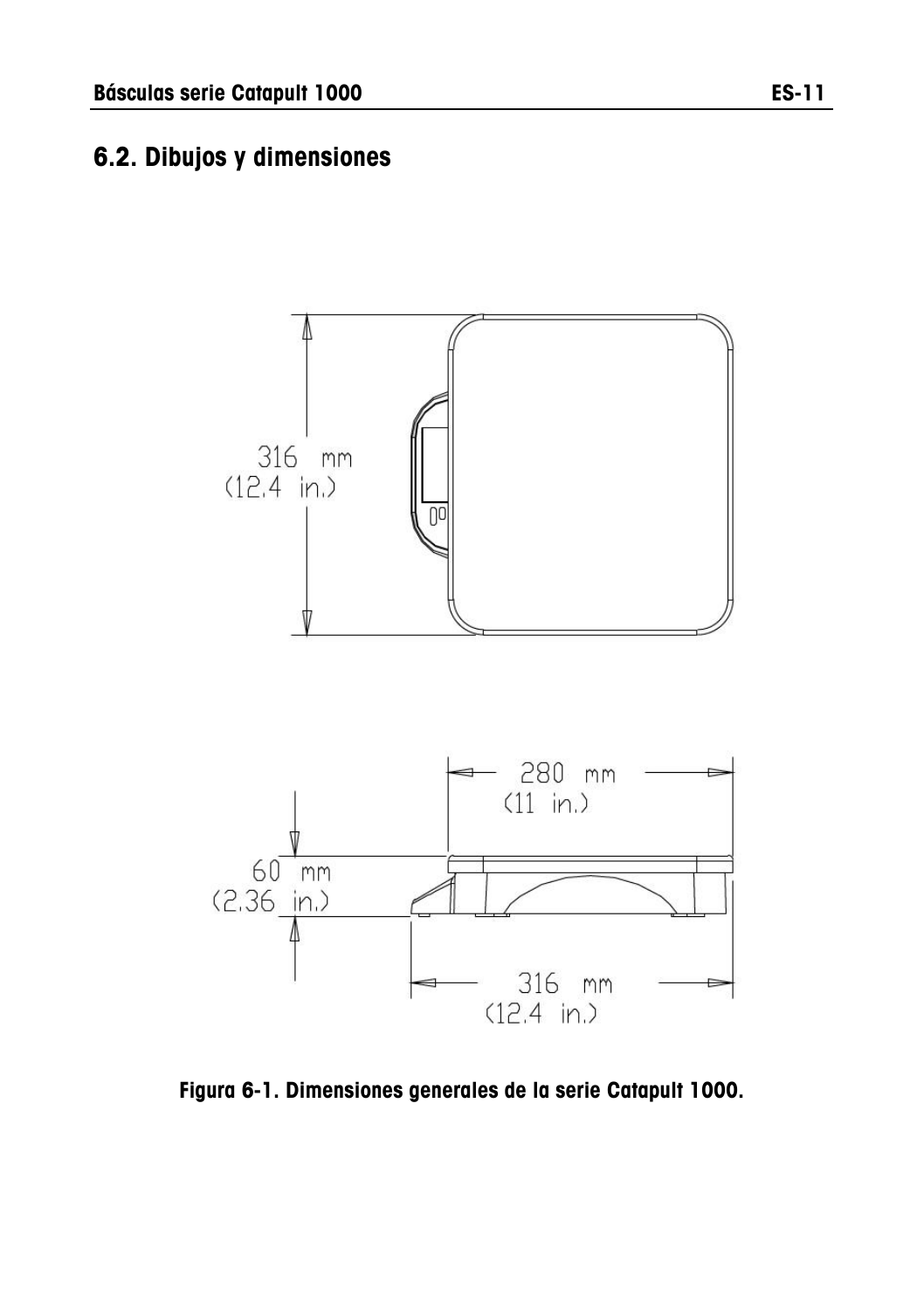## 6.2. Dibujos y dimensiones

316 mm
(12.4 in.)

280 mm
(11 in.)

60 mm
(2.36 in.)

316 mm
(12.4 in.)

**Figura 6-1. Dimensiones generales de la serie Catapult 1000.**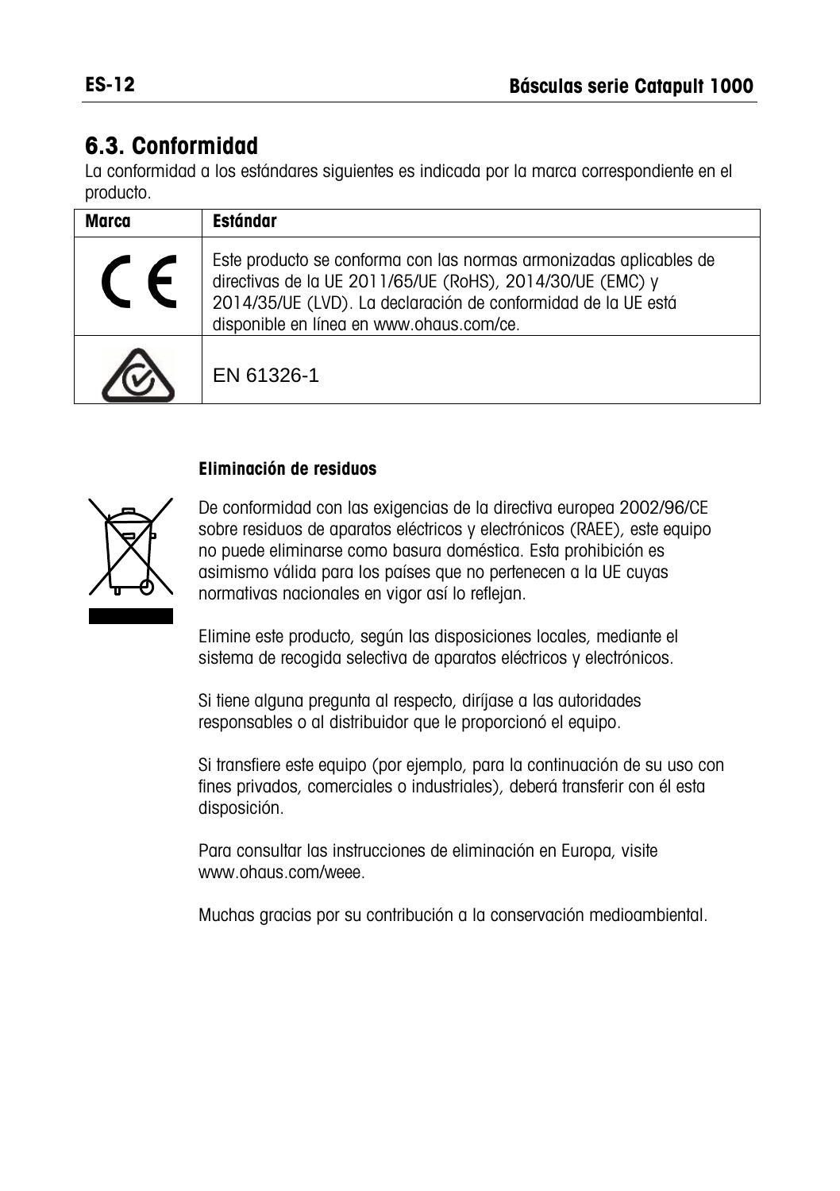## 6.3. Conformidad

La conformidad a los estándares siguientes es indicada por la marca correspondiente en el producto.

| Marca | Estándar |
|---|---|
| CE | Este producto se conforma con las normas armonizadas aplicables de directivas de la UE 2011/65/UE (RoHS), 2014/30/UE (EMC) y 2014/35/UE (LVD). La declaración de conformidad de la UE está disponible en línea en www.ohaus.com/ce. |
| | EN 61326-1 |

**Eliminación de residuos**

De conformidad con las exigencias de la directiva europea 2002/96/CE sobre residuos de aparatos eléctricos y electrónicos (RAEE), este equipo no puede eliminarse como basura doméstica. Esta prohibición es asimismo válida para los países que no pertenecen a la UE cuyas normativas nacionales en vigor así lo reflejan.

Elimine este producto, según las disposiciones locales, mediante el sistema de recogida selectiva de aparatos eléctricos y electrónicos.

Si tiene alguna pregunta al respecto, diríjase a las autoridades responsables o al distribuidor que le proporcionó el equipo.

Si transfiere este equipo (por ejemplo, para la continuación de su uso con fines privados, comerciales o industriales), deberá transferir con él esta disposición.

Para consultar las instrucciones de eliminación en Europa, visite www.ohaus.com/weee.

Muchas gracias por su contribución a la conservación medioambiental.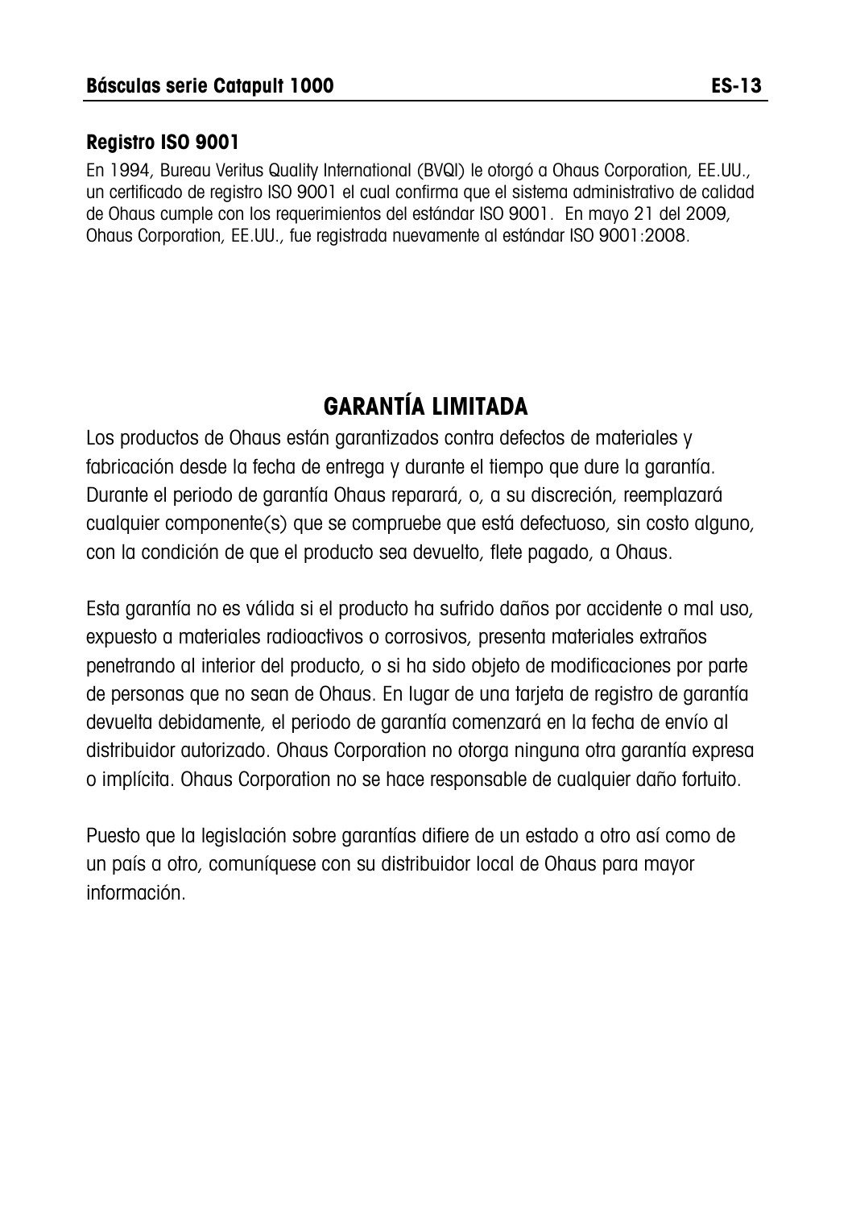### Registro ISO 9001

En 1994, Bureau Veritus Quality International (BVQI) le otorgó a Ohaus Corporation, EE.UU., un certificado de registro ISO 9001 el cual confirma que el sistema administrativo de calidad de Ohaus cumple con los requerimientos del estándar ISO 9001. En mayo 21 del 2009, Ohaus Corporation, EE.UU., fue registrada nuevamente al estándar ISO 9001:2008.

## GARANTÍA LIMITADA

Los productos de Ohaus están garantizados contra defectos de materiales y fabricación desde la fecha de entrega y durante el tiempo que dure la garantía. Durante el periodo de garantía Ohaus reparará, o, a su discreción, reemplazará cualquier componente(s) que se compruebe que está defectuoso, sin costo alguno, con la condición de que el producto sea devuelto, flete pagado, a Ohaus.

Esta garantía no es válida si el producto ha sufrido daños por accidente o mal uso, expuesto a materiales radioactivos o corrosivos, presenta materiales extraños penetrando al interior del producto, o si ha sido objeto de modificaciones por parte de personas que no sean de Ohaus. En lugar de una tarjeta de registro de garantía devuelta debidamente, el periodo de garantía comenzará en la fecha de envío al distribuidor autorizado. Ohaus Corporation no otorga ninguna otra garantía expresa o implícita. Ohaus Corporation no se hace responsable de cualquier daño fortuito.

Puesto que la legislación sobre garantías difiere de un estado a otro así como de un país a otro, comuníquese con su distribuidor local de Ohaus para mayor información.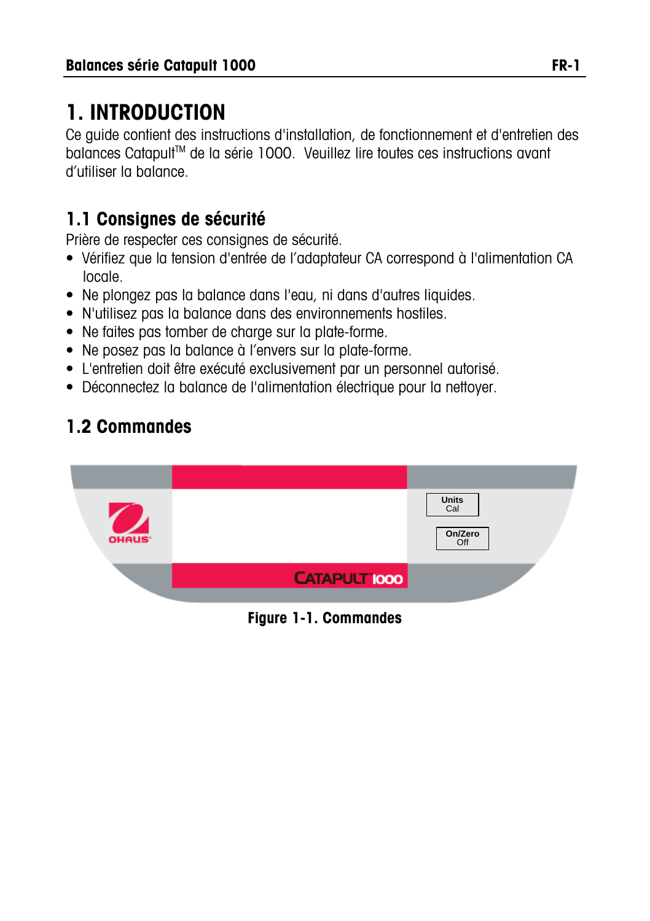# 1. INTRODUCTION

Ce guide contient des instructions d'installation, de fonctionnement et d'entretien des balances Catapult™ de la série 1000. Veuillez lire toutes ces instructions avant d'utiliser la balance.

## 1.1 Consignes de sécurité

Prière de respecter ces consignes de sécurité.

- Vérifiez que la tension d'entrée de l'adaptateur CA correspond à l'alimentation CA locale.
- Ne plongez pas la balance dans l'eau, ni dans d'autres liquides.
- N'utilisez pas la balance dans des environnements hostiles.
- Ne faites pas tomber de charge sur la plate-forme.
- Ne posez pas la balance à l'envers sur la plate-forme.
- L'entretien doit être exécuté exclusivement par un personnel autorisé.
- Déconnectez la balance de l'alimentation électrique pour la nettoyer.

## 1.2 Commandes

Figure 1-1. Commandes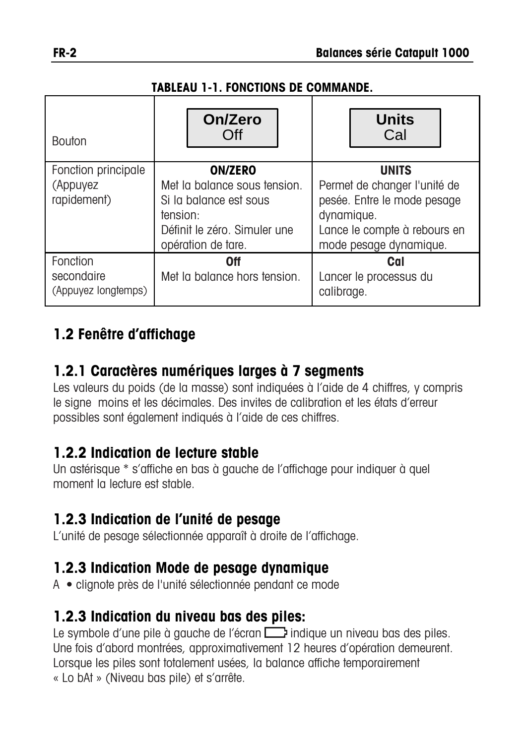**TABLEAU 1-1. FONCTIONS DE COMMANDE.**

| Bouton | On/Zero Off | Units Cal |
|---|---|---|
| Fonction principale (Appuyez rapidement) | **ON/ZERO** Met la balance sous tension. Si la balance est sous tension: Définit le zéro. Simuler une opération de tare. | **UNITS** Permet de changer l'unité de pesée. Entre le mode pesage dynamique. Lance le compte à rebours en mode pesage dynamique. |
| Fonction secondaire (Appuyez longtemps) | **Off** Met la balance hors tension. | **Cal** Lancer le processus du calibrage. |

## 1.2 Fenêtre d'affichage

### 1.2.1 Caractères numériques larges à 7 segments

Les valeurs du poids (de la masse) sont indiquées à l'aide de 4 chiffres, y compris le signe moins et les décimales. Des invites de calibration et les états d'erreur possibles sont également indiqués à l'aide de ces chiffres.

### 1.2.2 Indication de lecture stable

Un astérisque * s'affiche en bas à gauche de l'affichage pour indiquer à quel moment la lecture est stable.

### 1.2.3 Indication de l'unité de pesage

L'unité de pesage sélectionnée apparaît à droite de l'affichage.

### 1.2.3 Indication Mode de pesage dynamique

A • clignote près de l'unité sélectionnée pendant ce mode

### 1.2.3 Indication du niveau bas des piles:

Le symbole d'une pile à gauche de l'écran indique un niveau bas des piles. Une fois d'abord montrées, approximativement 12 heures d'opération demeurent. Lorsque les piles sont totalement usées, la balance affiche temporairement « Lo bAt » (Niveau bas pile) et s'arrête.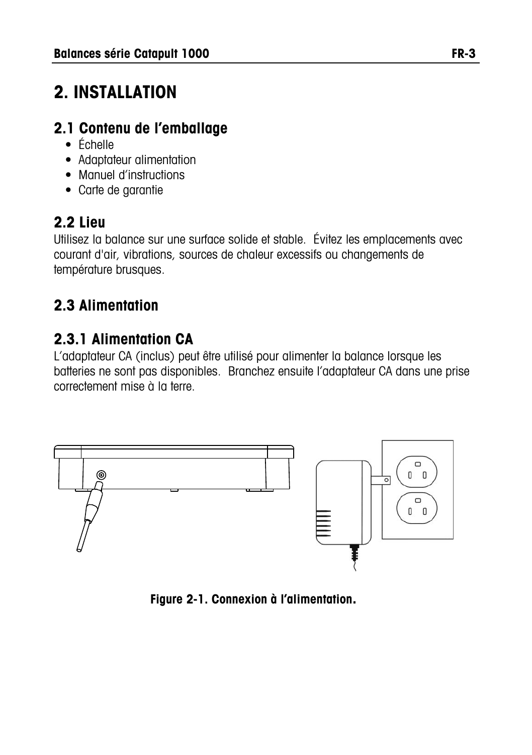# 2. INSTALLATION

## 2.1 Contenu de l'emballage

- Échelle
- Adaptateur alimentation
- Manuel d'instructions
- Carte de garantie

## 2.2 Lieu

Utilisez la balance sur une surface solide et stable. Évitez les emplacements avec courant d'air, vibrations, sources de chaleur excessifs ou changements de température brusques.

## 2.3 Alimentation

### 2.3.1 Alimentation CA

L'adaptateur CA (inclus) peut être utilisé pour alimenter la balance lorsque les batteries ne sont pas disponibles. Branchez ensuite l'adaptateur CA dans une prise correctement mise à la terre.

**Figure 2-1. Connexion à l'alimentation.**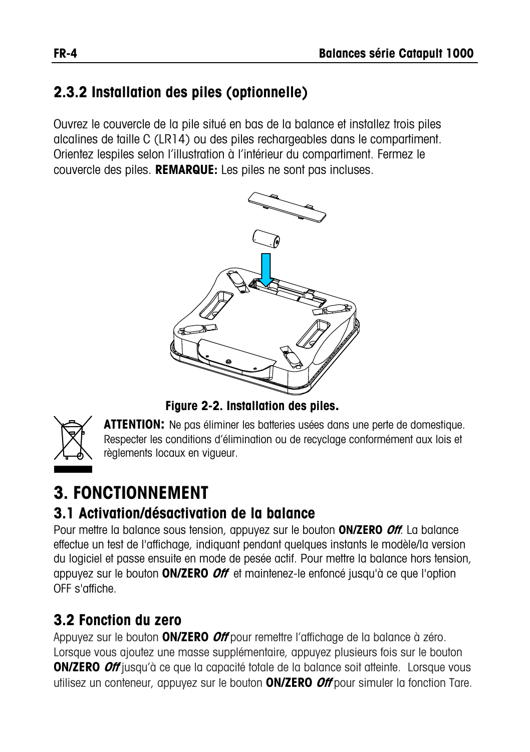### 2.3.2 Installation des piles (optionnelle)

Ouvrez le couvercle de la pile situé en bas de la balance et installez trois piles alcalines de taille C (LR14) ou des piles rechargeables dans le compartiment. Orientez lespiles selon l'illustration à l'intérieur du compartiment. Fermez le couvercle des piles. **REMARQUE:** Les piles ne sont pas incluses.

**Figure 2-2. Installation des piles.**

**ATTENTION:** Ne pas éliminer les batteries usées dans une perte de domestique. Respecter les conditions d'élimination ou de recyclage conformément aux lois et règlements locaux en vigueur.

# 3. FONCTIONNEMENT

## 3.1 Activation/désactivation de la balance

Pour mettre la balance sous tension, appuyez sur le bouton **ON/ZERO *Off***. La balance effectue un test de l'affichage, indiquant pendant quelques instants le modèle/la version du logiciel et passe ensuite en mode de pesée actif. Pour mettre la balance hors tension, appuyez sur le bouton **ON/ZERO *Off*** et maintenez-le enfoncé jusqu'à ce que l'option OFF s'affiche.

## 3.2 Fonction du zero

Appuyez sur le bouton **ON/ZERO *Off*** pour remettre l'affichage de la balance à zéro. Lorsque vous ajoutez une masse supplémentaire, appuyez plusieurs fois sur le bouton **ON/ZERO *Off*** jusqu'à ce que la capacité totale de la balance soit atteinte. Lorsque vous utilisez un conteneur, appuyez sur le bouton **ON/ZERO *Off*** pour simuler la fonction Tare.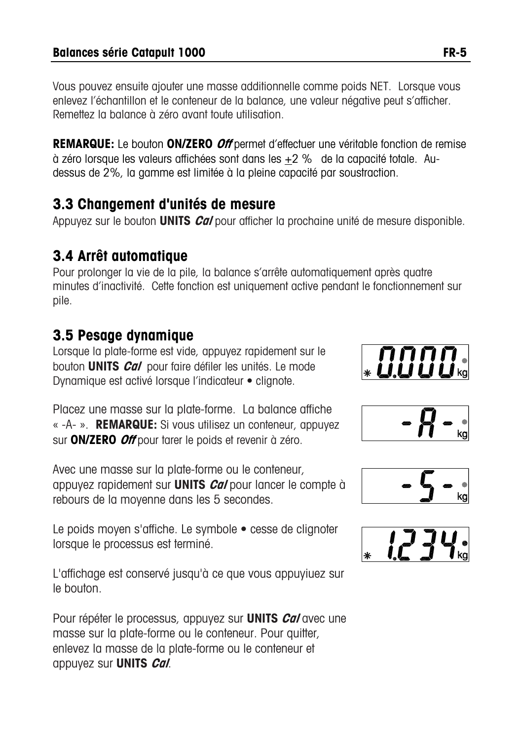Vous pouvez ensuite ajouter une masse additionnelle comme poids NET.  Lorsque vous enlevez l'échantillon et le conteneur de la balance, une valeur négative peut s'afficher. Remettez la balance à zéro avant toute utilisation.

**REMARQUE:** Le bouton **ON/ZERO *Off*** permet d'effectuer une véritable fonction de remise à zéro lorsque les valeurs affichées sont dans les $\pm 2$ % de la capacité totale. Au-dessus de 2%, la gamme est limitée à la pleine capacité par soustraction.

## 3.3 Changement d'unités de mesure

Appuyez sur le bouton **UNITS *Cal*** pour afficher la prochaine unité de mesure disponible.

## 3.4 Arrêt automatique

Pour prolonger la vie de la pile, la balance s'arrête automatiquement après quatre minutes d'inactivité.  Cette fonction est uniquement active pendant le fonctionnement sur pile.

## 3.5 Pesage dynamique

Lorsque la plate-forme est vide, appuyez rapidement sur le bouton **UNITS *Cal*** pour faire défiler les unités. Le mode Dynamique est activé lorsque l'indicateur • clignote.

0.000 kg

Placez une masse sur la plate-forme.  La balance affiche « -A- ».  **REMARQUE:** Si vous utilisez un conteneur, appuyez sur **ON/ZERO *Off*** pour tarer le poids et revenir à zéro.

-A- kg

Avec une masse sur la plate-forme ou le conteneur, appuyez rapidement sur **UNITS *Cal*** pour lancer le compte à rebours de la moyenne dans les 5 secondes.

-5- kg

Le poids moyen s'affiche. Le symbole • cesse de clignoter lorsque le processus est terminé.

1.234 kg

L'affichage est conservé jusqu'à ce que vous appuyiuez sur le bouton.

Pour répéter le processus, appuyez sur **UNITS *Cal*** avec une masse sur la plate-forme ou le conteneur. Pour quitter, enlevez la masse de la plate-forme ou le conteneur et appuyez sur **UNITS *Cal***.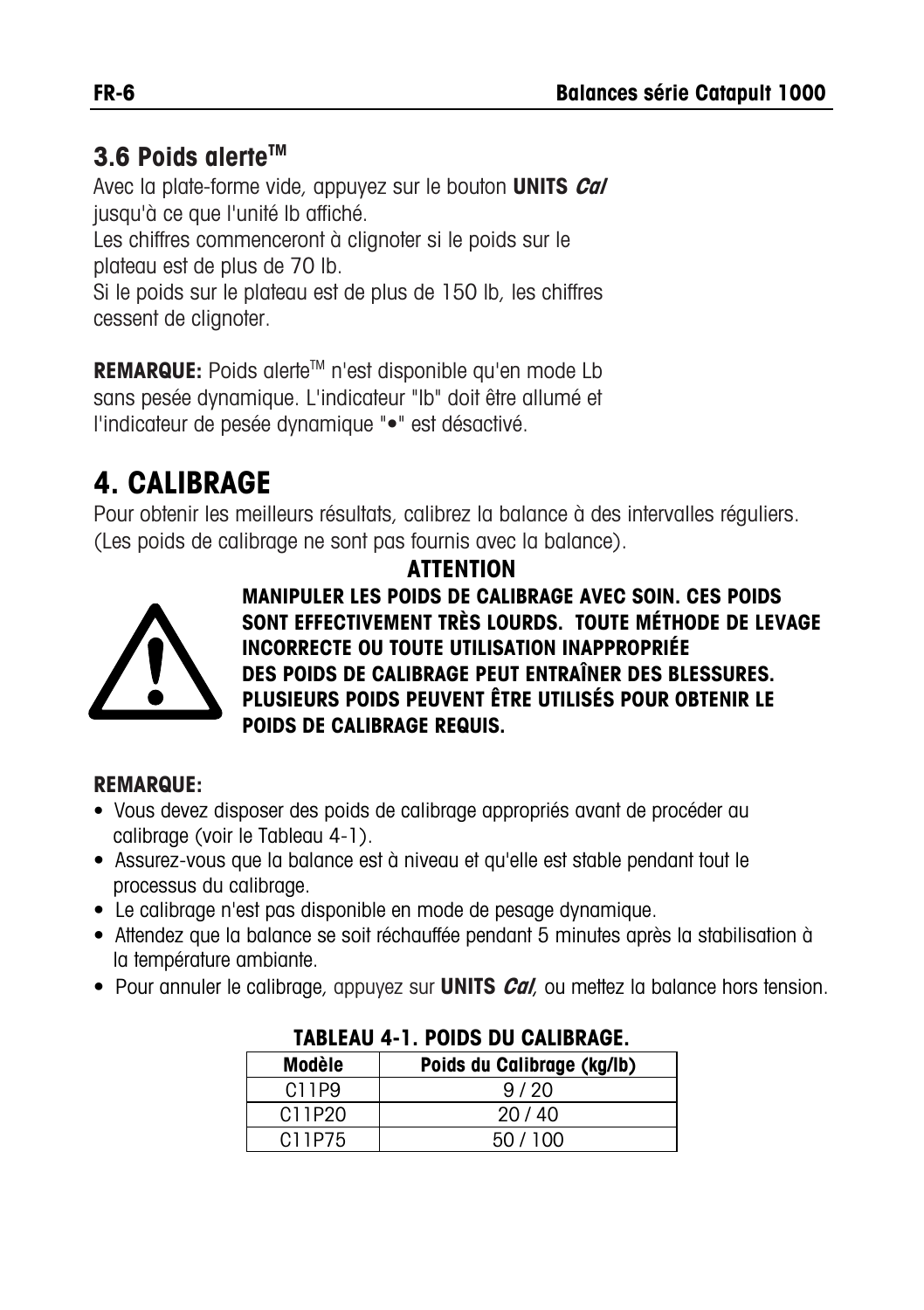## 3.6 Poids alerte™

Avec la plate-forme vide, appuyez sur le bouton **UNITS *Cal*** jusqu'à ce que l'unité lb affiché.

Les chiffres commenceront à clignoter si le poids sur le plateau est de plus de 70 lb.

Si le poids sur le plateau est de plus de 150 lb, les chiffres cessent de clignoter.

**REMARQUE:** Poids alerte™ n'est disponible qu'en mode Lb sans pesée dynamique. L'indicateur "lb" doit être allumé et l'indicateur de pesée dynamique "•" est désactivé.

# 4. CALIBRAGE

Pour obtenir les meilleurs résultats, calibrez la balance à des intervalles réguliers. (Les poids de calibrage ne sont pas fournis avec la balance).

**ATTENTION**

**MANIPULER LES POIDS DE CALIBRAGE AVEC SOIN. CES POIDS SONT EFFECTIVEMENT TRÈS LOURDS. TOUTE MÉTHODE DE LEVAGE INCORRECTE OU TOUTE UTILISATION INAPPROPRIÉE DES POIDS DE CALIBRAGE PEUT ENTRAÎNER DES BLESSURES. PLUSIEURS POIDS PEUVENT ÊTRE UTILISÉS POUR OBTENIR LE POIDS DE CALIBRAGE REQUIS.**

**REMARQUE:**

- Vous devez disposer des poids de calibrage appropriés avant de procéder au calibrage (voir le Tableau 4-1).
- Assurez-vous que la balance est à niveau et qu'elle est stable pendant tout le processus du calibrage.
- Le calibrage n'est pas disponible en mode de pesage dynamique.
- Attendez que la balance se soit réchauffée pendant 5 minutes après la stabilisation à la température ambiante.
- Pour annuler le calibrage, appuyez sur **UNITS *Cal***, ou mettez la balance hors tension.

**TABLEAU 4-1. POIDS DU CALIBRAGE.**

| Modèle | Poids du Calibrage (kg/lb) |
|---|---|
| C11P9 | 9 / 20 |
| C11P20 | 20 / 40 |
| C11P75 | 50 / 100 |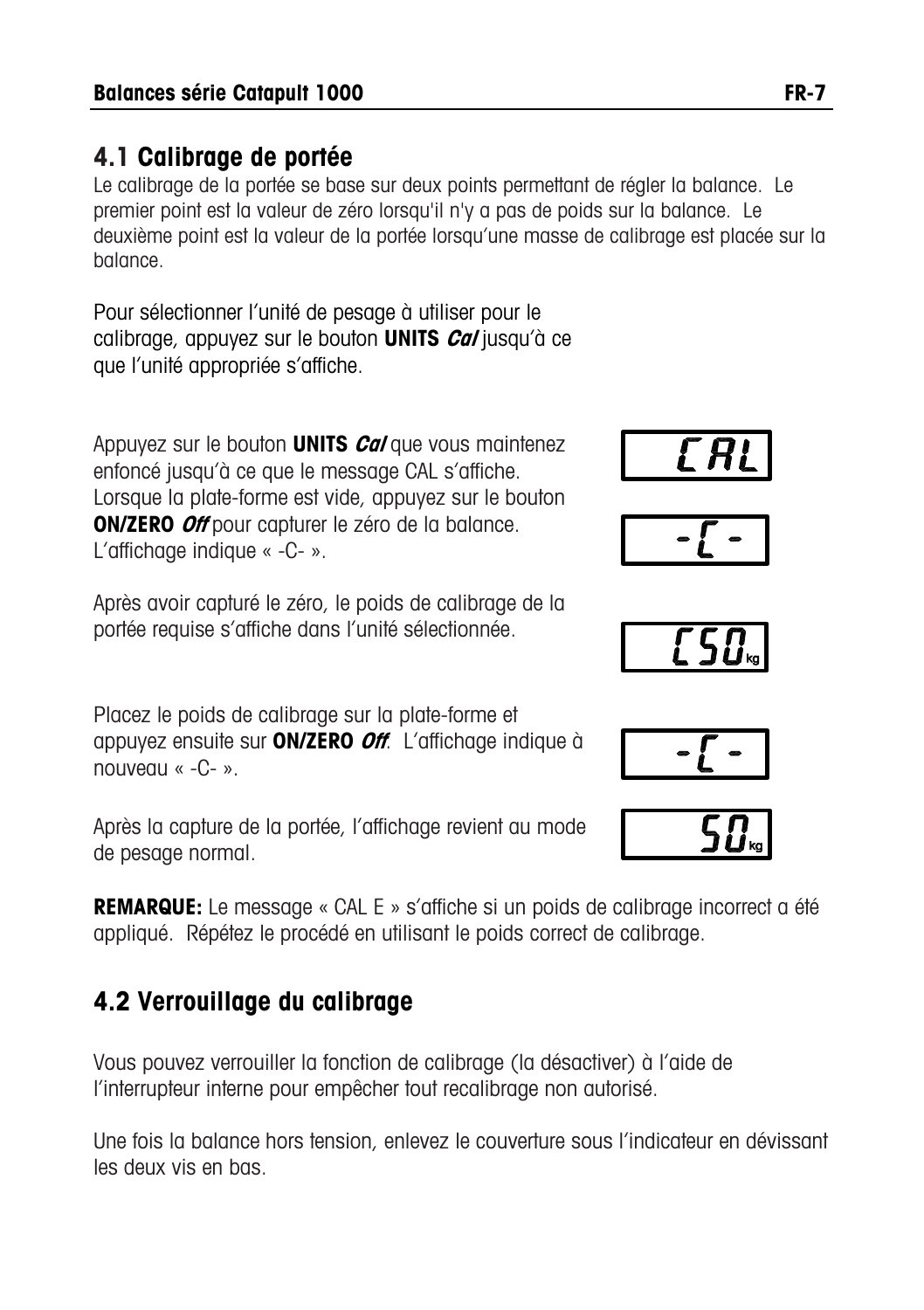## 4.1 Calibrage de portée

Le calibrage de la portée se base sur deux points permettant de régler la balance. Le premier point est la valeur de zéro lorsqu'il n'y a pas de poids sur la balance. Le deuxième point est la valeur de la portée lorsqu'une masse de calibrage est placée sur la balance.

Pour sélectionner l'unité de pesage à utiliser pour le calibrage, appuyez sur le bouton **UNITS *Cal*** jusqu'à ce que l'unité appropriée s'affiche.

Appuyez sur le bouton **UNITS *Cal*** que vous maintenez enfoncé jusqu'à ce que le message CAL s'affiche. Lorsque la plate-forme est vide, appuyez sur le bouton **ON/ZERO *Off*** pour capturer le zéro de la balance. L'affichage indique « -C- ».

CAL

-C-

Après avoir capturé le zéro, le poids de calibrage de la portée requise s'affiche dans l'unité sélectionnée.

C50 kg

Placez le poids de calibrage sur la plate-forme et appuyez ensuite sur **ON/ZERO *Off***. L'affichage indique à nouveau « -C- ».

-C-

Après la capture de la portée, l'affichage revient au mode de pesage normal.

50 kg

**REMARQUE:** Le message « CAL E » s'affiche si un poids de calibrage incorrect a été appliqué. Répétez le procédé en utilisant le poids correct de calibrage.

## 4.2 Verrouillage du calibrage

Vous pouvez verrouiller la fonction de calibrage (la désactiver) à l'aide de l'interrupteur interne pour empêcher tout recalibrage non autorisé.

Une fois la balance hors tension, enlevez le couverture sous l'indicateur en dévissant les deux vis en bas.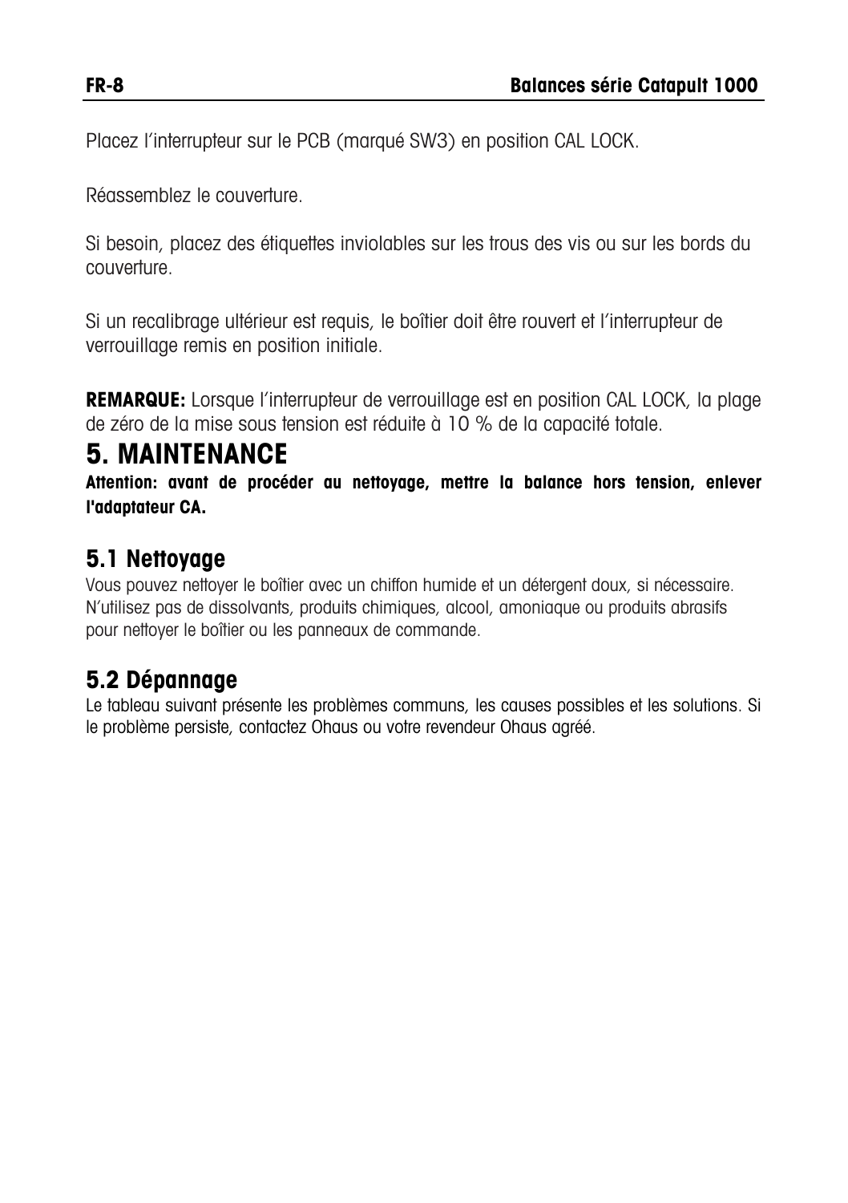Placez l'interrupteur sur le PCB (marqué SW3) en position CAL LOCK.

Réassemblez le couverture.

Si besoin, placez des étiquettes inviolables sur les trous des vis ou sur les bords du couverture.

Si un recalibrage ultérieur est requis, le boîtier doit être rouvert et l'interrupteur de verrouillage remis en position initiale.

**REMARQUE:** Lorsque l'interrupteur de verrouillage est en position CAL LOCK, la plage de zéro de la mise sous tension est réduite à 10 % de la capacité totale.

# 5. MAINTENANCE

**Attention: avant de procéder au nettoyage, mettre la balance hors tension, enlever l'adaptateur CA.**

## 5.1 Nettoyage

Vous pouvez nettoyer le boîtier avec un chiffon humide et un détergent doux, si nécessaire. N'utilisez pas de dissolvants, produits chimiques, alcool, amoniaque ou produits abrasifs pour nettoyer le boîtier ou les panneaux de commande.

## 5.2 Dépannage

Le tableau suivant présente les problèmes communs, les causes possibles et les solutions. Si le problème persiste, contactez Ohaus ou votre revendeur Ohaus agréé.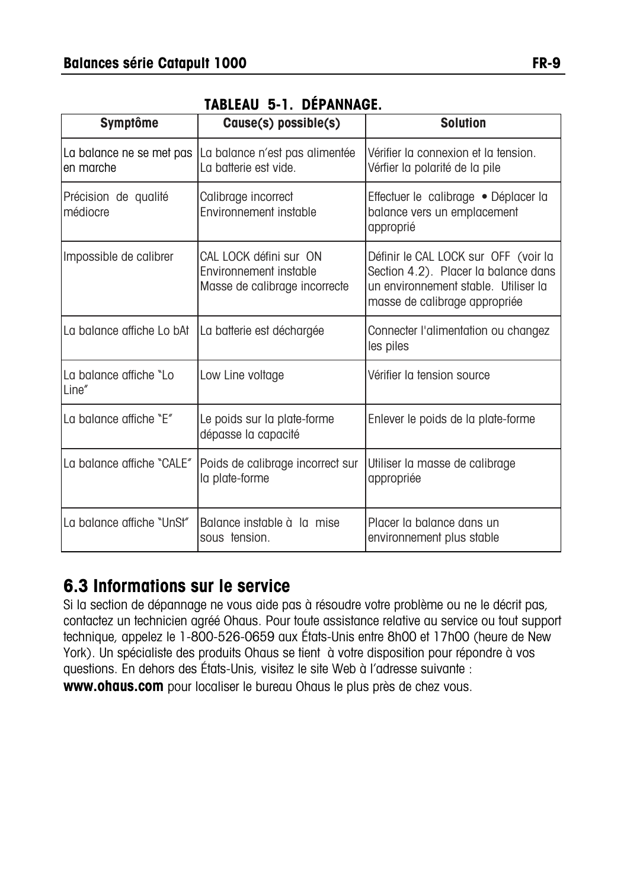**TABLEAU 5-1. DÉPANNAGE.**

| Symptôme | Cause(s) possible(s) | Solution |
|---|---|---|
| La balance ne se met pas en marche | La balance n'est pas alimentée<br>La batterie est vide. | Vérifier la connexion et la tension.<br>Vérfier la polarité de la pile |
| Précision de qualité médiocre | Calibrage incorrect<br>Environnement instable | Effectuer le calibrage • Déplacer la balance vers un emplacement approprié |
| Impossible de calibrer | CAL LOCK défini sur ON<br>Environnement instable<br>Masse de calibrage incorrecte | Définir le CAL LOCK sur OFF (voir la Section 4.2). Placer la balance dans un environnement stable. Utiliser la masse de calibrage appropriée |
| La balance affiche Lo bAt | La batterie est déchargée | Connecter l'alimentation ou changez les piles |
| La balance affiche "Lo Line" | Low Line voltage | Vérifier la tension source |
| La balance affiche "E" | Le poids sur la plate-forme dépasse la capacité | Enlever le poids de la plate-forme |
| La balance affiche "CALE" | Poids de calibrage incorrect sur la plate-forme | Utiliser la masse de calibrage appropriée |
| La balance affiche "UnSt" | Balance instable à la mise sous tension. | Placer la balance dans un environnement plus stable |

## 6.3 Informations sur le service

Si la section de dépannage ne vous aide pas à résoudre votre problème ou ne le décrit pas, contactez un technicien agréé Ohaus. Pour toute assistance relative au service ou tout support technique, appelez le 1-800-526-0659 aux États-Unis entre 8h00 et 17h00 (heure de New York). Un spécialiste des produits Ohaus se tient à votre disposition pour répondre à vos questions. En dehors des États-Unis, visitez le site Web à l'adresse suivante : **www.ohaus.com** pour localiser le bureau Ohaus le plus près de chez vous.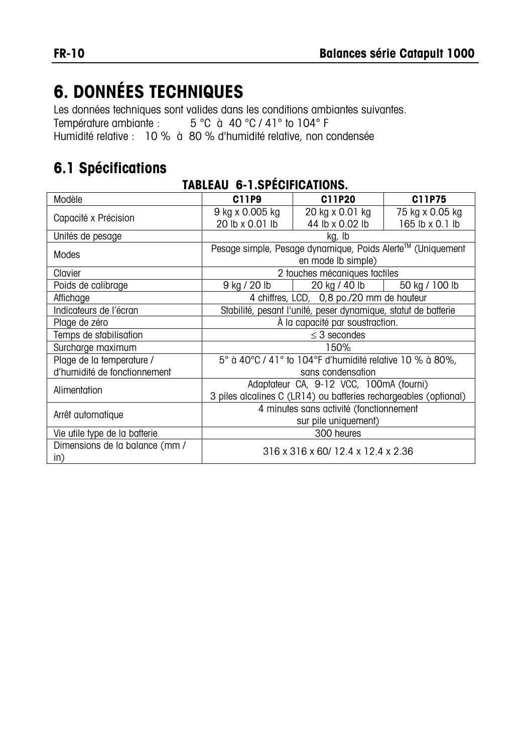# 6. DONNÉES TECHNIQUES

Les données techniques sont valides dans les conditions ambiantes suivantes.
Température ambiante : 5 °C à 40 °C / 41° to 104° F
Humidité relative : 10 % à 80 % d'humidité relative, non condensée

## 6.1 Spécifications

**TABLEAU 6-1.SPÉCIFICATIONS.**

| Modèle | **C11P9** | **C11P20** | **C11P75** |
|---|---|---|---|
| Capacité x Précision | 9 kg x 0.005 kg<br>20 lb x 0.01 lb | 20 kg x 0.01 kg<br>44 lb x 0.02 lb | 75 kg x 0.05 kg<br>165 lb x 0.1 lb |
| Unités de pesage | kg, lb | | |
| Modes | Pesage simple, Pesage dynamique, Poids Alerte™ (Uniquement en mode lb simple) | | |
| Clavier | 2 touches mécaniques tactiles | | |
| Poids de calibrage | 9 kg / 20 lb | 20 kg / 40 lb | 50 kg / 100 lb |
| Affichage | 4 chiffres, LCD, 0,8 po./20 mm de hauteur | | |
| Indicateurs de l'écran | Stabilité, pesant l'unité, peser dynamique, statut de batterie | | |
| Plage de zéro | À la capacité par soustraction. | | |
| Temps de stabilisation | ≤ 3 secondes | | |
| Surcharge maximum | 150% | | |
| Plage de la temperature / d'humidité de fonctionnement | 5° à 40°C / 41° to 104°F d'humidité relative 10 % à 80%, sans condensation | | |
| Alimentation | Adaptateur CA, 9-12 VCC, 100mA (fourni)<br>3 piles alcalines C (LR14) ou batteries rechargeables (optional) | | |
| Arrêt automatique | 4 minutes sans activité (fonctionnement sur pile uniquement) | | |
| Vie utile type de la batterie | 300 heures | | |
| Dimensions de la balance (mm / in) | 316 x 316 x 60/ 12.4 x 12.4 x 2.36 | | |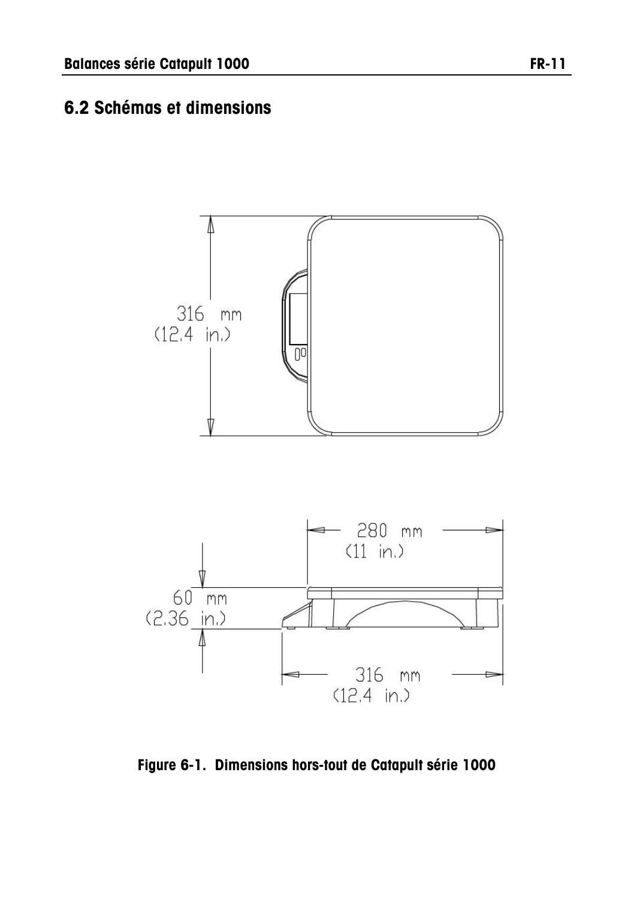## 6.2 Schémas et dimensions

Figure 6-1. Dimensions hors-tout de Catapult série 1000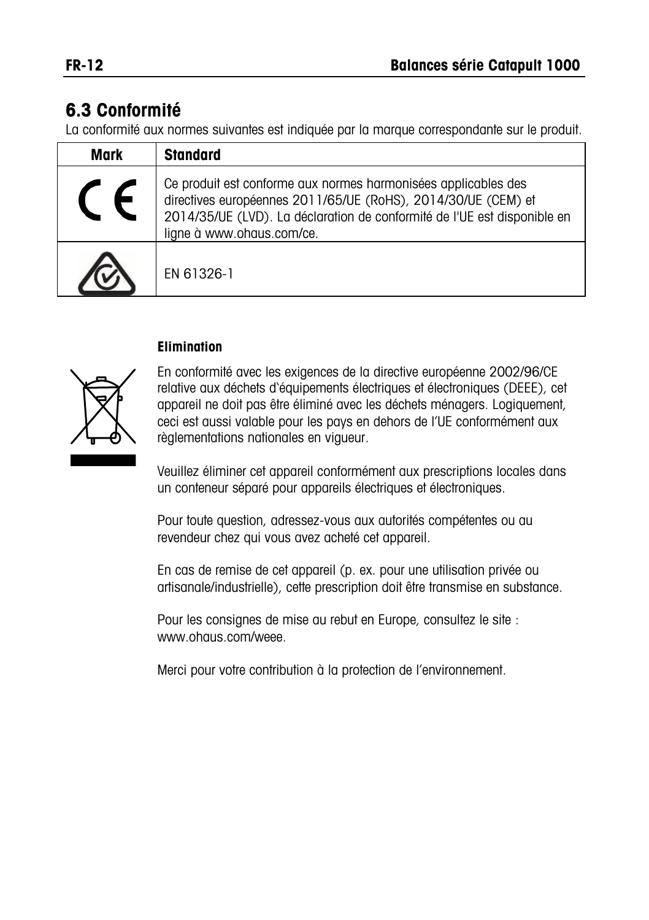## 6.3 Conformité

La conformité aux normes suivantes est indiquée par la marque correspondante sur le produit.

| Mark | Standard |
| --- | --- |
| CE | Ce produit est conforme aux normes harmonisées applicables des directives européennes 2011/65/UE (RoHS), 2014/30/UE (CEM) et 2014/35/UE (LVD). La déclaration de conformité de l'UE est disponible en ligne à www.ohaus.com/ce. |
| | EN 61326-1 |

**Elimination**

En conformité avec les exigences de la directive européenne 2002/96/CE relative aux déchets d'équipements électriques et électroniques (DEEE), cet appareil ne doit pas être éliminé avec les déchets ménagers. Logiquement, ceci est aussi valable pour les pays en dehors de l'UE conformément aux règlementations nationales en vigueur.

Veuillez éliminer cet appareil conformément aux prescriptions locales dans un conteneur séparé pour appareils électriques et électroniques.

Pour toute question, adressez-vous aux autorités compétentes ou au revendeur chez qui vous avez acheté cet appareil.

En cas de remise de cet appareil (p. ex. pour une utilisation privée ou artisanale/industrielle), cette prescription doit être transmise en substance.

Pour les consignes de mise au rebut en Europe, consultez le site : www.ohaus.com/weee.

Merci pour votre contribution à la protection de l'environnement.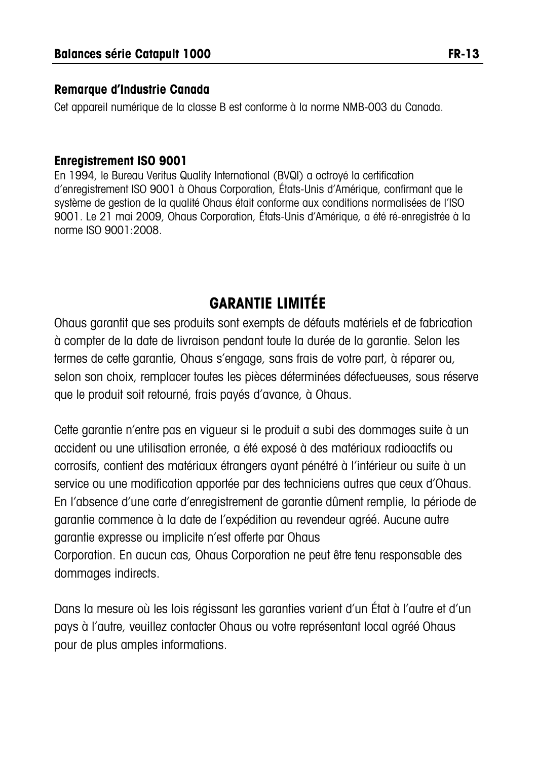### Remarque d'Industrie Canada

Cet appareil numérique de la classe B est conforme à la norme NMB-003 du Canada.

### Enregistrement ISO 9001

En 1994, le Bureau Veritus Quality International (BVQI) a octroyé la certification d'enregistrement ISO 9001 à Ohaus Corporation, États-Unis d'Amérique, confirmant que le système de gestion de la qualité Ohaus était conforme aux conditions normalisées de l'ISO 9001. Le 21 mai 2009, Ohaus Corporation, États-Unis d'Amérique, a été ré-enregistrée à la norme ISO 9001:2008.

## GARANTIE LIMITÉE

Ohaus garantit que ses produits sont exempts de défauts matériels et de fabrication à compter de la date de livraison pendant toute la durée de la garantie. Selon les termes de cette garantie, Ohaus s'engage, sans frais de votre part, à réparer ou, selon son choix, remplacer toutes les pièces déterminées défectueuses, sous réserve que le produit soit retourné, frais payés d'avance, à Ohaus.

Cette garantie n'entre pas en vigueur si le produit a subi des dommages suite à un accident ou une utilisation erronée, a été exposé à des matériaux radioactifs ou corrosifs, contient des matériaux étrangers ayant pénétré à l'intérieur ou suite à un service ou une modification apportée par des techniciens autres que ceux d'Ohaus. En l'absence d'une carte d'enregistrement de garantie dûment remplie, la période de garantie commence à la date de l'expédition au revendeur agréé. Aucune autre garantie expresse ou implicite n'est offerte par Ohaus
Corporation. En aucun cas, Ohaus Corporation ne peut être tenu responsable des dommages indirects.

Dans la mesure où les lois régissant les garanties varient d'un État à l'autre et d'un pays à l'autre, veuillez contacter Ohaus ou votre représentant local agréé Ohaus pour de plus amples informations.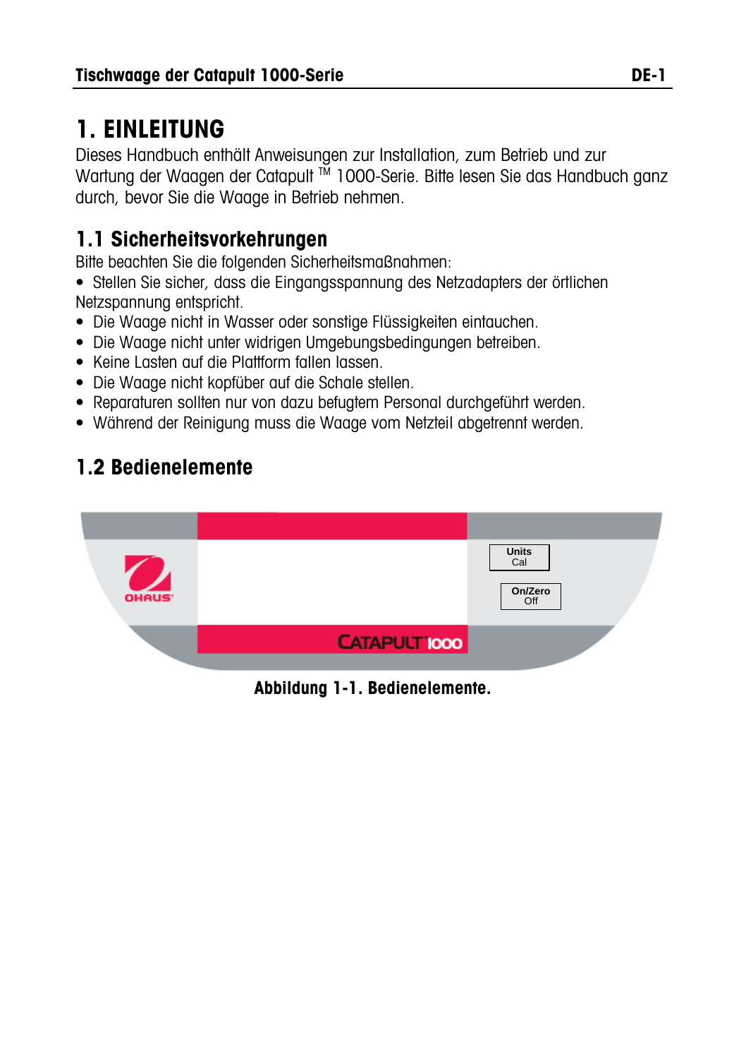# 1. EINLEITUNG

Dieses Handbuch enthält Anweisungen zur Installation, zum Betrieb und zur Wartung der Waagen der Catapult ™ 1000-Serie. Bitte lesen Sie das Handbuch ganz durch, bevor Sie die Waage in Betrieb nehmen.

## 1.1 Sicherheitsvorkehrungen

Bitte beachten Sie die folgenden Sicherheitsmaßnahmen:

- Stellen Sie sicher, dass die Eingangsspannung des Netzadapters der örtlichen Netzspannung entspricht.
- Die Waage nicht in Wasser oder sonstige Flüssigkeiten eintauchen.
- Die Waage nicht unter widrigen Umgebungsbedingungen betreiben.
- Keine Lasten auf die Plattform fallen lassen.
- Die Waage nicht kopfüber auf die Schale stellen.
- Reparaturen sollten nur von dazu befugtem Personal durchgeführt werden.
- Während der Reinigung muss die Waage vom Netzteil abgetrennt werden.

## 1.2 Bedienelemente

OHAUS

Units
Cal

On/Zero
Off

CATAPULT 1000

**Abbildung 1-1. Bedienelemente.**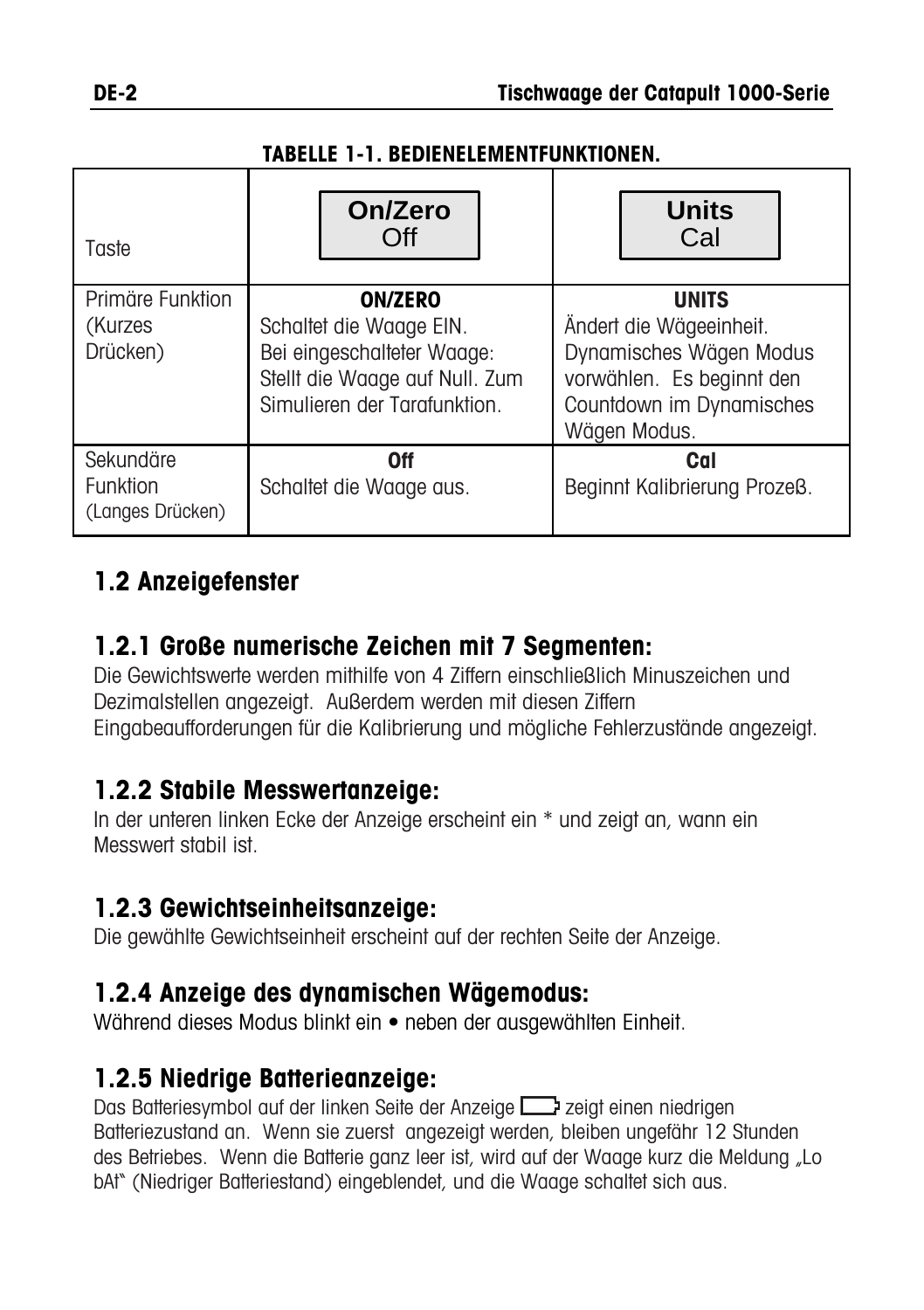**TABELLE 1-1. BEDIENELEMENTFUNKTIONEN.**

| Taste | **On/Zero** Off | **Units** Cal |
|---|---|---|
| Primäre Funktion (Kurzes Drücken) | **ON/ZERO** Schaltet die Waage EIN. Bei eingeschalteter Waage: Stellt die Waage auf Null. Zum Simulieren der Tarafunktion. | **UNITS** Ändert die Wägeeinheit. Dynamisches Wägen Modus vorwählen. Es beginnt den Countdown im Dynamisches Wägen Modus. |
| Sekundäre Funktion (Langes Drücken) | **Off** Schaltet die Waage aus. | **Cal** Beginnt Kalibrierung Prozeß. |

## 1.2 Anzeigefenster

### 1.2.1 Große numerische Zeichen mit 7 Segmenten:

Die Gewichtswerte werden mithilfe von 4 Ziffern einschließlich Minuszeichen und Dezimalstellen angezeigt. Außerdem werden mit diesen Ziffern Eingabeaufforderungen für die Kalibrierung und mögliche Fehlerzustände angezeigt.

### 1.2.2 Stabile Messwertanzeige:

In der unteren linken Ecke der Anzeige erscheint ein * und zeigt an, wann ein Messwert stabil ist.

### 1.2.3 Gewichtseinheitsanzeige:

Die gewählte Gewichtseinheit erscheint auf der rechten Seite der Anzeige.

### 1.2.4 Anzeige des dynamischen Wägemodus:

Während dieses Modus blinkt ein • neben der ausgewählten Einheit.

### 1.2.5 Niedrige Batterieanzeige:

Das Batteriesymbol auf der linken Seite der Anzeige zeigt einen niedrigen Batteriezustand an. Wenn sie zuerst angezeigt werden, bleiben ungefähr 12 Stunden des Betriebes. Wenn die Batterie ganz leer ist, wird auf der Waage kurz die Meldung „Lo bAt" (Niedriger Batteriestand) eingeblendet, und die Waage schaltet sich aus.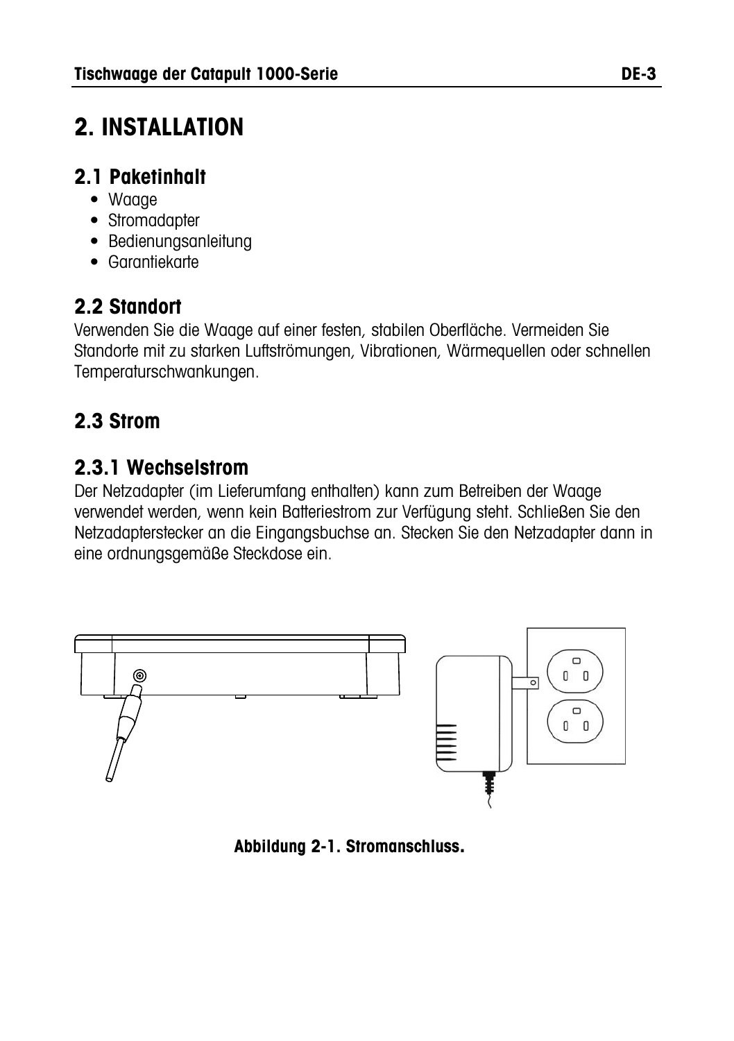# 2. INSTALLATION

## 2.1 Paketinhalt

- Waage
- Stromadapter
- Bedienungsanleitung
- Garantiekarte

## 2.2 Standort

Verwenden Sie die Waage auf einer festen, stabilen Oberfläche. Vermeiden Sie Standorte mit zu starken Luftströmungen, Vibrationen, Wärmequellen oder schnellen Temperaturschwankungen.

## 2.3 Strom

### 2.3.1 Wechselstrom

Der Netzadapter (im Lieferumfang enthalten) kann zum Betreiben der Waage verwendet werden, wenn kein Batteriestrom zur Verfügung steht. Schließen Sie den Netzadapterstecker an die Eingangsbuchse an. Stecken Sie den Netzadapter dann in eine ordnungsgemäße Steckdose ein.

**Abbildung 2-1. Stromanschluss.**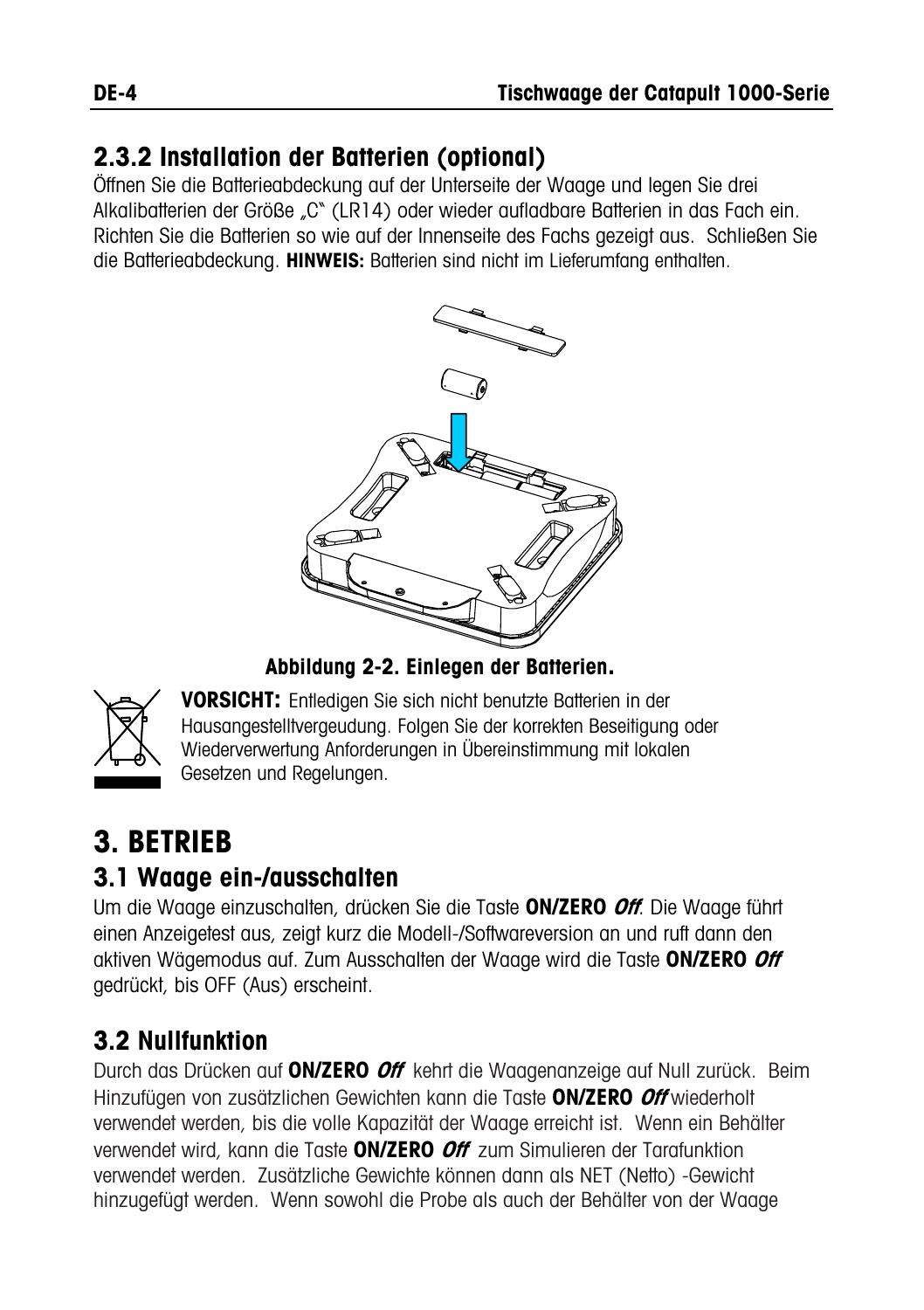## 2.3.2 Installation der Batterien (optional)

Öffnen Sie die Batterieabdeckung auf der Unterseite der Waage und legen Sie drei Alkalibatterien der Größe „C" (LR14) oder wieder aufladbare Batterien in das Fach ein. Richten Sie die Batterien so wie auf der Innenseite des Fachs gezeigt aus. Schließen Sie die Batterieabdeckung. **HINWEIS:** Batterien sind nicht im Lieferumfang enthalten.

**Abbildung 2-2. Einlegen der Batterien.**

**VORSICHT:** Entledigen Sie sich nicht benutzte Batterien in der Hausangestelltvergeudung. Folgen Sie der korrekten Beseitigung oder Wiederverwertung Anforderungen in Übereinstimmung mit lokalen Gesetzen und Regelungen.

# 3. BETRIEB

## 3.1 Waage ein-/ausschalten

Um die Waage einzuschalten, drücken Sie die Taste **ON/ZERO** ***Off***. Die Waage führt einen Anzeigetest aus, zeigt kurz die Modell-/Softwareversion an und ruft dann den aktiven Wägemodus auf. Zum Ausschalten der Waage wird die Taste **ON/ZERO** ***Off*** gedrückt, bis OFF (Aus) erscheint.

## 3.2 Nullfunktion

Durch das Drücken auf **ON/ZERO** ***Off*** kehrt die Waagenanzeige auf Null zurück. Beim Hinzufügen von zusätzlichen Gewichten kann die Taste **ON/ZERO** ***Off*** wiederholt verwendet werden, bis die volle Kapazität der Waage erreicht ist. Wenn ein Behälter verwendet wird, kann die Taste **ON/ZERO** ***Off*** zum Simulieren der Tarafunktion verwendet werden. Zusätzliche Gewichte können dann als NET (Netto) -Gewicht hinzugefügt werden. Wenn sowohl die Probe als auch der Behälter von der Waage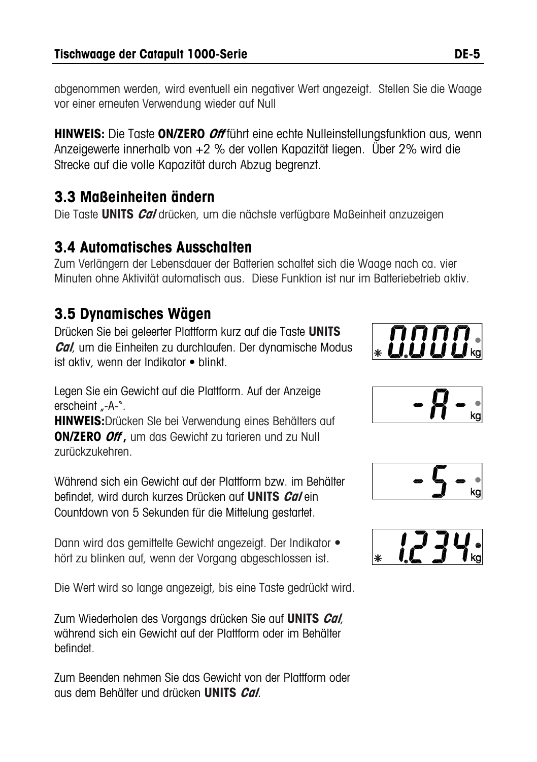abgenommen werden, wird eventuell ein negativer Wert angezeigt. Stellen Sie die Waage vor einer erneuten Verwendung wieder auf Null

**HINWEIS:** Die Taste **ON/ZERO *Off*** führt eine echte Nulleinstellungsfunktion aus, wenn Anzeigewerte innerhalb von +2 % der vollen Kapazität liegen. Über 2% wird die Strecke auf die volle Kapazität durch Abzug begrenzt.

## 3.3 Maßeinheiten ändern

Die Taste **UNITS *Cal*** drücken, um die nächste verfügbare Maßeinheit anzuzeigen

## 3.4 Automatisches Ausschalten

Zum Verlängern der Lebensdauer der Batterien schaltet sich die Waage nach ca. vier Minuten ohne Aktivität automatisch aus. Diese Funktion ist nur im Batteriebetrieb aktiv.

## 3.5 Dynamisches Wägen

Drücken Sie bei geleerter Plattform kurz auf die Taste **UNITS *Cal***, um die Einheiten zu durchlaufen. Der dynamische Modus ist aktiv, wenn der Indikator • blinkt.

Legen Sie ein Gewicht auf die Plattform. Auf der Anzeige erscheint „-A-".

**HINWEIS:** Drücken SIe bei Verwendung eines Behälters auf **ON/ZERO *Off*,** um das Gewicht zu tarieren und zu Null zurückzukehren.

Während sich ein Gewicht auf der Plattform bzw. im Behälter befindet, wird durch kurzes Drücken auf **UNITS *Cal*** ein Countdown von 5 Sekunden für die Mittelung gestartet.

Dann wird das gemittelte Gewicht angezeigt. Der Indikator • hört zu blinken auf, wenn der Vorgang abgeschlossen ist.

Die Wert wird so lange angezeigt, bis eine Taste gedrückt wird.

Zum Wiederholen des Vorgangs drücken Sie auf **UNITS *Cal***, während sich ein Gewicht auf der Plattform oder im Behälter befindet.

Zum Beenden nehmen Sie das Gewicht von der Plattform oder aus dem Behälter und drücken **UNITS *Cal***.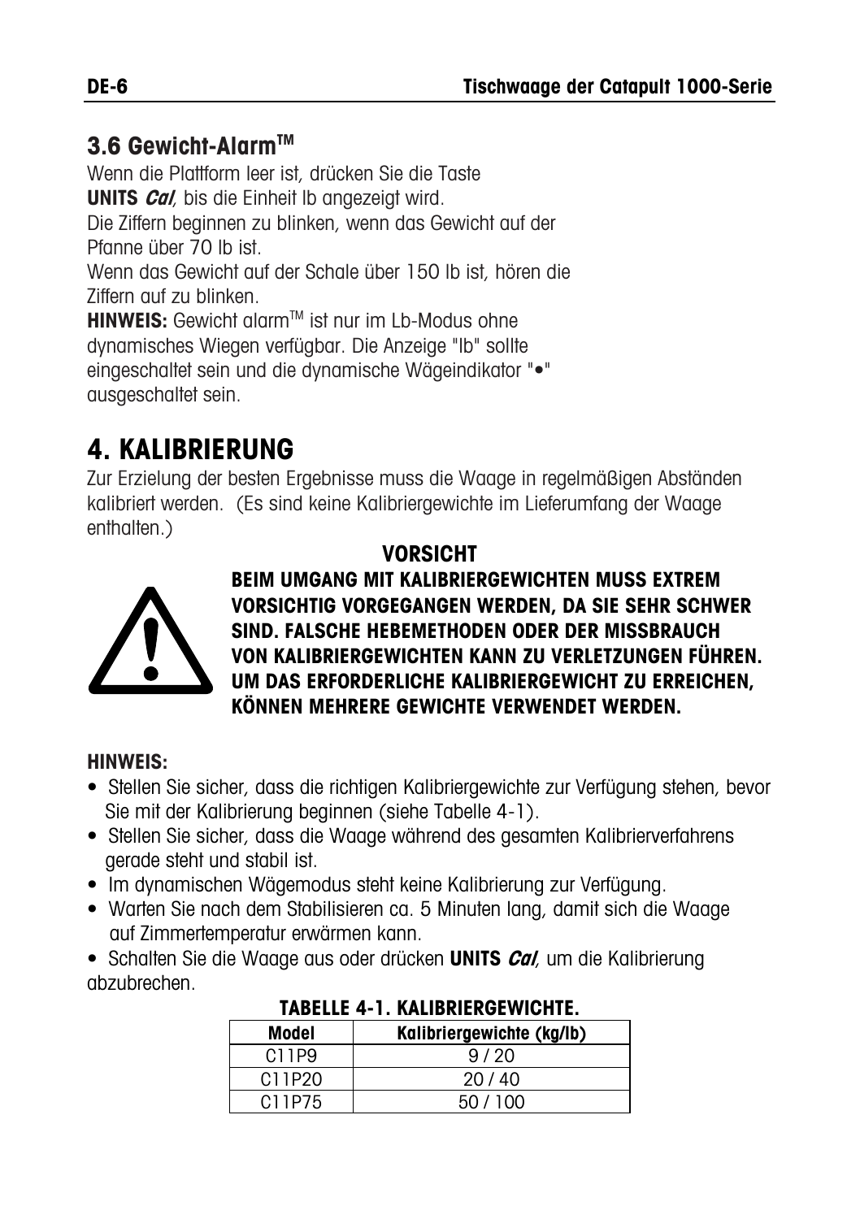## 3.6 Gewicht-Alarm™

Wenn die Plattform leer ist, drücken Sie die Taste **UNITS** ***Cal***, bis die Einheit lb angezeigt wird.
Die Ziffern beginnen zu blinken, wenn das Gewicht auf der Pfanne über 70 lb ist.
Wenn das Gewicht auf der Schale über 150 lb ist, hören die Ziffern auf zu blinken.
**HINWEIS:** Gewicht alarm™ ist nur im Lb-Modus ohne dynamisches Wiegen verfügbar. Die Anzeige "lb" sollte eingeschaltet sein und die dynamische Wägeindikator "•" ausgeschaltet sein.

# 4. KALIBRIERUNG

Zur Erzielung der besten Ergebnisse muss die Waage in regelmäßigen Abständen kalibriert werden. (Es sind keine Kalibriergewichte im Lieferumfang der Waage enthalten.)

**VORSICHT**

**BEIM UMGANG MIT KALIBRIERGEWICHTEN MUSS EXTREM VORSICHTIG VORGEGANGEN WERDEN, DA SIE SEHR SCHWER SIND. FALSCHE HEBEMETHODEN ODER DER MISSBRAUCH VON KALIBRIERGEWICHTEN KANN ZU VERLETZUNGEN FÜHREN. UM DAS ERFORDERLICHE KALIBRIERGEWICHT ZU ERREICHEN, KÖNNEN MEHRERE GEWICHTE VERWENDET WERDEN.**

**HINWEIS:**

- Stellen Sie sicher, dass die richtigen Kalibriergewichte zur Verfügung stehen, bevor Sie mit der Kalibrierung beginnen (siehe Tabelle 4-1).
- Stellen Sie sicher, dass die Waage während des gesamten Kalibrierverfahrens gerade steht und stabil ist.
- Im dynamischen Wägemodus steht keine Kalibrierung zur Verfügung.
- Warten Sie nach dem Stabilisieren ca. 5 Minuten lang, damit sich die Waage auf Zimmertemperatur erwärmen kann.
- Schalten Sie die Waage aus oder drücken **UNITS** ***Cal***, um die Kalibrierung abzubrechen.

**TABELLE 4-1. KALIBRIERGEWICHTE.**

| Model | Kalibriergewichte (kg/lb) |
|---|---|
| C11P9 | 9 / 20 |
| C11P20 | 20 / 40 |
| C11P75 | 50 / 100 |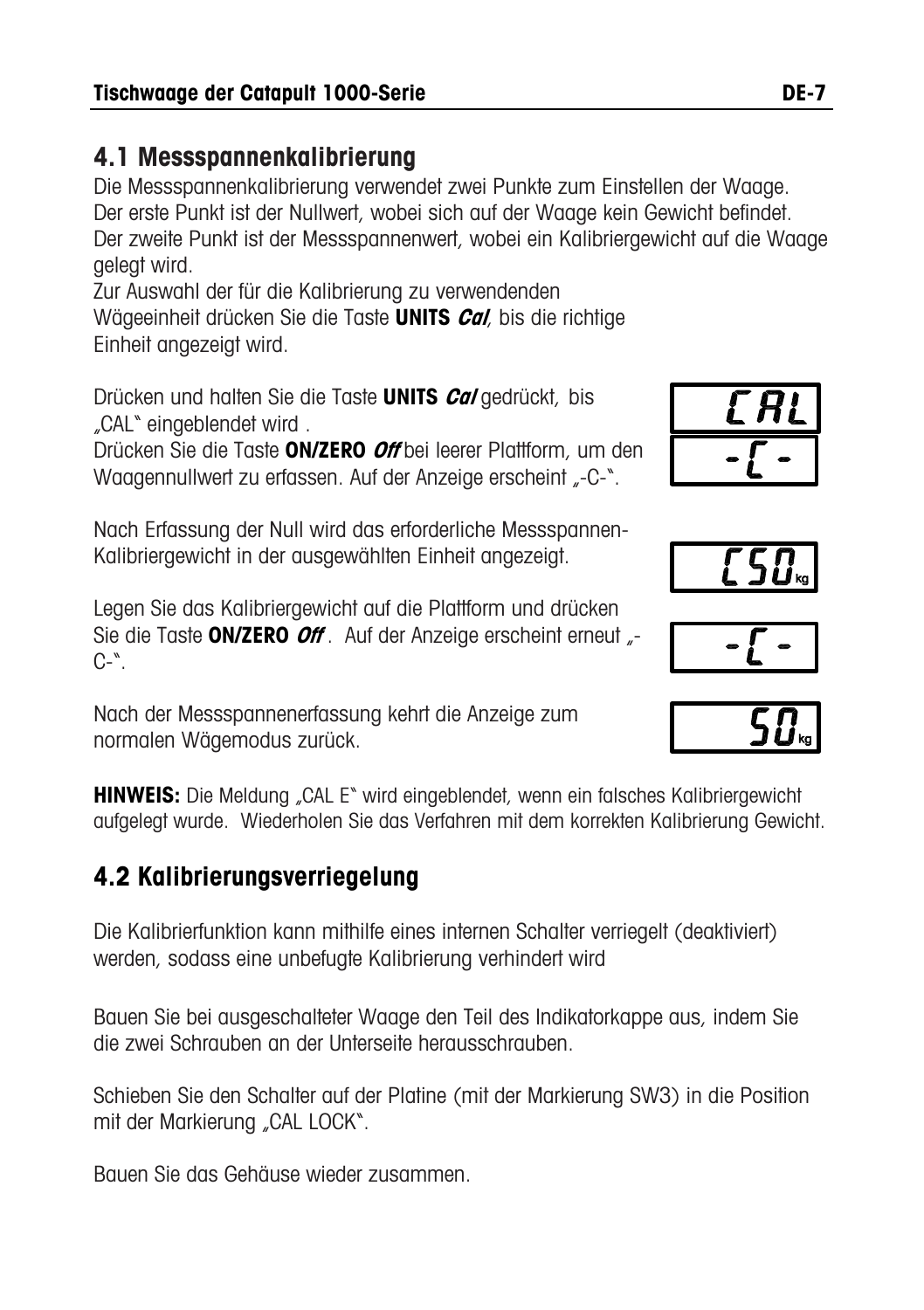## 4.1 Messspannenkalibrierung

Die Messspannenkalibrierung verwendet zwei Punkte zum Einstellen der Waage. Der erste Punkt ist der Nullwert, wobei sich auf der Waage kein Gewicht befindet. Der zweite Punkt ist der Messspannenwert, wobei ein Kalibriergewicht auf die Waage gelegt wird.

Zur Auswahl der für die Kalibrierung zu verwendenden Wägeeinheit drücken Sie die Taste **UNITS** ***Cal***, bis die richtige Einheit angezeigt wird.

Drücken und halten Sie die Taste **UNITS** ***Cal*** gedrückt, bis „CAL" eingeblendet wird .

Drücken Sie die Taste **ON/ZERO** ***Off*** bei leerer Plattform, um den Waagennullwert zu erfassen. Auf der Anzeige erscheint „-C-".

Nach Erfassung der Null wird das erforderliche Messspannen-Kalibriergewicht in der ausgewählten Einheit angezeigt.

Legen Sie das Kalibriergewicht auf die Plattform und drücken Sie die Taste **ON/ZERO** ***Off***. Auf der Anzeige erscheint erneut „-C-".

Nach der Messspannenerfassung kehrt die Anzeige zum normalen Wägemodus zurück.

CAL

-C-

C50 kg

-C-

50 kg

**HINWEIS:** Die Meldung „CAL E" wird eingeblendet, wenn ein falsches Kalibriergewicht aufgelegt wurde. Wiederholen Sie das Verfahren mit dem korrekten Kalibrierung Gewicht.

## 4.2 Kalibrierungsverriegelung

Die Kalibrierfunktion kann mithilfe eines internen Schalter verriegelt (deaktiviert) werden, sodass eine unbefugte Kalibrierung verhindert wird

Bauen Sie bei ausgeschalteter Waage den Teil des Indikatorkappe aus, indem Sie die zwei Schrauben an der Unterseite herausschrauben.

Schieben Sie den Schalter auf der Platine (mit der Markierung SW3) in die Position mit der Markierung „CAL LOCK".

Bauen Sie das Gehäuse wieder zusammen.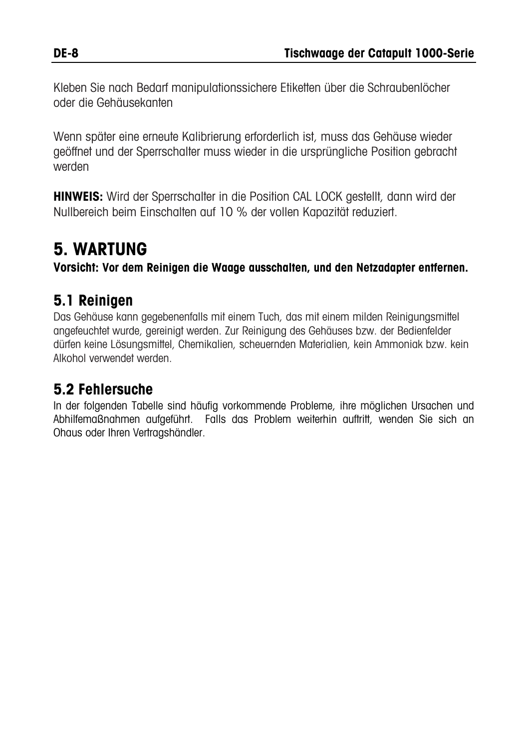Kleben Sie nach Bedarf manipulationssichere Etiketten über die Schraubenlöcher oder die Gehäusekanten

Wenn später eine erneute Kalibrierung erforderlich ist, muss das Gehäuse wieder geöffnet und der Sperrschalter muss wieder in die ursprüngliche Position gebracht werden

**HINWEIS:** Wird der Sperrschalter in die Position CAL LOCK gestellt, dann wird der Nullbereich beim Einschalten auf 10 % der vollen Kapazität reduziert.

# 5. WARTUNG

**Vorsicht: Vor dem Reinigen die Waage ausschalten, und den Netzadapter entfernen.**

## 5.1 Reinigen

Das Gehäuse kann gegebenenfalls mit einem Tuch, das mit einem milden Reinigungsmittel angefeuchtet wurde, gereinigt werden. Zur Reinigung des Gehäuses bzw. der Bedienfelder dürfen keine Lösungsmittel, Chemikalien, scheuernden Materialien, kein Ammoniak bzw. kein Alkohol verwendet werden.

## 5.2 Fehlersuche

In der folgenden Tabelle sind häufig vorkommende Probleme, ihre möglichen Ursachen und Abhilfemaßnahmen aufgeführt. Falls das Problem weiterhin auftritt, wenden Sie sich an Ohaus oder Ihren Vertragshändler.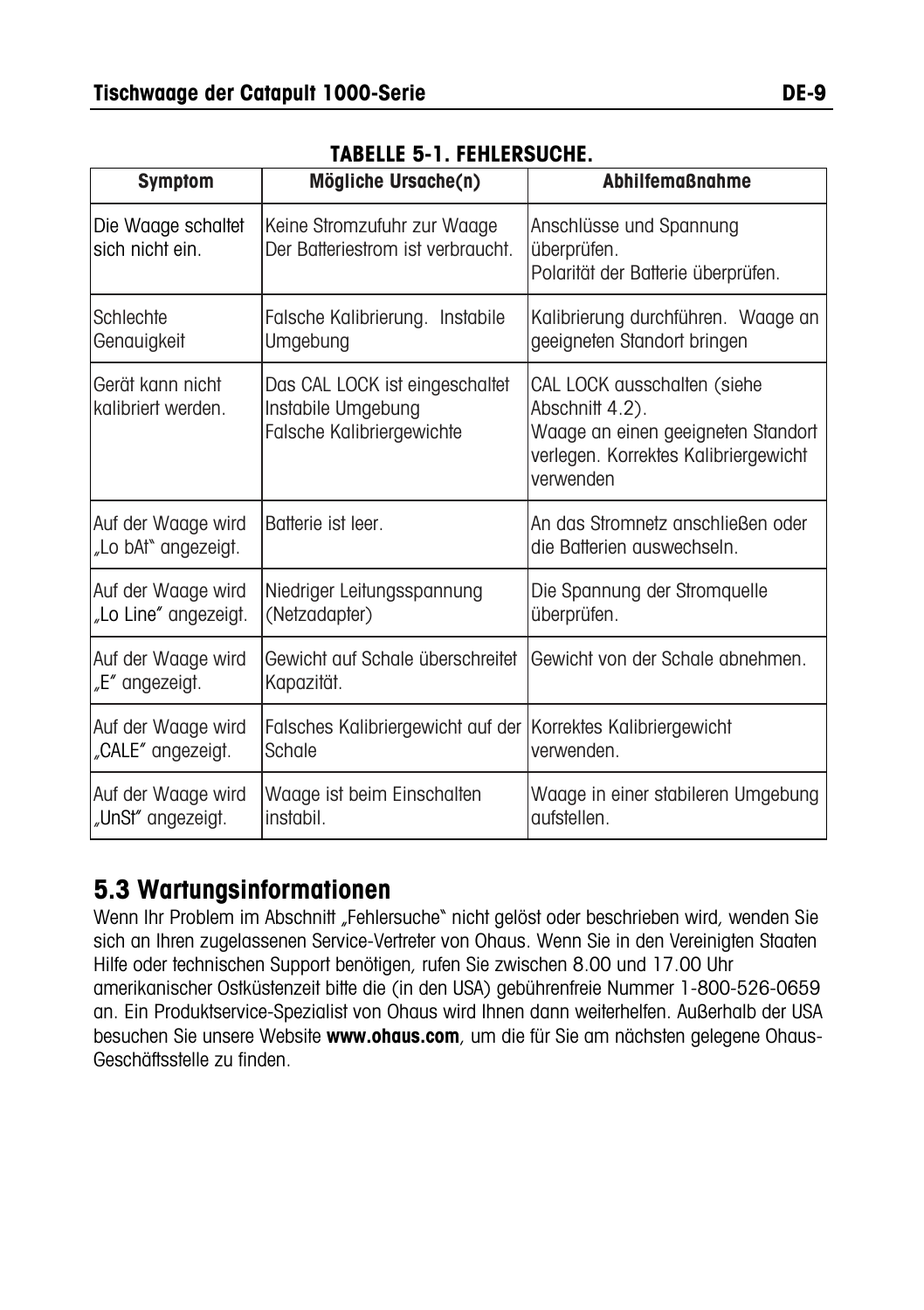**TABELLE 5-1. FEHLERSUCHE.**

| Symptom | Mögliche Ursache(n) | Abhilfemaßnahme |
|---|---|---|
| Die Waage schaltet sich nicht ein. | Keine Stromzufuhr zur Waage<br>Der Batteriestrom ist verbraucht. | Anschlüsse und Spannung überprüfen.<br>Polarität der Batterie überprüfen. |
| Schlechte Genauigkeit | Falsche Kalibrierung. Instabile Umgebung | Kalibrierung durchführen. Waage an geeigneten Standort bringen |
| Gerät kann nicht kalibriert werden. | Das CAL LOCK ist eingeschaltet<br>Instabile Umgebung<br>Falsche Kalibriergewichte | CAL LOCK ausschalten (siehe Abschnitt 4.2).<br>Waage an einen geeigneten Standort verlegen. Korrektes Kalibriergewicht verwenden |
| Auf der Waage wird „Lo bAt" angezeigt. | Batterie ist leer. | An das Stromnetz anschließen oder die Batterien auswechseln. |
| Auf der Waage wird „Lo Line" angezeigt. | Niedriger Leitungsspannung (Netzadapter) | Die Spannung der Stromquelle überprüfen. |
| Auf der Waage wird „E" angezeigt. | Gewicht auf Schale überschreitet Kapazität. | Gewicht von der Schale abnehmen. |
| Auf der Waage wird „CALE" angezeigt. | Falsches Kalibriergewicht auf der Schale | Korrektes Kalibriergewicht verwenden. |
| Auf der Waage wird „UnSt" angezeigt. | Waage ist beim Einschalten instabil. | Waage in einer stabileren Umgebung aufstellen. |

## 5.3 Wartungsinformationen

Wenn Ihr Problem im Abschnitt „Fehlersuche" nicht gelöst oder beschrieben wird, wenden Sie sich an Ihren zugelassenen Service-Vertreter von Ohaus. Wenn Sie in den Vereinigten Staaten Hilfe oder technischen Support benötigen, rufen Sie zwischen 8.00 und 17.00 Uhr amerikanischer Ostküstenzeit bitte die (in den USA) gebührenfreie Nummer 1-800-526-0659 an. Ein Produktservice-Spezialist von Ohaus wird Ihnen dann weiterhelfen. Außerhalb der USA besuchen Sie unsere Website **www.ohaus.com**, um die für Sie am nächsten gelegene Ohaus-Geschäftsstelle zu finden.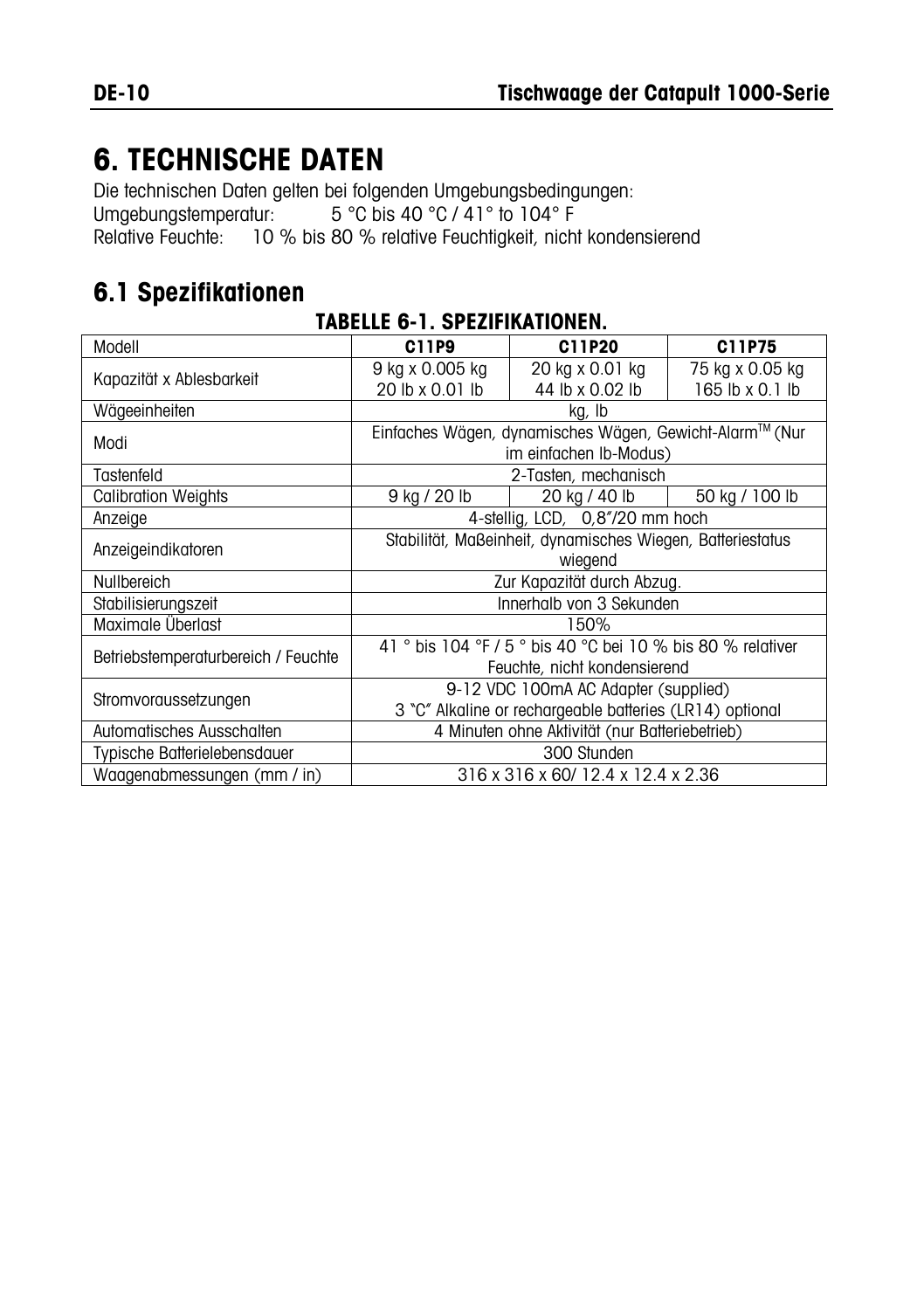# 6. TECHNISCHE DATEN

Die technischen Daten gelten bei folgenden Umgebungsbedingungen:
Umgebungstemperatur: 5 °C bis 40 °C / 41° to 104° F
Relative Feuchte: 10 % bis 80 % relative Feuchtigkeit, nicht kondensierend

## 6.1 Spezifikationen

**TABELLE 6-1. SPEZIFIKATIONEN.**

| Modell | C11P9 | C11P20 | C11P75 |
|---|---|---|---|
| Kapazität x Ablesbarkeit | 9 kg x 0.005 kg<br>20 lb x 0.01 lb | 20 kg x 0.01 kg<br>44 lb x 0.02 lb | 75 kg x 0.05 kg<br>165 lb x 0.1 lb |
| Wägeeinheiten | kg, lb | | |
| Modi | Einfaches Wägen, dynamisches Wägen, Gewicht-Alarm™ (Nur im einfachen lb-Modus) | | |
| Tastenfeld | 2-Tasten, mechanisch | | |
| Calibration Weights | 9 kg / 20 lb | 20 kg / 40 lb | 50 kg / 100 lb |
| Anzeige | 4-stellig, LCD, 0,8"/20 mm hoch | | |
| Anzeigeindikatoren | Stabilität, Maßeinheit, dynamisches Wiegen, Batteriestatus wiegend | | |
| Nullbereich | Zur Kapazität durch Abzug. | | |
| Stabilisierungszeit | Innerhalb von 3 Sekunden | | |
| Maximale Überlast | 150% | | |
| Betriebstemperaturbereich / Feuchte | 41 ° bis 104 °F / 5 ° bis 40 °C bei 10 % bis 80 % relativer Feuchte, nicht kondensierend | | |
| Stromvoraussetzungen | 9-12 VDC 100mA AC Adapter (supplied)<br>3 "C" Alkaline or rechargeable batteries (LR14) optional | | |
| Automatisches Ausschalten | 4 Minuten ohne Aktivität (nur Batteriebetrieb) | | |
| Typische Batterielebensdauer | 300 Stunden | | |
| Waagenabmessungen (mm / in) | 316 x 316 x 60/ 12.4 x 12.4 x 2.36 | | |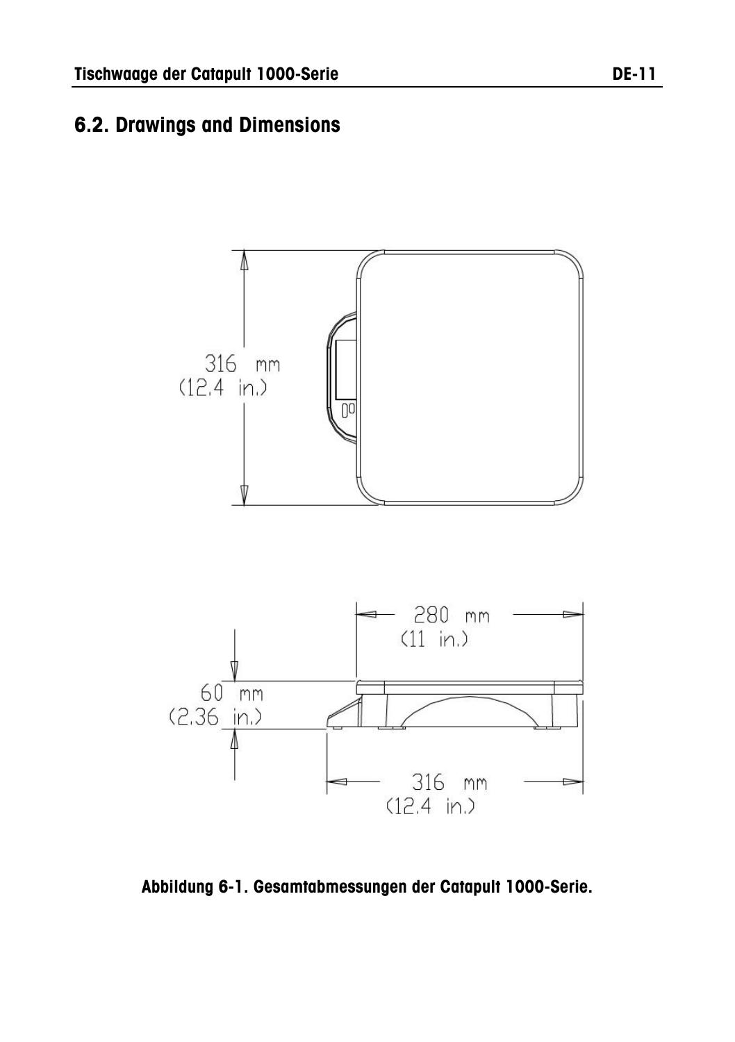## 6.2. Drawings and Dimensions

316 mm
(12.4 in.)

280 mm
(11 in.)

60 mm
(2.36 in.)

316 mm
(12.4 in.)

**Abbildung 6-1. Gesamtabmessungen der Catapult 1000-Serie.**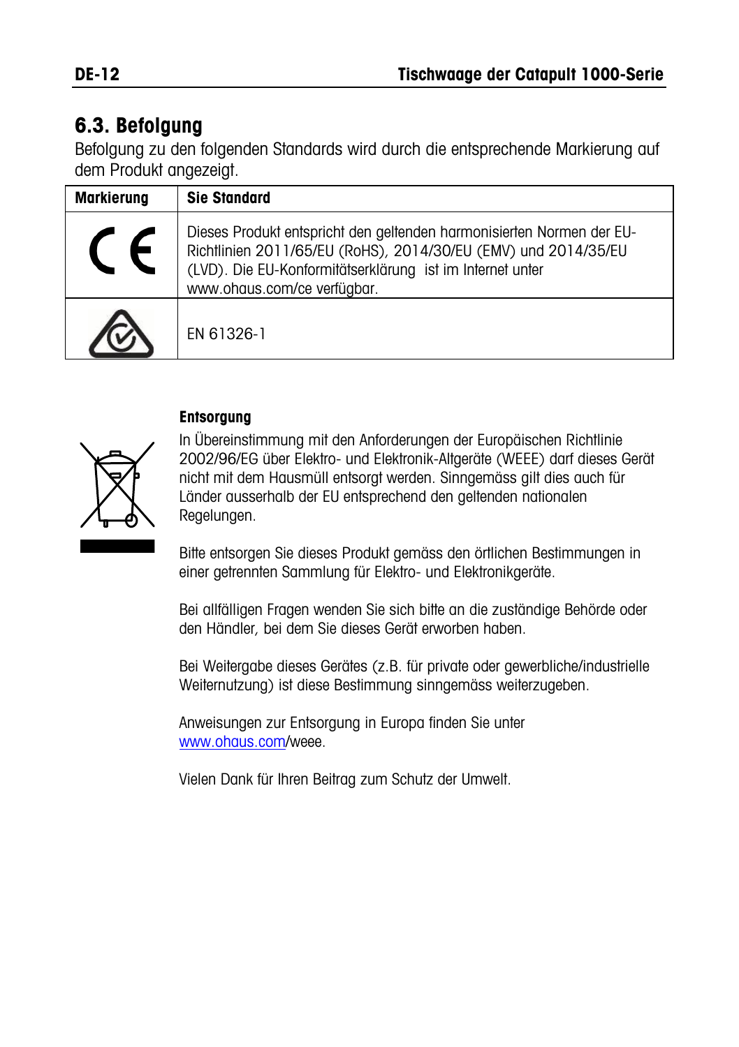## 6.3. Befolgung

Befolgung zu den folgenden Standards wird durch die entsprechende Markierung auf dem Produkt angezeigt.

| Markierung | Sie Standard |
|---|---|
| CE | Dieses Produkt entspricht den geltenden harmonisierten Normen der EU-Richtlinien 2011/65/EU (RoHS), 2014/30/EU (EMV) und 2014/35/EU (LVD). Die EU-Konformitätserklärung ist im Internet unter www.ohaus.com/ce verfügbar. |
| | EN 61326-1 |

**Entsorgung**

In Übereinstimmung mit den Anforderungen der Europäischen Richtlinie 2002/96/EG über Elektro- und Elektronik-Altgeräte (WEEE) darf dieses Gerät nicht mit dem Hausmüll entsorgt werden. Sinngemäss gilt dies auch für Länder ausserhalb der EU entsprechend den geltenden nationalen Regelungen.

Bitte entsorgen Sie dieses Produkt gemäss den örtlichen Bestimmungen in einer getrennten Sammlung für Elektro- und Elektronikgeräte.

Bei allfälligen Fragen wenden Sie sich bitte an die zuständige Behörde oder den Händler, bei dem Sie dieses Gerät erworben haben.

Bei Weitergabe dieses Gerätes (z.B. für private oder gewerbliche/industrielle Weiternutzung) ist diese Bestimmung sinngemäss weiterzugeben.

Anweisungen zur Entsorgung in Europa finden Sie unter www.ohaus.com/weee.

Vielen Dank für Ihren Beitrag zum Schutz der Umwelt.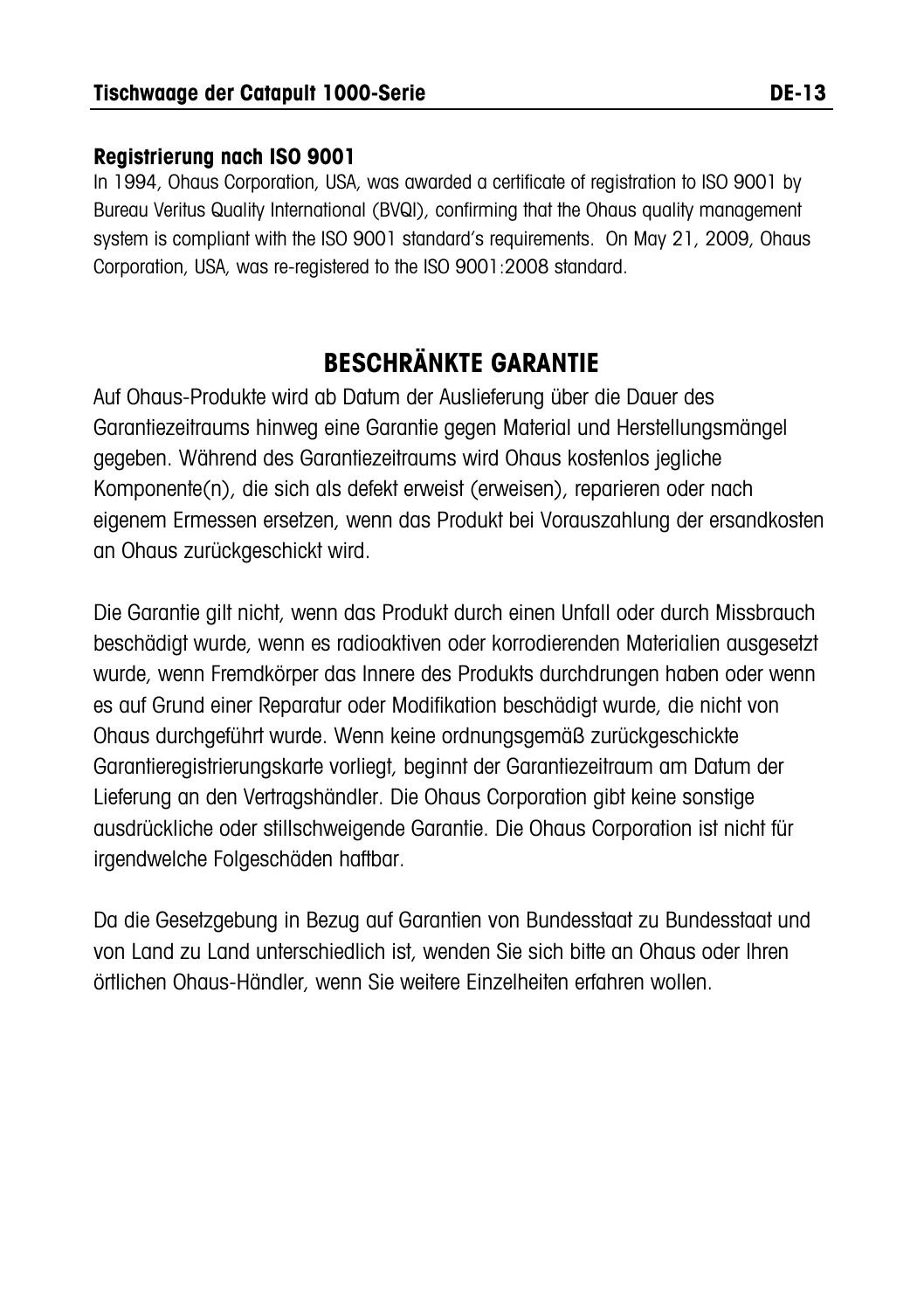### Registrierung nach ISO 9001

In 1994, Ohaus Corporation, USA, was awarded a certificate of registration to ISO 9001 by Bureau Veritus Quality International (BVQI), confirming that the Ohaus quality management system is compliant with the ISO 9001 standard's requirements. On May 21, 2009, Ohaus Corporation, USA, was re-registered to the ISO 9001:2008 standard.

## BESCHRÄNKTE GARANTIE

Auf Ohaus-Produkte wird ab Datum der Auslieferung über die Dauer des Garantiezeitraums hinweg eine Garantie gegen Material und Herstellungsmängel gegeben. Während des Garantiezeitraums wird Ohaus kostenlos jegliche Komponente(n), die sich als defekt erweist (erweisen), reparieren oder nach eigenem Ermessen ersetzen, wenn das Produkt bei Vorauszahlung der ersandkosten an Ohaus zurückgeschickt wird.

Die Garantie gilt nicht, wenn das Produkt durch einen Unfall oder durch Missbrauch beschädigt wurde, wenn es radioaktiven oder korrodierenden Materialien ausgesetzt wurde, wenn Fremdkörper das Innere des Produkts durchdrungen haben oder wenn es auf Grund einer Reparatur oder Modifikation beschädigt wurde, die nicht von Ohaus durchgeführt wurde. Wenn keine ordnungsgemäß zurückgeschickte Garantieregistrierungskarte vorliegt, beginnt der Garantiezeitraum am Datum der Lieferung an den Vertragshändler. Die Ohaus Corporation gibt keine sonstige ausdrückliche oder stillschweigende Garantie. Die Ohaus Corporation ist nicht für irgendwelche Folgeschäden haftbar.

Da die Gesetzgebung in Bezug auf Garantien von Bundesstaat zu Bundesstaat und von Land zu Land unterschiedlich ist, wenden Sie sich bitte an Ohaus oder Ihren örtlichen Ohaus-Händler, wenn Sie weitere Einzelheiten erfahren wollen.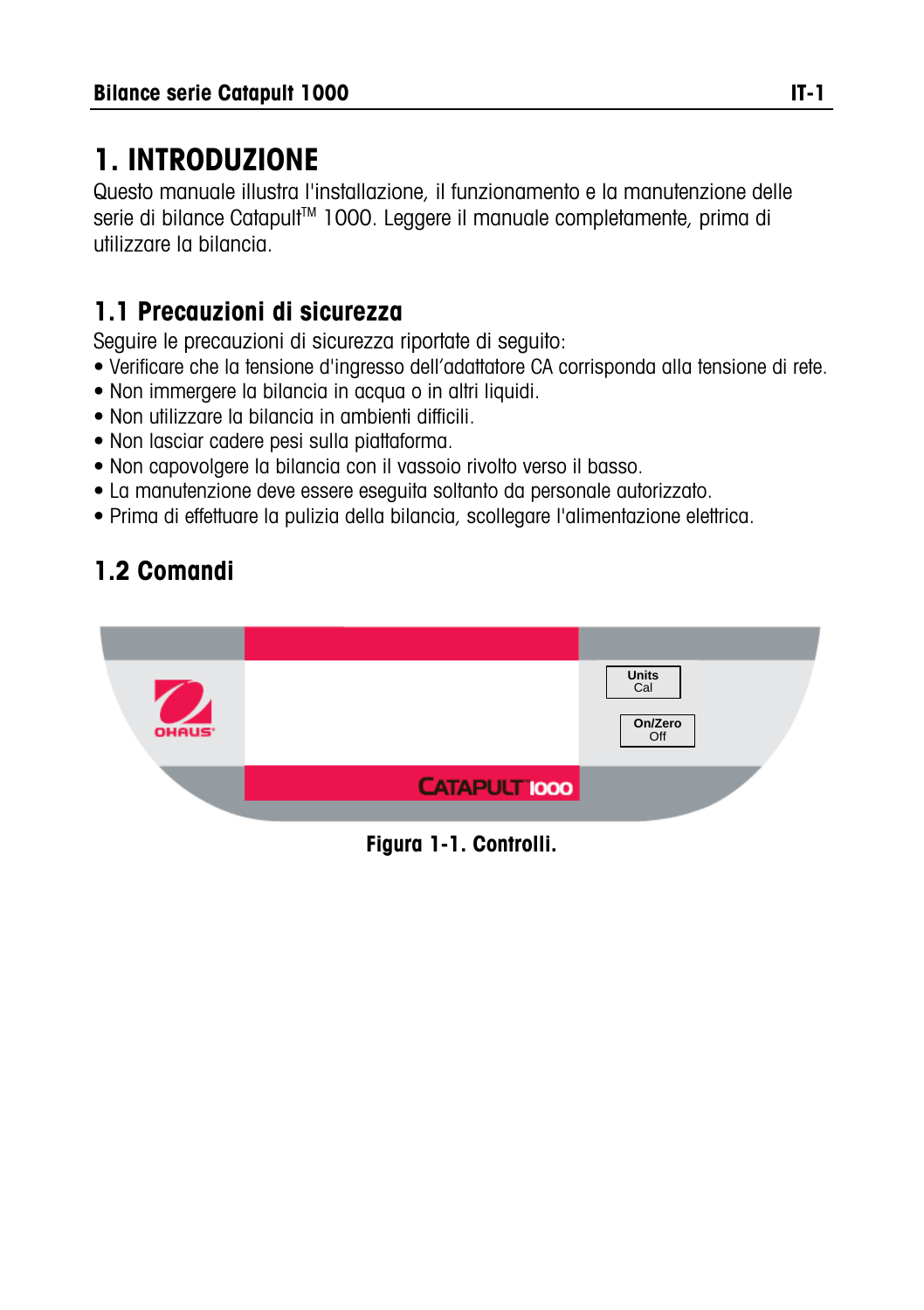# 1. INTRODUZIONE

Questo manuale illustra l'installazione, il funzionamento e la manutenzione delle serie di bilance Catapult™ 1000. Leggere il manuale completamente, prima di utilizzare la bilancia.

## 1.1 Precauzioni di sicurezza

Seguire le precauzioni di sicurezza riportate di seguito:

- Verificare che la tensione d'ingresso dell'adattatore CA corrisponda alla tensione di rete.
- Non immergere la bilancia in acqua o in altri liquidi.
- Non utilizzare la bilancia in ambienti difficili.
- Non lasciar cadere pesi sulla piattaforma.
- Non capovolgere la bilancia con il vassoio rivolto verso il basso.
- La manutenzione deve essere eseguita soltanto da personale autorizzato.
- Prima di effettuare la pulizia della bilancia, scollegare l'alimentazione elettrica.

## 1.2 Comandi

OHAUS

Units
Cal

On/Zero
Off

CATAPULT 1000

**Figura 1-1. Controlli.**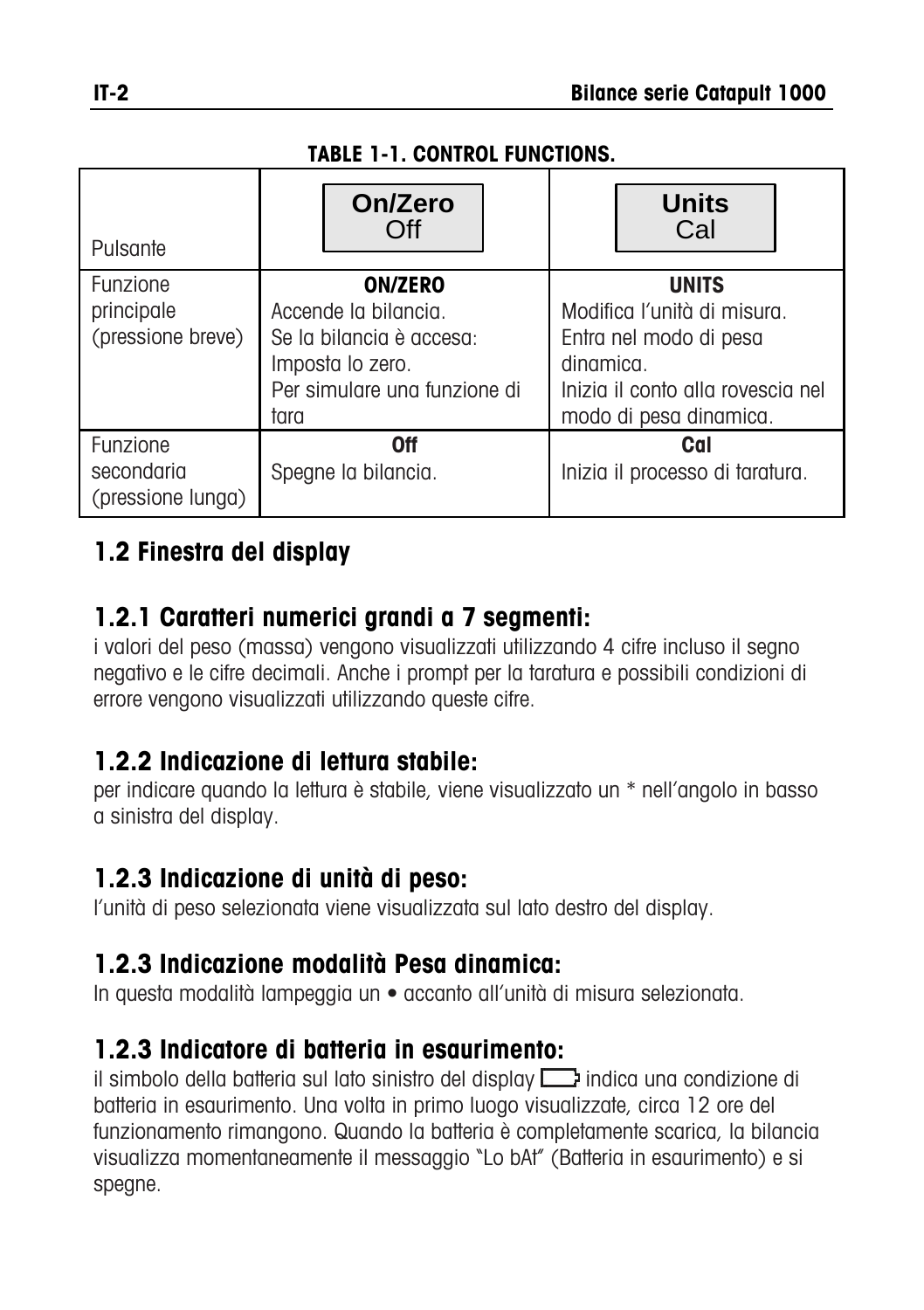**TABLE 1-1. CONTROL FUNCTIONS.**

| Pulsante | On/Zero Off | Units Cal |
|---|---|---|
| Funzione principale (pressione breve) | **ON/ZERO** Accende la bilancia. Se la bilancia è accesa: Imposta lo zero. Per simulare una funzione di tara | **UNITS** Modifica l'unità di misura. Entra nel modo di pesa dinamica. Inizia il conto alla rovescia nel modo di pesa dinamica. |
| Funzione secondaria (pressione lunga) | **Off** Spegne la bilancia. | **Cal** Inizia il processo di taratura. |

## 1.2 Finestra del display

### 1.2.1 Caratteri numerici grandi a 7 segmenti:

i valori del peso (massa) vengono visualizzati utilizzando 4 cifre incluso il segno negativo e le cifre decimali. Anche i prompt per la taratura e possibili condizioni di errore vengono visualizzati utilizzando queste cifre.

### 1.2.2 Indicazione di lettura stabile:

per indicare quando la lettura è stabile, viene visualizzato un * nell'angolo in basso a sinistra del display.

### 1.2.3 Indicazione di unità di peso:

l'unità di peso selezionata viene visualizzata sul lato destro del display.

### 1.2.3 Indicazione modalità Pesa dinamica:

In questa modalità lampeggia un • accanto all'unità di misura selezionata.

### 1.2.3 Indicatore di batteria in esaurimento:

il simbolo della batteria sul lato sinistro del display indica una condizione di batteria in esaurimento. Una volta in primo luogo visualizzate, circa 12 ore del funzionamento rimangono. Quando la batteria è completamente scarica, la bilancia visualizza momentaneamente il messaggio "Lo bAt" (Batteria in esaurimento) e si spegne.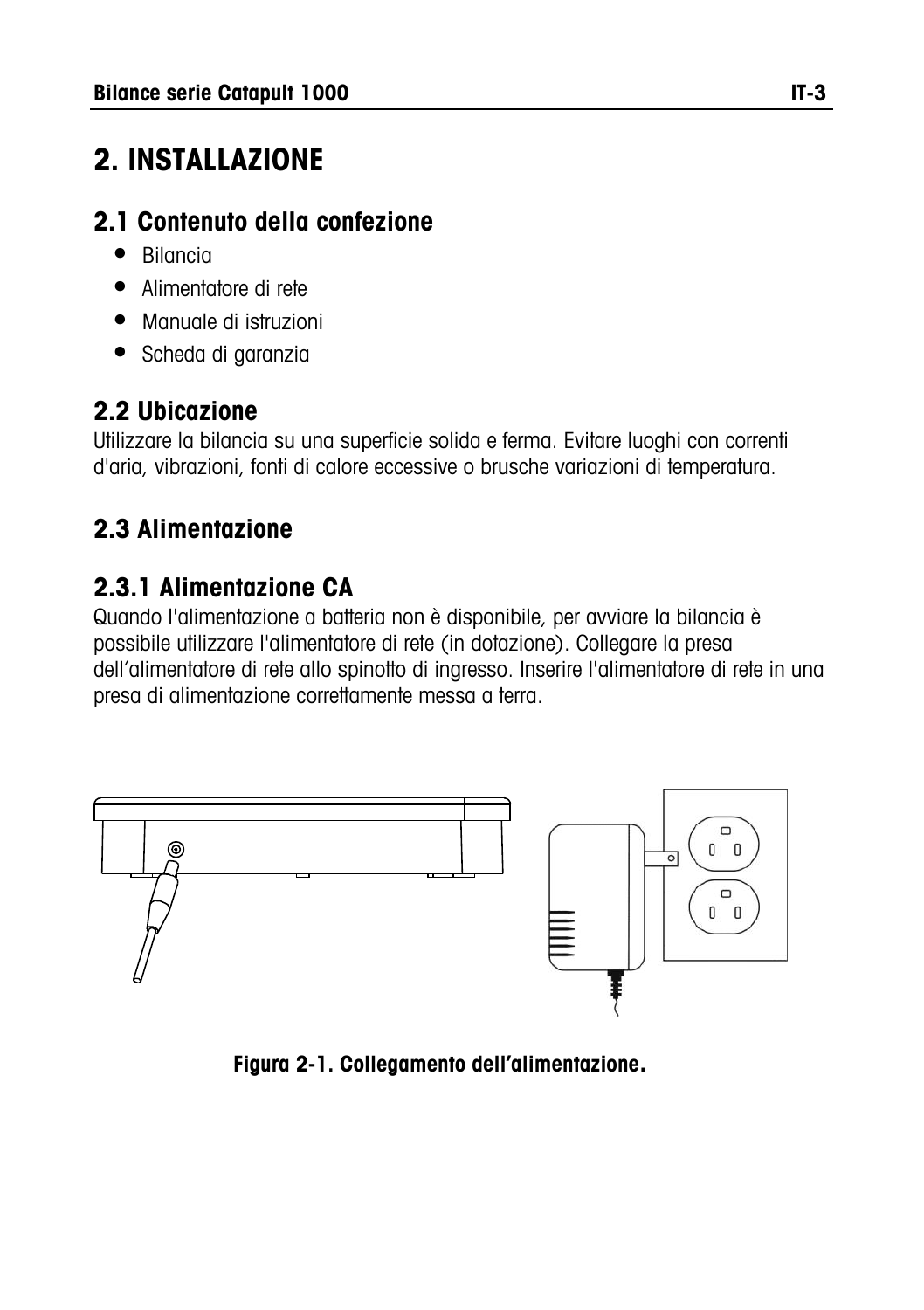# 2. INSTALLAZIONE

## 2.1 Contenuto della confezione

- Bilancia
- Alimentatore di rete
- Manuale di istruzioni
- Scheda di garanzia

## 2.2 Ubicazione

Utilizzare la bilancia su una superficie solida e ferma. Evitare luoghi con correnti d'aria, vibrazioni, fonti di calore eccessive o brusche variazioni di temperatura.

## 2.3 Alimentazione

### 2.3.1 Alimentazione CA

Quando l'alimentazione a batteria non è disponibile, per avviare la bilancia è possibile utilizzare l'alimentatore di rete (in dotazione). Collegare la presa dell'alimentatore di rete allo spinotto di ingresso. Inserire l'alimentatore di rete in una presa di alimentazione correttamente messa a terra.

**Figura 2-1. Collegamento dell'alimentazione.**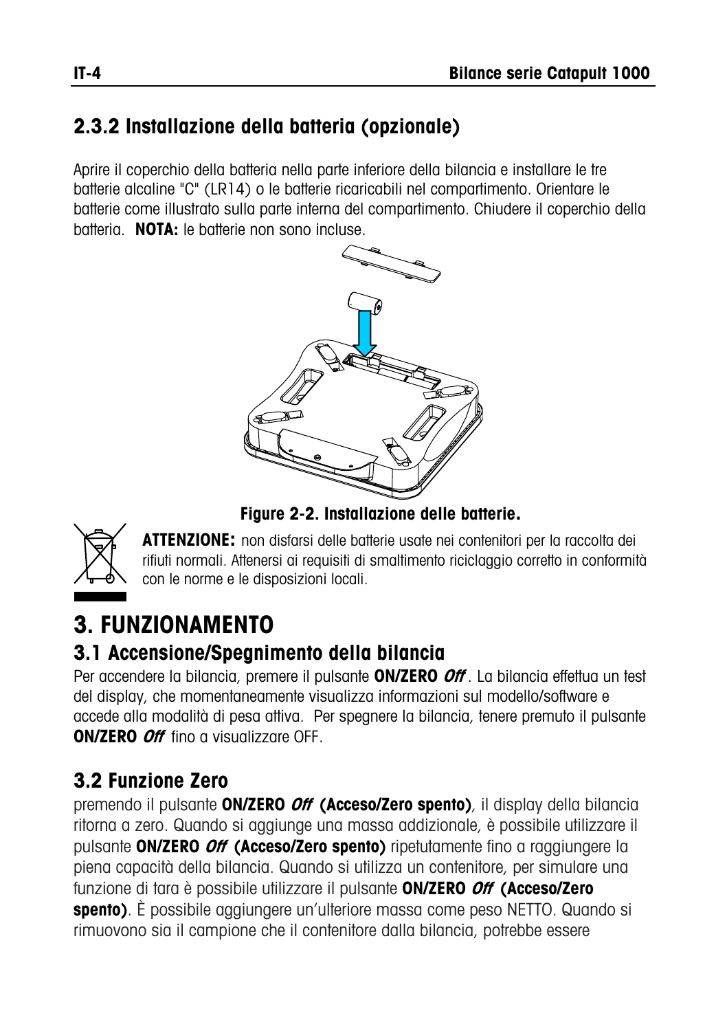## 2.3.2 Installazione della batteria (opzionale)

Aprire il coperchio della batteria nella parte inferiore della bilancia e installare le tre batterie alcaline "C" (LR14) o le batterie ricaricabili nel compartimento. Orientare le batterie come illustrato sulla parte interna del compartimento. Chiudere il coperchio della batteria. **NOTA:** le batterie non sono incluse.

**Figure 2-2. Installazione delle batterie.**

**ATTENZIONE:** non disfarsi delle batterie usate nei contenitori per la raccolta dei rifiuti normali. Attenersi ai requisiti di smaltimento riciclaggio corretto in conformità con le norme e le disposizioni locali.

# 3. FUNZIONAMENTO

## 3.1 Accensione/Spegnimento della bilancia

Per accendere la bilancia, premere il pulsante **ON/ZERO *Off***. La bilancia effettua un test del display, che momentaneamente visualizza informazioni sul modello/software e accede alla modalità di pesa attiva. Per spegnere la bilancia, tenere premuto il pulsante **ON/ZERO *Off*** fino a visualizzare OFF.

## 3.2 Funzione Zero

premendo il pulsante **ON/ZERO *Off* (Acceso/Zero spento)**, il display della bilancia ritorna a zero. Quando si aggiunge una massa addizionale, è possibile utilizzare il pulsante **ON/ZERO *Off* (Acceso/Zero spento)** ripetutamente fino a raggiungere la piena capacità della bilancia. Quando si utilizza un contenitore, per simulare una funzione di tara è possibile utilizzare il pulsante **ON/ZERO *Off* (Acceso/Zero spento)**. È possibile aggiungere un'ulteriore massa come peso NETTO. Quando si rimuovono sia il campione che il contenitore dalla bilancia, potrebbe essere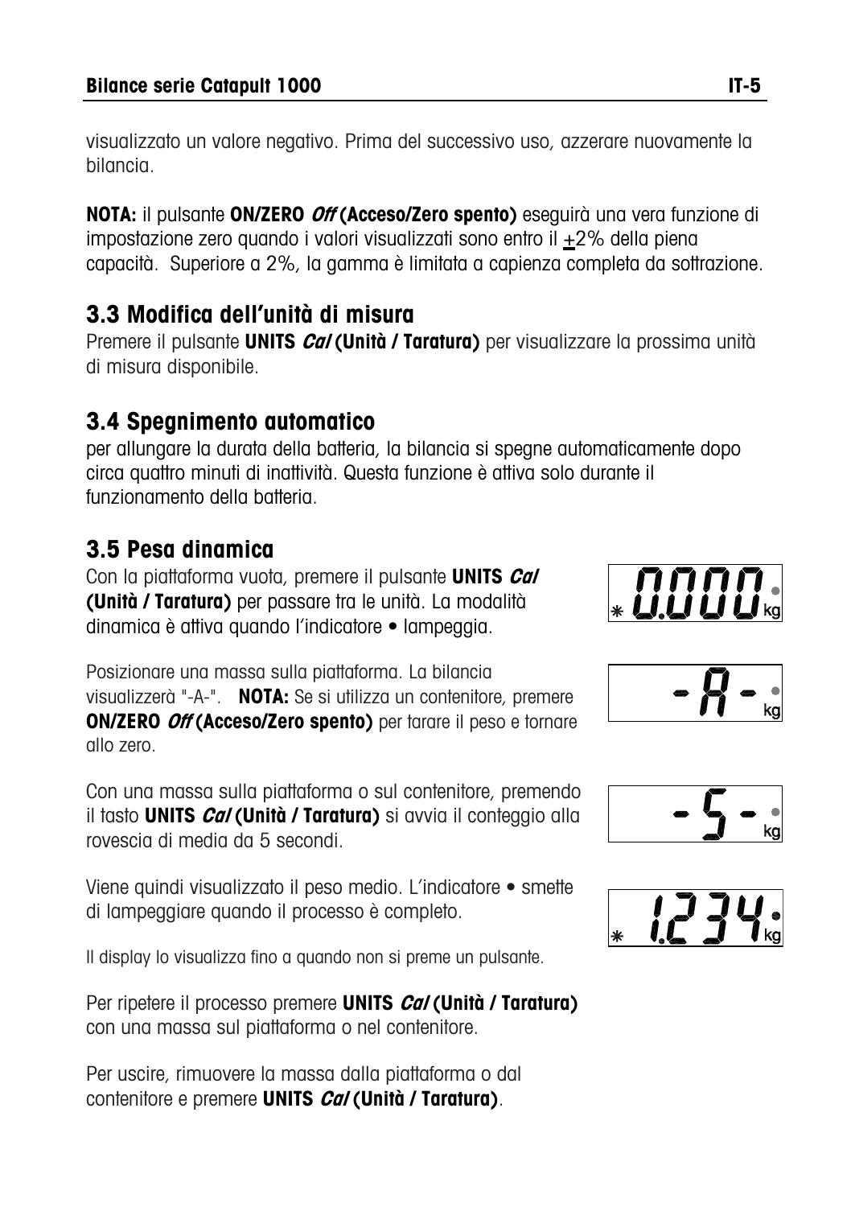visualizzato un valore negativo. Prima del successivo uso, azzerare nuovamente la bilancia.

**NOTA:** il pulsante **ON/ZERO *Off* (Acceso/Zero spento)** eseguirà una vera funzione di impostazione zero quando i valori visualizzati sono entro il ±2% della piena capacità. Superiore a 2%, la gamma è limitata a capienza completa da sottrazione.

## 3.3 Modifica dell'unità di misura

Premere il pulsante **UNITS *Cal* (Unità / Taratura)** per visualizzare la prossima unità di misura disponibile.

## 3.4 Spegnimento automatico

per allungare la durata della batteria, la bilancia si spegne automaticamente dopo circa quattro minuti di inattività. Questa funzione è attiva solo durante il funzionamento della batteria.

## 3.5 Pesa dinamica

Con la piattaforma vuota, premere il pulsante **UNITS *Cal* (Unità / Taratura)** per passare tra le unità. La modalità dinamica è attiva quando l'indicatore • lampeggia.

Posizionare una massa sulla piattaforma. La bilancia visualizzerà "-A-". **NOTA:** Se si utilizza un contenitore, premere **ON/ZERO *Off* (Acceso/Zero spento)** per tarare il peso e tornare allo zero.

Con una massa sulla piattaforma o sul contenitore, premendo il tasto **UNITS *Cal* (Unità / Taratura)** si avvia il conteggio alla rovescia di media da 5 secondi.

Viene quindi visualizzato il peso medio. L'indicatore • smette di lampeggiare quando il processo è completo.

Il display lo visualizza fino a quando non si preme un pulsante.

Per ripetere il processo premere **UNITS *Cal* (Unità / Taratura)** con una massa sul piattaforma o nel contenitore.

Per uscire, rimuovere la massa dalla piattaforma o dal contenitore e premere **UNITS *Cal* (Unità / Taratura)**.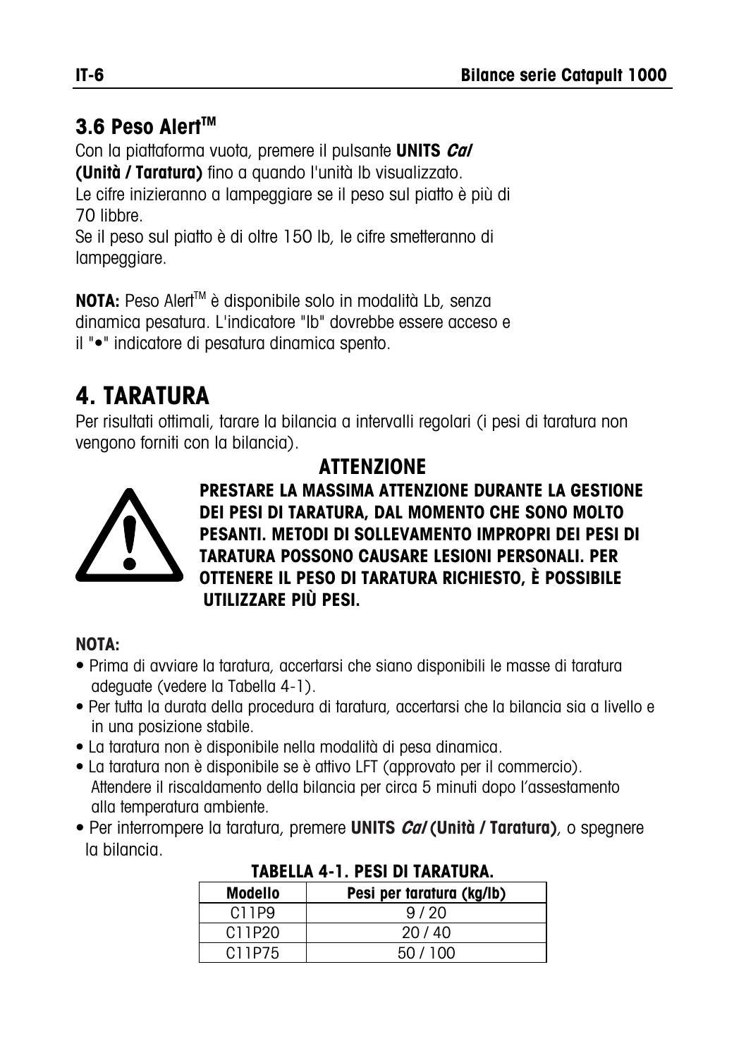## 3.6 Peso Alert™

Con la piattaforma vuota, premere il pulsante **UNITS *Cal* (Unità / Taratura)** fino a quando l'unità lb visualizzato.
Le cifre inizieranno a lampeggiare se il peso sul piatto è più di 70 libbre.
Se il peso sul piatto è di oltre 150 lb, le cifre smetteranno di lampeggiare.

**NOTA:** Peso Alert™ è disponibile solo in modalità Lb, senza dinamica pesatura. L'indicatore "lb" dovrebbe essere acceso e il "•" indicatore di pesatura dinamica spento.

# 4. TARATURA

Per risultati ottimali, tarare la bilancia a intervalli regolari (i pesi di taratura non vengono forniti con la bilancia).

**ATTENZIONE**

**PRESTARE LA MASSIMA ATTENZIONE DURANTE LA GESTIONE DEI PESI DI TARATURA, DAL MOMENTO CHE SONO MOLTO PESANTI. METODI DI SOLLEVAMENTO IMPROPRI DEI PESI DI TARATURA POSSONO CAUSARE LESIONI PERSONALI. PER OTTENERE IL PESO DI TARATURA RICHIESTO, È POSSIBILE UTILIZZARE PIÙ PESI.**

**NOTA:**

- Prima di avviare la taratura, accertarsi che siano disponibili le masse di taratura adeguate (vedere la Tabella 4-1).
- Per tutta la durata della procedura di taratura, accertarsi che la bilancia sia a livello e in una posizione stabile.
- La taratura non è disponibile nella modalità di pesa dinamica.
- La taratura non è disponibile se è attivo LFT (approvato per il commercio). Attendere il riscaldamento della bilancia per circa 5 minuti dopo l'assestamento alla temperatura ambiente.
- Per interrompere la taratura, premere **UNITS *Cal* (Unità / Taratura)**, o spegnere la bilancia.

**TABELLA 4-1. PESI DI TARATURA.**

| Modello | Pesi per taratura (kg/lb) |
|---|---|
| C11P9 | 9 / 20 |
| C11P20 | 20 / 40 |
| C11P75 | 50 / 100 |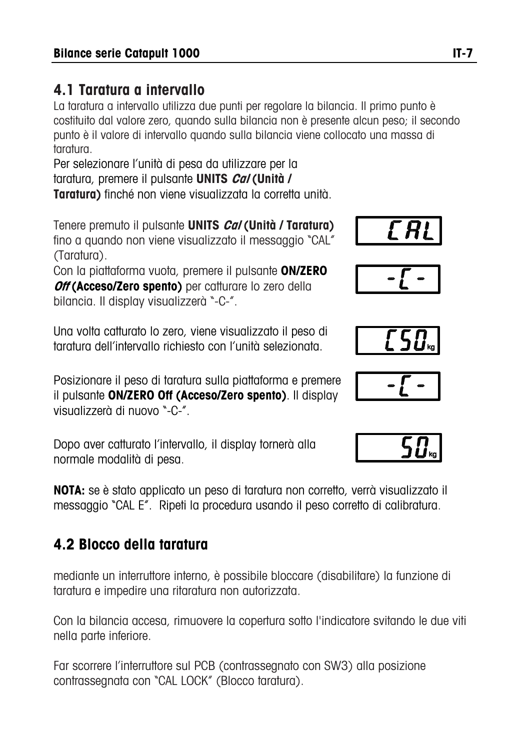## 4.1 Taratura a intervallo

La taratura a intervallo utilizza due punti per regolare la bilancia. Il primo punto è costituito dal valore zero, quando sulla bilancia non è presente alcun peso; il secondo punto è il valore di intervallo quando sulla bilancia viene collocato una massa di taratura.

Per selezionare l'unità di pesa da utilizzare per la taratura, premere il pulsante **UNITS *Cal* (Unità / Taratura)** finché non viene visualizzata la corretta unità.

Tenere premuto il pulsante **UNITS *Cal* (Unità / Taratura)** fino a quando non viene visualizzato il messaggio "CAL" (Taratura).

CAL

Con la piattaforma vuota, premere il pulsante **ON/ZERO *Off* (Acceso/Zero spento)** per catturare lo zero della bilancia. Il display visualizzerà "-C-".

-C-

Una volta catturato lo zero, viene visualizzato il peso di taratura dell'intervallo richiesto con l'unità selezionata.

C50 kg

Posizionare il peso di taratura sulla piattaforma e premere il pulsante **ON/ZERO Off (Acceso/Zero spento)**. Il display visualizzerà di nuovo "-C-".

-C-

Dopo aver catturato l'intervallo, il display tornerà alla normale modalità di pesa.

50 kg

**NOTA:** se è stato applicato un peso di taratura non corretto, verrà visualizzato il messaggio "CAL E". Ripeti la procedura usando il peso corretto di calibratura.

## 4.2 Blocco della taratura

mediante un interruttore interno, è possibile bloccare (disabilitare) la funzione di taratura e impedire una ritaratura non autorizzata.

Con la bilancia accesa, rimuovere la copertura sotto l'indicatore svitando le due viti nella parte inferiore.

Far scorrere l'interruttore sul PCB (contrassegnato con SW3) alla posizione contrassegnata con "CAL LOCK" (Blocco taratura).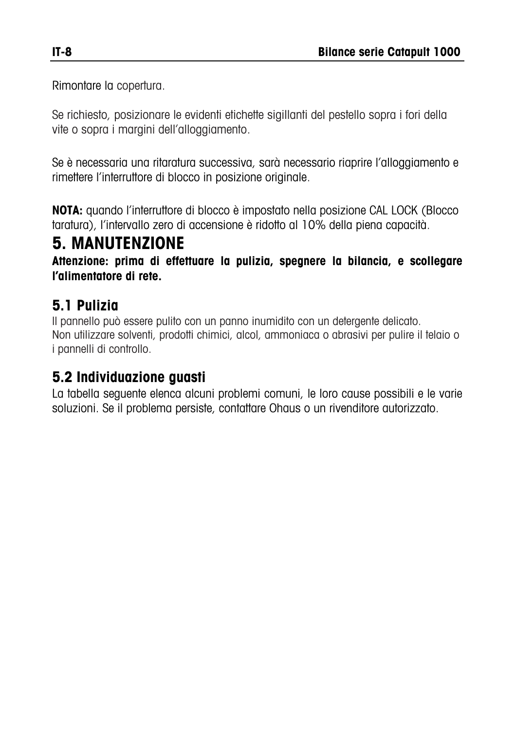Rimontare la copertura.

Se richiesto, posizionare le evidenti etichette sigillanti del pestello sopra i fori della vite o sopra i margini dell'alloggiamento.

Se è necessaria una ritaratura successiva, sarà necessario riaprire l'alloggiamento e rimettere l'interruttore di blocco in posizione originale.

**NOTA:** quando l'interruttore di blocco è impostato nella posizione CAL LOCK (Blocco taratura), l'intervallo zero di accensione è ridotto al 10% della piena capacità.

# 5. MANUTENZIONE

**Attenzione: prima di effettuare la pulizia, spegnere la bilancia, e scollegare l'alimentatore di rete.**

## 5.1 Pulizia

Il pannello può essere pulito con un panno inumidito con un detergente delicato.
Non utilizzare solventi, prodotti chimici, alcol, ammoniaca o abrasivi per pulire il telaio o i pannelli di controllo.

## 5.2 Individuazione guasti

La tabella seguente elenca alcuni problemi comuni, le loro cause possibili e le varie soluzioni. Se il problema persiste, contattare Ohaus o un rivenditore autorizzato.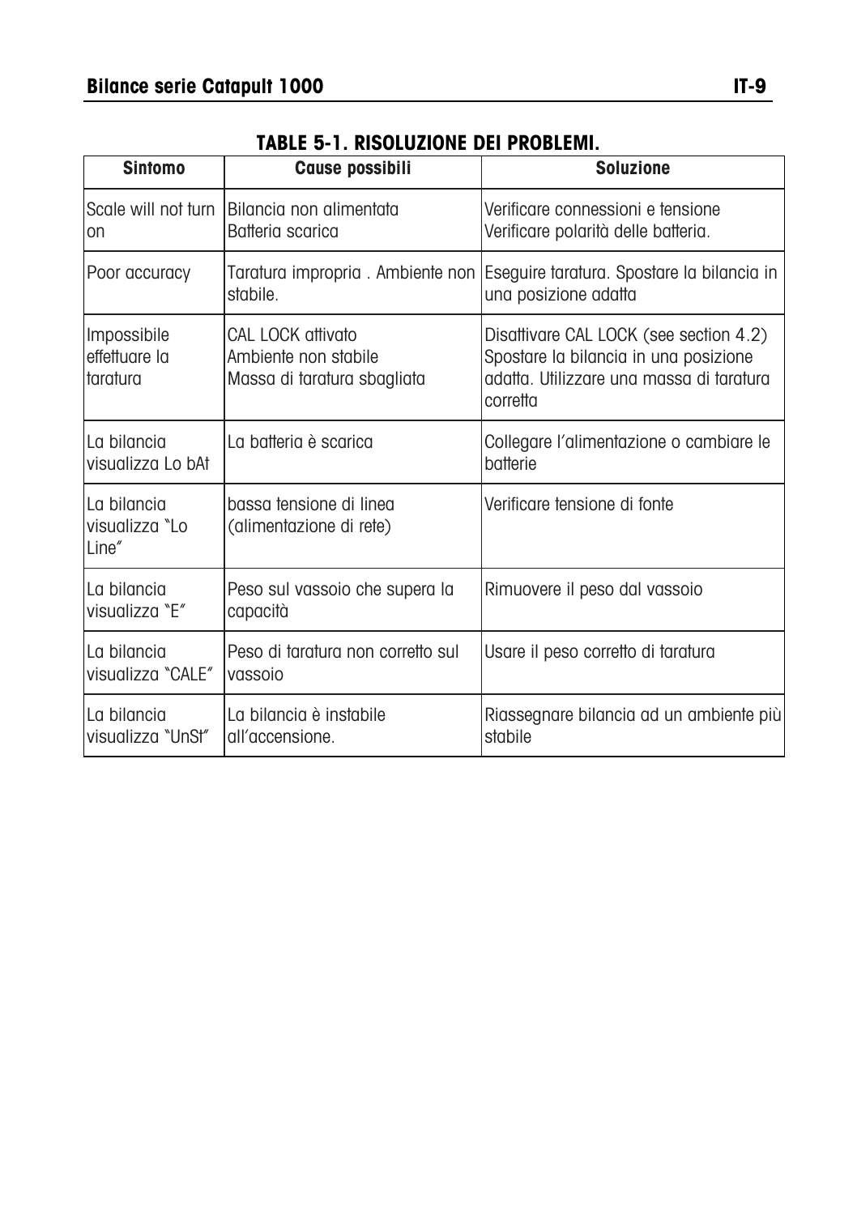**TABLE 5-1. RISOLUZIONE DEI PROBLEMI.**

| Sintomo | Cause possibili | Soluzione |
|---|---|---|
| Scale will not turn on | Bilancia non alimentata<br>Batteria scarica | Verificare connessioni e tensione<br>Verificare polarità delle batteria. |
| Poor accuracy | Taratura impropria . Ambiente non stabile. | Eseguire taratura. Spostare la bilancia in una posizione adatta |
| Impossibile effettuare la taratura | CAL LOCK attivato<br>Ambiente non stabile<br>Massa di taratura sbagliata | Disattivare CAL LOCK (see section 4.2)<br>Spostare la bilancia in una posizione adatta. Utilizzare una massa di taratura corretta |
| La bilancia visualizza Lo bAt | La batteria è scarica | Collegare l'alimentazione o cambiare le batterie |
| La bilancia visualizza "Lo Line" | bassa tensione di linea (alimentazione di rete) | Verificare tensione di fonte |
| La bilancia visualizza "E" | Peso sul vassoio che supera la capacità | Rimuovere il peso dal vassoio |
| La bilancia visualizza "CALE" | Peso di taratura non corretto sul vassoio | Usare il peso corretto di taratura |
| La bilancia visualizza "UnSt" | La bilancia è instabile all'accensione. | Riassegnare bilancia ad un ambiente più stabile |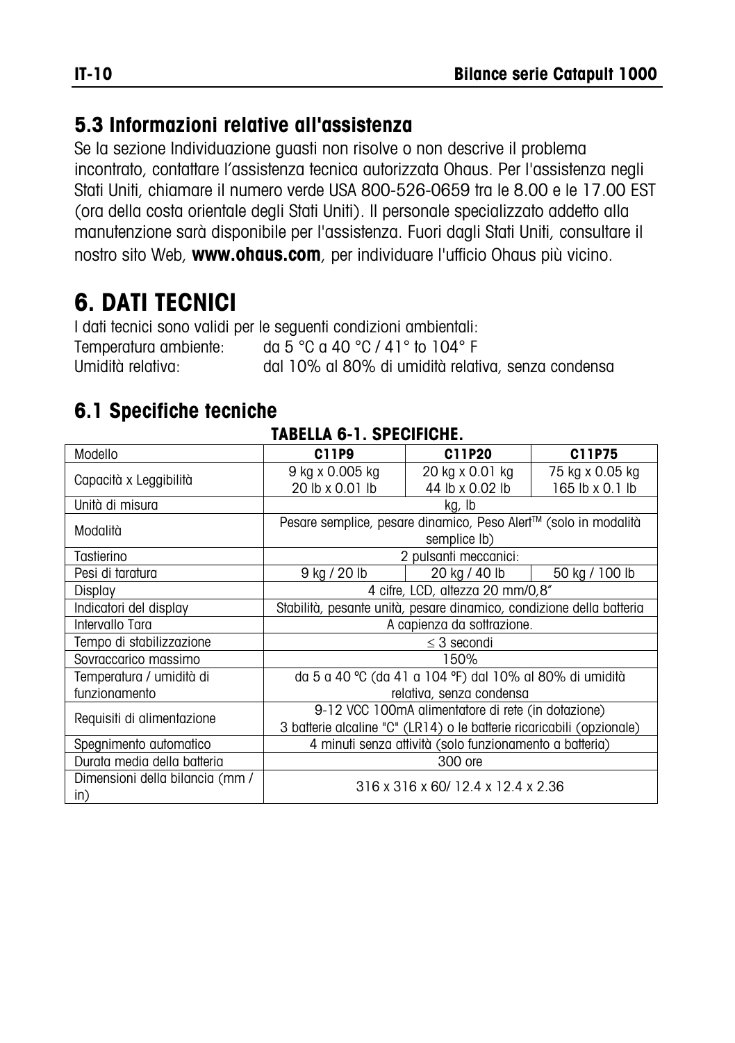## 5.3 Informazioni relative all'assistenza

Se la sezione Individuazione guasti non risolve o non descrive il problema incontrato, contattare l'assistenza tecnica autorizzata Ohaus. Per l'assistenza negli Stati Uniti, chiamare il numero verde USA 800-526-0659 tra le 8.00 e le 17.00 EST (ora della costa orientale degli Stati Uniti). Il personale specializzato addetto alla manutenzione sarà disponibile per l'assistenza. Fuori dagli Stati Uniti, consultare il nostro sito Web, **www.ohaus.com**, per individuare l'ufficio Ohaus più vicino.

# 6. DATI TECNICI

I dati tecnici sono validi per le seguenti condizioni ambientali:

Temperatura ambiente: da 5 °C a 40 °C / 41° to 104° F

Umidità relativa: dal 10% al 80% di umidità relativa, senza condensa

## 6.1 Specifiche tecniche

**TABELLA 6-1. SPECIFICHE.**

| Modello | **C11P9** | **C11P20** | **C11P75** |
|---|---|---|---|
| Capacità x Leggibilità | 9 kg x 0.005 kg<br>20 lb x 0.01 lb | 20 kg x 0.01 kg<br>44 lb x 0.02 lb | 75 kg x 0.05 kg<br>165 lb x 0.1 lb |
| Unità di misura | kg, lb | | |
| Modalità | Pesare semplice, pesare dinamico, Peso Alert™ (solo in modalità semplice lb) | | |
| Tastierino | 2 pulsanti meccanici: | | |
| Pesi di taratura | 9 kg / 20 lb | 20 kg / 40 lb | 50 kg / 100 lb |
| Display | 4 cifre, LCD, altezza 20 mm/0,8" | | |
| Indicatori del display | Stabilità, pesante unità, pesare dinamico, condizione della batteria | | |
| Intervallo Tara | A capienza da sottrazione. | | |
| Tempo di stabilizzazione | ≤ 3 secondi | | |
| Sovraccarico massimo | 150% | | |
| Temperatura / umidità di funzionamento | da 5 a 40 °C (da 41 a 104 °F) dal 10% al 80% di umidità relativa, senza condensa | | |
| Requisiti di alimentazione | 9-12 VCC 100mA alimentatore di rete (in dotazione)<br>3 batterie alcaline "C" (LR14) o le batterie ricaricabili (opzionale) | | |
| Spegnimento automatico | 4 minuti senza attività (solo funzionamento a batteria) | | |
| Durata media della batteria | 300 ore | | |
| Dimensioni della bilancia (mm / in) | 316 x 316 x 60/ 12.4 x 12.4 x 2.36 | | |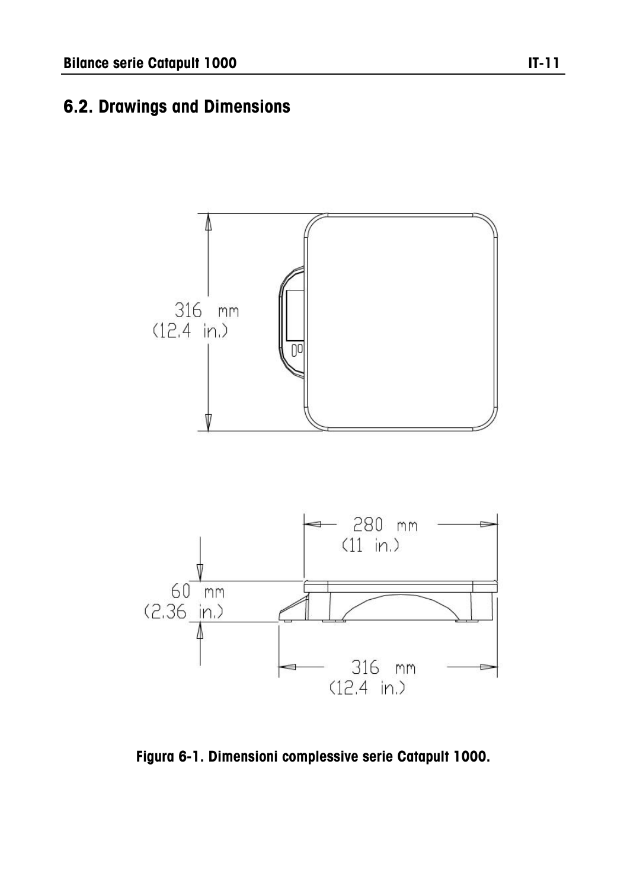## 6.2. Drawings and Dimensions

316 mm
(12.4 in.)

280 mm
(11 in.)

60 mm
(2.36 in.)

316 mm
(12.4 in.)

**Figura 6-1. Dimensioni complessive serie Catapult 1000.**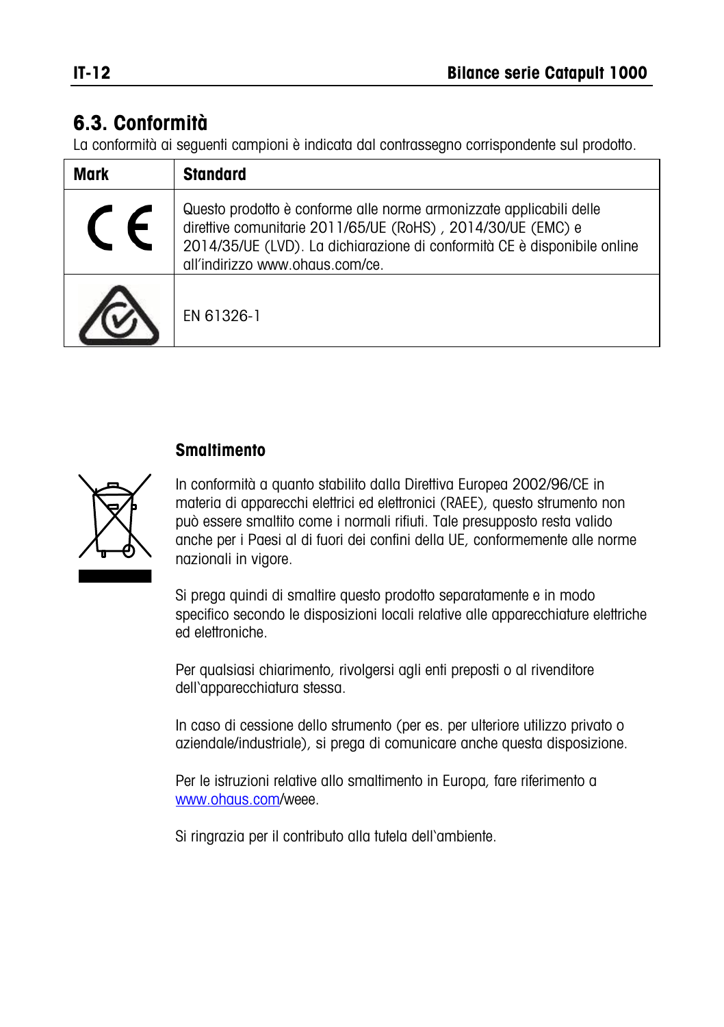## 6.3. Conformità

La conformità ai seguenti campioni è indicata dal contrassegno corrispondente sul prodotto.

| Mark | Standard |
|---|---|
| CE | Questo prodotto è conforme alle norme armonizzate applicabili delle direttive comunitarie 2011/65/UE (RoHS) , 2014/30/UE (EMC) e 2014/35/UE (LVD). La dichiarazione di conformità CE è disponibile online all'indirizzo www.ohaus.com/ce. |
| | EN 61326-1 |

### Smaltimento

In conformità a quanto stabilito dalla Direttiva Europea 2002/96/CE in materia di apparecchi elettrici ed elettronici (RAEE), questo strumento non può essere smaltito come i normali rifiuti. Tale presupposto resta valido anche per i Paesi al di fuori dei confini della UE, conformemente alle norme nazionali in vigore.

Si prega quindi di smaltire questo prodotto separatamente e in modo specifico secondo le disposizioni locali relative alle apparecchiature elettriche ed elettroniche.

Per qualsiasi chiarimento, rivolgersi agli enti preposti o al rivenditore dell'apparecchiatura stessa.

In caso di cessione dello strumento (per es. per ulteriore utilizzo privato o aziendale/industriale), si prega di comunicare anche questa disposizione.

Per le istruzioni relative allo smaltimento in Europa, fare riferimento a www.ohaus.com/weee.

Si ringrazia per il contributo alla tutela dell'ambiente.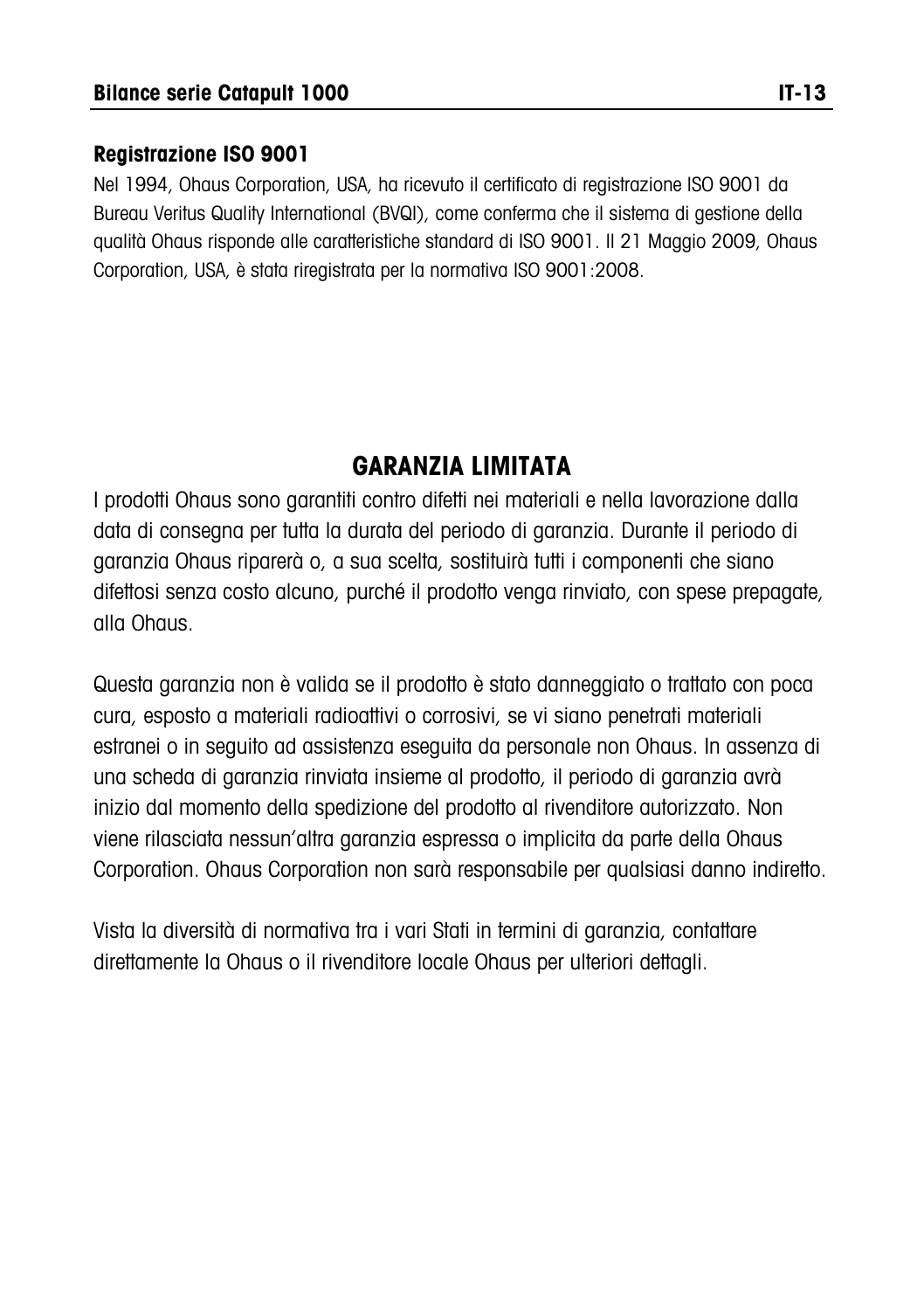### Registrazione ISO 9001

Nel 1994, Ohaus Corporation, USA, ha ricevuto il certificato di registrazione ISO 9001 da Bureau Veritus Quality International (BVQI), come conferma che il sistema di gestione della qualità Ohaus risponde alle caratteristiche standard di ISO 9001. Il 21 Maggio 2009, Ohaus Corporation, USA, è stata riregistrata per la normativa ISO 9001:2008.

## GARANZIA LIMITATA

I prodotti Ohaus sono garantiti contro difetti nei materiali e nella lavorazione dalla data di consegna per tutta la durata del periodo di garanzia. Durante il periodo di garanzia Ohaus riparerà o, a sua scelta, sostituirà tutti i componenti che siano difettosi senza costo alcuno, purché il prodotto venga rinviato, con spese prepagate, alla Ohaus.

Questa garanzia non è valida se il prodotto è stato danneggiato o trattato con poca cura, esposto a materiali radioattivi o corrosivi, se vi siano penetrati materiali estranei o in seguito ad assistenza eseguita da personale non Ohaus. In assenza di una scheda di garanzia rinviata insieme al prodotto, il periodo di garanzia avrà inizio dal momento della spedizione del prodotto al rivenditore autorizzato. Non viene rilasciata nessun'altra garanzia espressa o implicita da parte della Ohaus Corporation. Ohaus Corporation non sarà responsabile per qualsiasi danno indiretto.

Vista la diversità di normativa tra i vari Stati in termini di garanzia, contattare direttamente la Ohaus o il rivenditore locale Ohaus per ulteriori dettagli.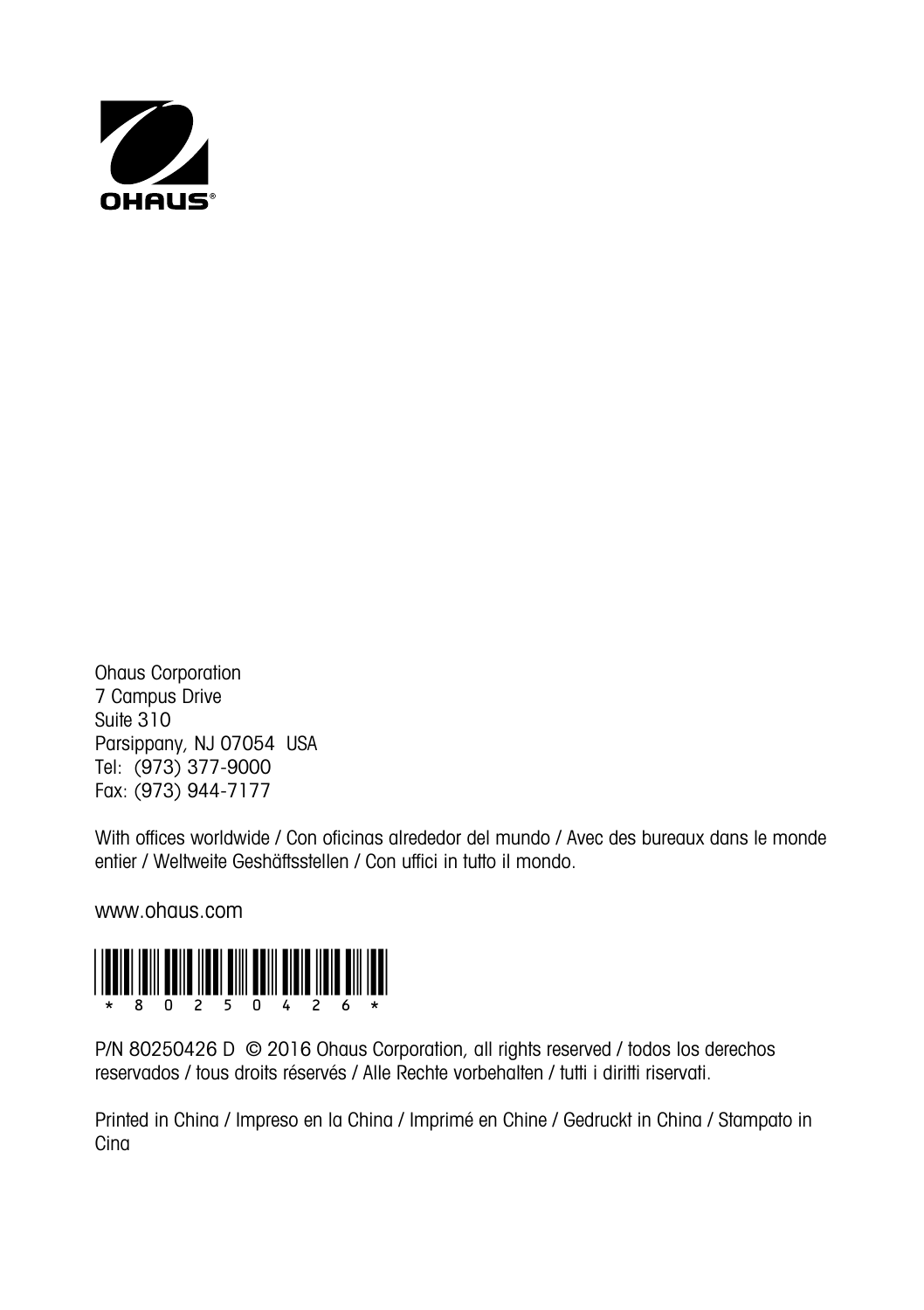OHAUS®

Ohaus Corporation
7 Campus Drive
Suite 310
Parsippany, NJ 07054 USA
Tel: (973) 377-9000
Fax: (973) 944-7177

With offices worldwide / Con oficinas alrededor del mundo / Avec des bureaux dans le monde entier / Weltweite Geshäftsstellen / Con uffici in tutto il mondo.

www.ohaus.com

*80250426*

P/N 80250426 D © 2016 Ohaus Corporation, all rights reserved / todos los derechos reservados / tous droits réservés / Alle Rechte vorbehalten / tutti i diritti riservati.

Printed in China / Impreso en la China / Imprimé en Chine / Gedruckt in China / Stampato in Cina